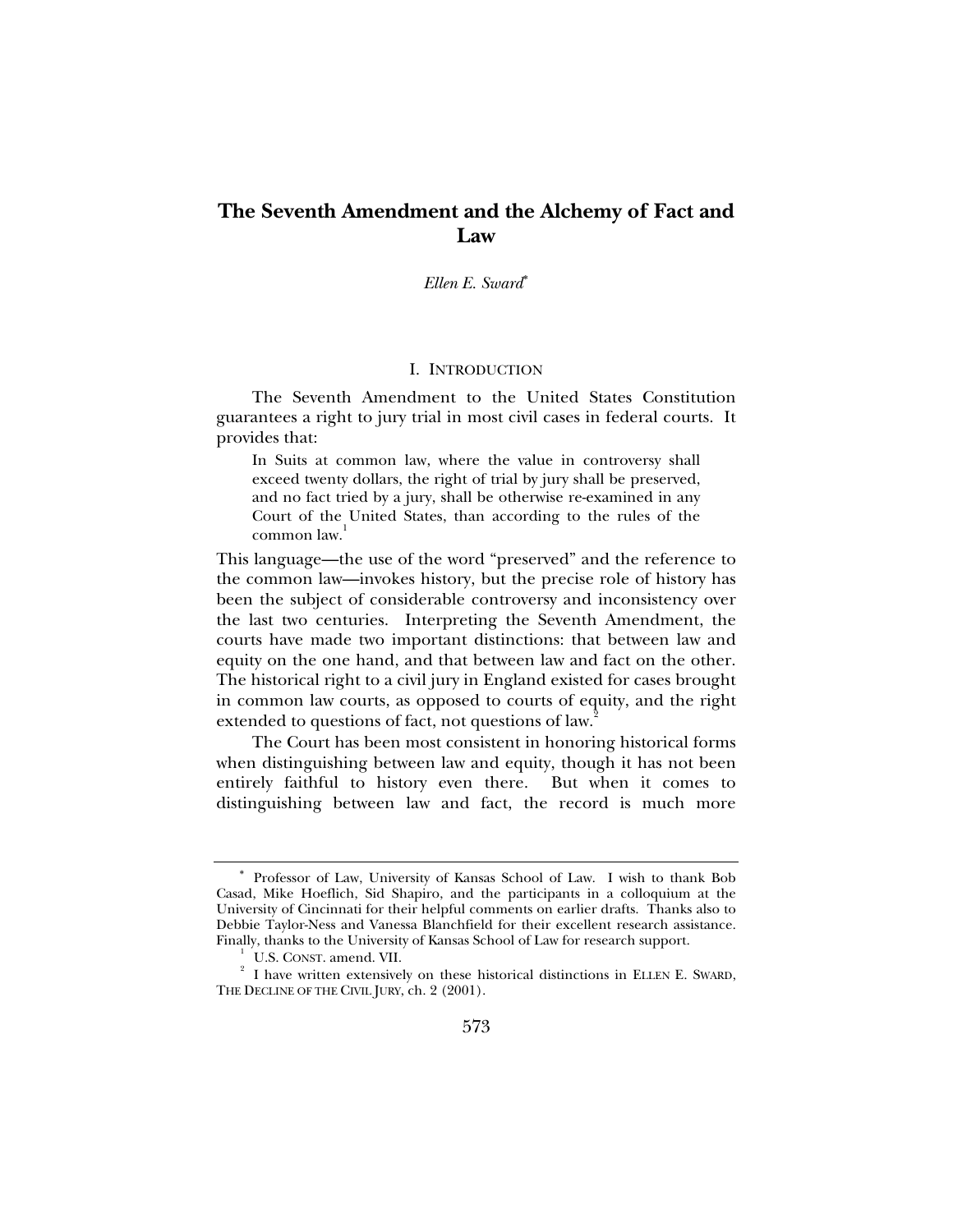# The Seventh Amendment and the Alchemy of Fact and Law

*Ellen E. Sward*[*]

## I. INTRODUCTION

The Seventh Amendment to the United States Constitution guarantees a right to jury trial in most civil cases in federal courts. It provides that:

> In Suits at common law, where the value in controversy shall exceed twenty dollars, the right of trial by jury shall be preserved, and no fact tried by a jury, shall be otherwise re-examined in any Court of the United States, than according to the rules of the common law.[1]

This language—the use of the word "preserved" and the reference to the common law—invokes history, but the precise role of history has been the subject of considerable controversy and inconsistency over the last two centuries. Interpreting the Seventh Amendment, the courts have made two important distinctions: that between law and equity on the one hand, and that between law and fact on the other. The historical right to a civil jury in England existed for cases brought in common law courts, as opposed to courts of equity, and the right extended to questions of fact, not questions of law.[2]

The Court has been most consistent in honoring historical forms when distinguishing between law and equity, though it has not been entirely faithful to history even there. But when it comes to distinguishing between law and fact, the record is much more

---

[*] Professor of Law, University of Kansas School of Law. I wish to thank Bob Casad, Mike Hoeflich, Sid Shapiro, and the participants in a colloquium at the University of Cincinnati for their helpful comments on earlier drafts. Thanks also to Debbie Taylor-Ness and Vanessa Blanchfield for their excellent research assistance. Finally, thanks to the University of Kansas School of Law for research support.

[1] U.S. CONST. amend. VII.

[2] I have written extensively on these historical distinctions in ELLEN E. SWARD, THE DECLINE OF THE CIVIL JURY, ch. 2 (2001).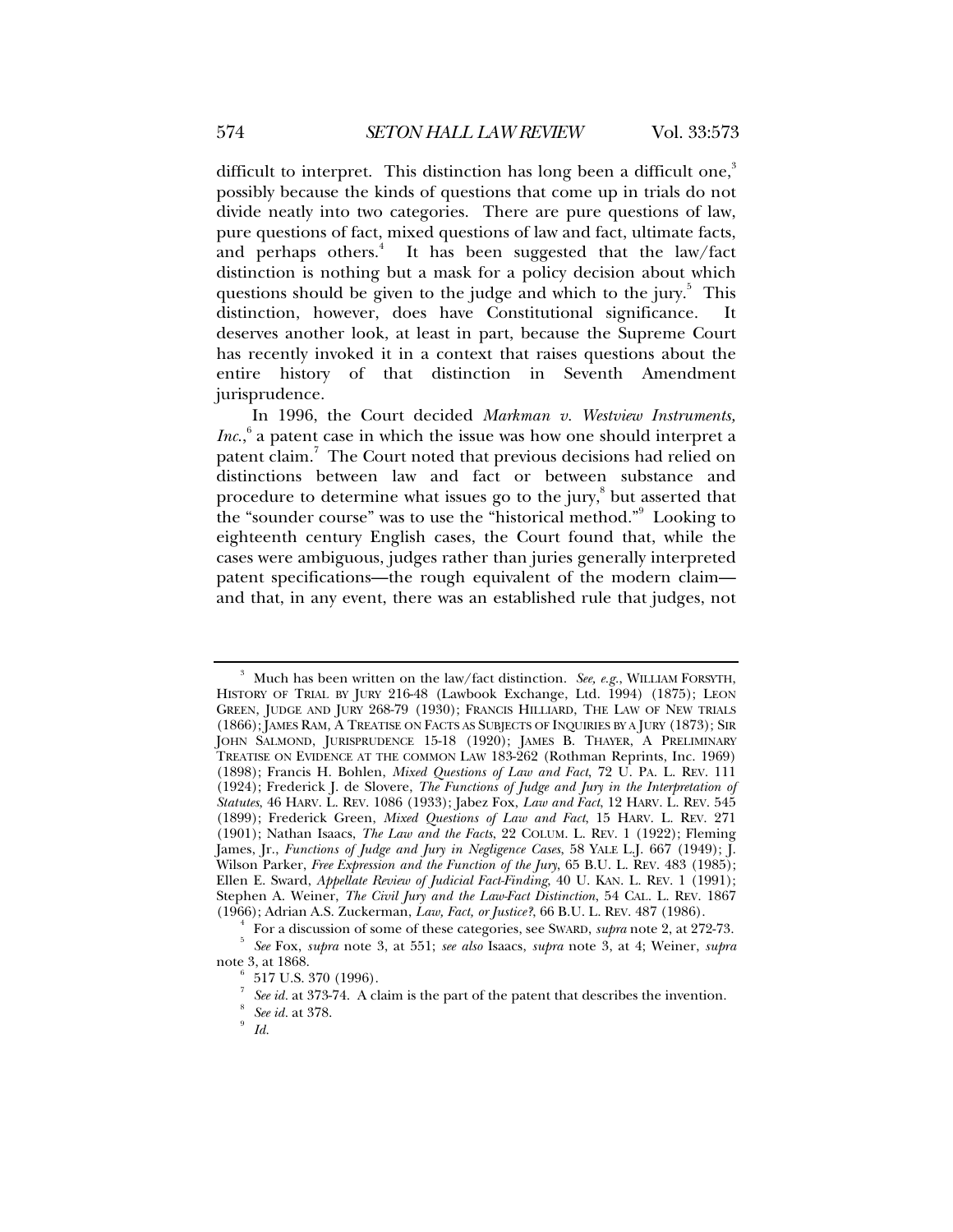difficult to interpret. This distinction has long been a difficult one,[3] possibly because the kinds of questions that come up in trials do not divide neatly into two categories. There are pure questions of law, pure questions of fact, mixed questions of law and fact, ultimate facts, and perhaps others.[4] It has been suggested that the law/fact distinction is nothing but a mask for a policy decision about which questions should be given to the judge and which to the jury.[5] This distinction, however, does have Constitutional significance. It deserves another look, at least in part, because the Supreme Court has recently invoked it in a context that raises questions about the entire history of that distinction in Seventh Amendment jurisprudence.

In 1996, the Court decided *Markman v. Westview Instruments, Inc.*,[6] a patent case in which the issue was how one should interpret a patent claim.[7] The Court noted that previous decisions had relied on distinctions between law and fact or between substance and procedure to determine what issues go to the jury,[8] but asserted that the "sounder course" was to use the "historical method."[9] Looking to eighteenth century English cases, the Court found that, while the cases were ambiguous, judges rather than juries generally interpreted patent specifications—the rough equivalent of the modern claim—and that, in any event, there was an established rule that judges, not

---

[3] Much has been written on the law/fact distinction. *See, e.g.*, WILLIAM FORSYTH, HISTORY OF TRIAL BY JURY 216-48 (Lawbook Exchange, Ltd. 1994) (1875); LEON GREEN, JUDGE AND JURY 268-79 (1930); FRANCIS HILLIARD, THE LAW OF NEW TRIALS (1866); JAMES RAM, A TREATISE ON FACTS AS SUBJECTS OF INQUIRIES BY A JURY (1873); SIR JOHN SALMOND, JURISPRUDENCE 15-18 (1920); JAMES B. THAYER, A PRELIMINARY TREATISE ON EVIDENCE AT THE COMMON LAW 183-262 (Rothman Reprints, Inc. 1969) (1898); Francis H. Bohlen, *Mixed Questions of Law and Fact*, 72 U. PA. L. REV. 111 (1924); Frederick J. de Slovere, *The Functions of Judge and Jury in the Interpretation of Statutes*, 46 HARV. L. REV. 1086 (1933); Jabez Fox, *Law and Fact*, 12 HARV. L. REV. 545 (1899); Frederick Green, *Mixed Questions of Law and Fact*, 15 HARV. L. REV. 271 (1901); Nathan Isaacs, *The Law and the Facts*, 22 COLUM. L. REV. 1 (1922); Fleming James, Jr., *Functions of Judge and Jury in Negligence Cases*, 58 YALE L.J. 667 (1949); J. Wilson Parker, *Free Expression and the Function of the Jury*, 65 B.U. L. REV. 483 (1985); Ellen E. Sward, *Appellate Review of Judicial Fact-Finding*, 40 U. KAN. L. REV. 1 (1991); Stephen A. Weiner, *The Civil Jury and the Law-Fact Distinction*, 54 CAL. L. REV. 1867 (1966); Adrian A.S. Zuckerman, *Law, Fact, or Justice?*, 66 B.U. L. REV. 487 (1986).

[4] For a discussion of some of these categories, see SWARD, *supra* note 2, at 272-73.

[5] *See* Fox, *supra* note 3, at 551; *see also* Isaacs, *supra* note 3, at 4; Weiner, *supra* note 3, at 1868.

[6] 517 U.S. 370 (1996).

[7] *See id.* at 373-74. A claim is the part of the patent that describes the invention.

[8] *See id.* at 378.

[9] *Id.*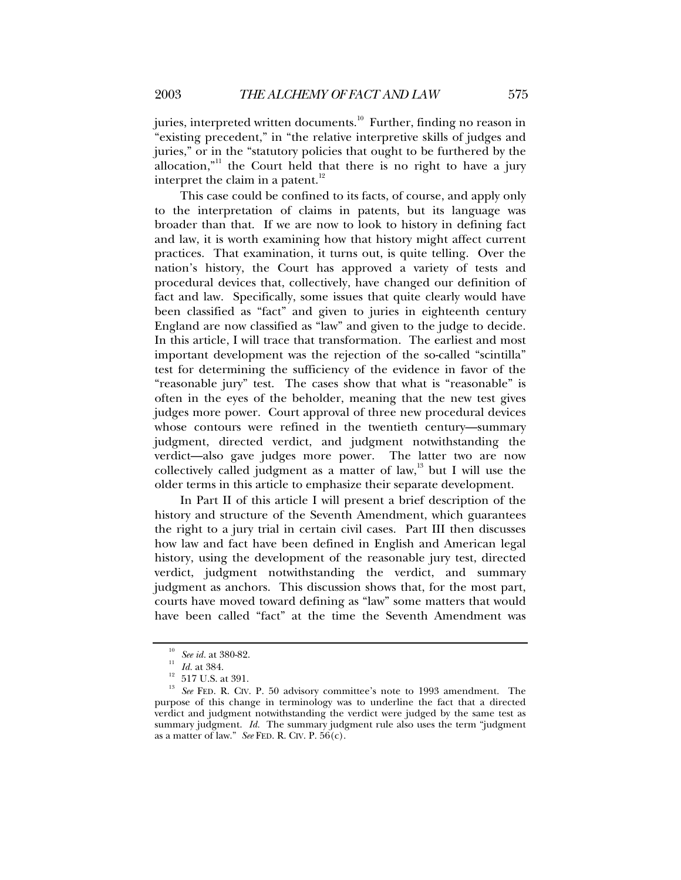juries, interpreted written documents.[10] Further, finding no reason in "existing precedent," in "the relative interpretive skills of judges and juries," or in the "statutory policies that ought to be furthered by the allocation,"[11] the Court held that there is no right to have a jury interpret the claim in a patent.[12]

This case could be confined to its facts, of course, and apply only to the interpretation of claims in patents, but its language was broader than that. If we are now to look to history in defining fact and law, it is worth examining how that history might affect current practices. That examination, it turns out, is quite telling. Over the nation's history, the Court has approved a variety of tests and procedural devices that, collectively, have changed our definition of fact and law. Specifically, some issues that quite clearly would have been classified as "fact" and given to juries in eighteenth century England are now classified as "law" and given to the judge to decide. In this article, I will trace that transformation. The earliest and most important development was the rejection of the so-called "scintilla" test for determining the sufficiency of the evidence in favor of the "reasonable jury" test. The cases show that what is "reasonable" is often in the eyes of the beholder, meaning that the new test gives judges more power. Court approval of three new procedural devices whose contours were refined in the twentieth century—summary judgment, directed verdict, and judgment notwithstanding the verdict—also gave judges more power. The latter two are now collectively called judgment as a matter of law,[13] but I will use the older terms in this article to emphasize their separate development.

In Part II of this article I will present a brief description of the history and structure of the Seventh Amendment, which guarantees the right to a jury trial in certain civil cases. Part III then discusses how law and fact have been defined in English and American legal history, using the development of the reasonable jury test, directed verdict, judgment notwithstanding the verdict, and summary judgment as anchors. This discussion shows that, for the most part, courts have moved toward defining as "law" some matters that would have been called "fact" at the time the Seventh Amendment was

---

[10] *See id.* at 380-82.

[11] *Id.* at 384.

[12] 517 U.S. at 391.

[13] *See* FED. R. CIV. P. 50 advisory committee's note to 1993 amendment. The purpose of this change in terminology was to underline the fact that a directed verdict and judgment notwithstanding the verdict were judged by the same test as summary judgment. *Id.* The summary judgment rule also uses the term "judgment as a matter of law." *See* FED. R. CIV. P. 56(c).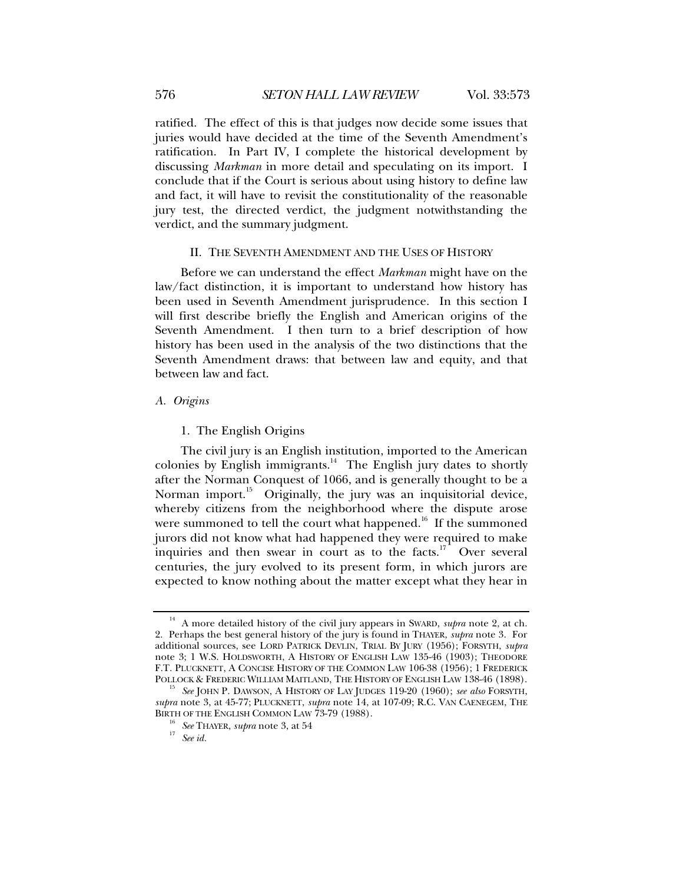ratified. The effect of this is that judges now decide some issues that juries would have decided at the time of the Seventh Amendment's ratification. In Part IV, I complete the historical development by discussing *Markman* in more detail and speculating on its import. I conclude that if the Court is serious about using history to define law and fact, it will have to revisit the constitutionality of the reasonable jury test, the directed verdict, the judgment notwithstanding the verdict, and the summary judgment.

## II. THE SEVENTH AMENDMENT AND THE USES OF HISTORY

Before we can understand the effect *Markman* might have on the law/fact distinction, it is important to understand how history has been used in Seventh Amendment jurisprudence. In this section I will first describe briefly the English and American origins of the Seventh Amendment. I then turn to a brief description of how history has been used in the analysis of the two distinctions that the Seventh Amendment draws: that between law and equity, and that between law and fact.

### A. *Origins*

#### 1. The English Origins

The civil jury is an English institution, imported to the American colonies by English immigrants.[14] The English jury dates to shortly after the Norman Conquest of 1066, and is generally thought to be a Norman import.[15] Originally, the jury was an inquisitorial device, whereby citizens from the neighborhood where the dispute arose were summoned to tell the court what happened.[16] If the summoned jurors did not know what had happened they were required to make inquiries and then swear in court as to the facts.[17] Over several centuries, the jury evolved to its present form, in which jurors are expected to know nothing about the matter except what they hear in

---

[14] A more detailed history of the civil jury appears in SWARD, *supra* note 2, at ch. 2. Perhaps the best general history of the jury is found in THAYER, *supra* note 3. For additional sources, see LORD PATRICK DEVLIN, TRIAL BY JURY (1956); FORSYTH, *supra* note 3; 1 W.S. HOLDSWORTH, A HISTORY OF ENGLISH LAW 135-46 (1903); THEODORE F.T. PLUCKNETT, A CONCISE HISTORY OF THE COMMON LAW 106-38 (1956); 1 FREDERICK POLLOCK & FREDERIC WILLIAM MAITLAND, THE HISTORY OF ENGLISH LAW 138-46 (1898).

[15] *See* JOHN P. DAWSON, A HISTORY OF LAY JUDGES 119-20 (1960); *see also* FORSYTH, *supra* note 3, at 45-77; PLUCKNETT, *supra* note 14, at 107-09; R.C. VAN CAENEGEM, THE BIRTH OF THE ENGLISH COMMON LAW 73-79 (1988).

[16] *See* THAYER, *supra* note 3, at 54

[17] *See id.*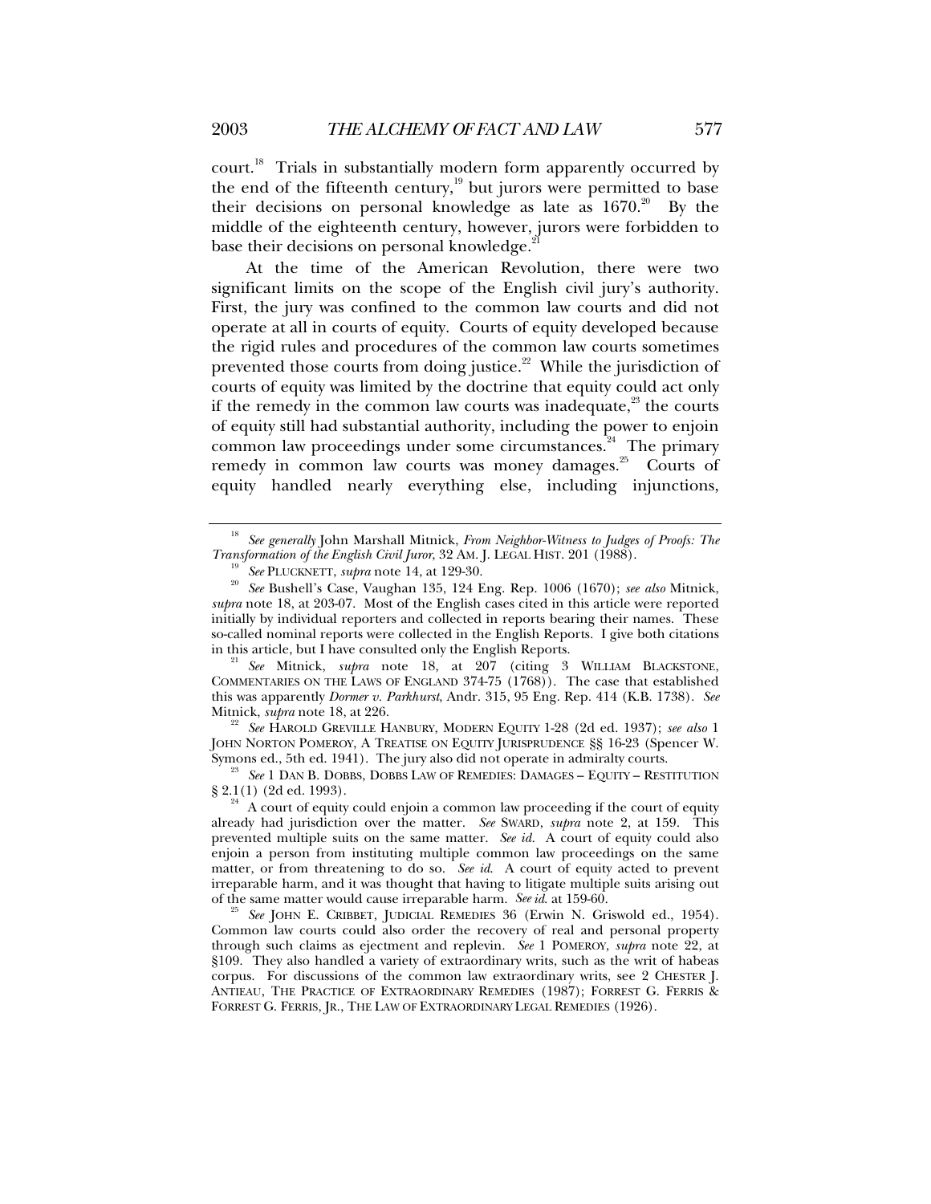court.[18] Trials in substantially modern form apparently occurred by the end of the fifteenth century,[19] but jurors were permitted to base their decisions on personal knowledge as late as 1670.[20] By the middle of the eighteenth century, however, jurors were forbidden to base their decisions on personal knowledge.[21]

At the time of the American Revolution, there were two significant limits on the scope of the English civil jury's authority. First, the jury was confined to the common law courts and did not operate at all in courts of equity. Courts of equity developed because the rigid rules and procedures of the common law courts sometimes prevented those courts from doing justice.[22] While the jurisdiction of courts of equity was limited by the doctrine that equity could act only if the remedy in the common law courts was inadequate,[23] the courts of equity still had substantial authority, including the power to enjoin common law proceedings under some circumstances.[24] The primary remedy in common law courts was money damages.[25] Courts of equity handled nearly everything else, including injunctions,

---

[18] *See generally* John Marshall Mitnick, *From Neighbor-Witness to Judges of Proofs: The Transformation of the English Civil Juror*, 32 AM. J. LEGAL HIST. 201 (1988).

[19] *See* PLUCKNETT, *supra* note 14, at 129-30.

[20] *See* Bushell's Case, Vaughan 135, 124 Eng. Rep. 1006 (1670); *see also* Mitnick, *supra* note 18, at 203-07. Most of the English cases cited in this article were reported initially by individual reporters and collected in reports bearing their names. These so-called nominal reports were collected in the English Reports. I give both citations in this article, but I have consulted only the English Reports.

[21] *See* Mitnick, *supra* note 18, at 207 (citing 3 WILLIAM BLACKSTONE, COMMENTARIES ON THE LAWS OF ENGLAND 374-75 (1768)). The case that established this was apparently *Dormer v. Parkhurst*, Andr. 315, 95 Eng. Rep. 414 (K.B. 1738). *See* Mitnick, *supra* note 18, at 226.

[22] *See* HAROLD GREVILLE HANBURY, MODERN EQUITY 1-28 (2d ed. 1937); *see also* 1 JOHN NORTON POMEROY, A TREATISE ON EQUITY JURISPRUDENCE §§ 16-23 (Spencer W. Symons ed., 5th ed. 1941). The jury also did not operate in admiralty courts.

[23] *See* 1 DAN B. DOBBS, DOBBS LAW OF REMEDIES: DAMAGES – EQUITY – RESTITUTION § 2.1(1) (2d ed. 1993).

[24] A court of equity could enjoin a common law proceeding if the court of equity already had jurisdiction over the matter. *See* SWARD, *supra* note 2, at 159. This prevented multiple suits on the same matter. *See id.* A court of equity could also enjoin a person from instituting multiple common law proceedings on the same matter, or from threatening to do so. *See id.* A court of equity acted to prevent irreparable harm, and it was thought that having to litigate multiple suits arising out of the same matter would cause irreparable harm. *See id.* at 159-60.

[25] *See* JOHN E. CRIBBET, JUDICIAL REMEDIES 36 (Erwin N. Griswold ed., 1954). Common law courts could also order the recovery of real and personal property through such claims as ejectment and replevin. *See* 1 POMEROY, *supra* note 22, at §109. They also handled a variety of extraordinary writs, such as the writ of habeas corpus. For discussions of the common law extraordinary writs, see 2 CHESTER J. ANTIEAU, THE PRACTICE OF EXTRAORDINARY REMEDIES (1987); FORREST G. FERRIS & FORREST G. FERRIS, JR., THE LAW OF EXTRAORDINARY LEGAL REMEDIES (1926).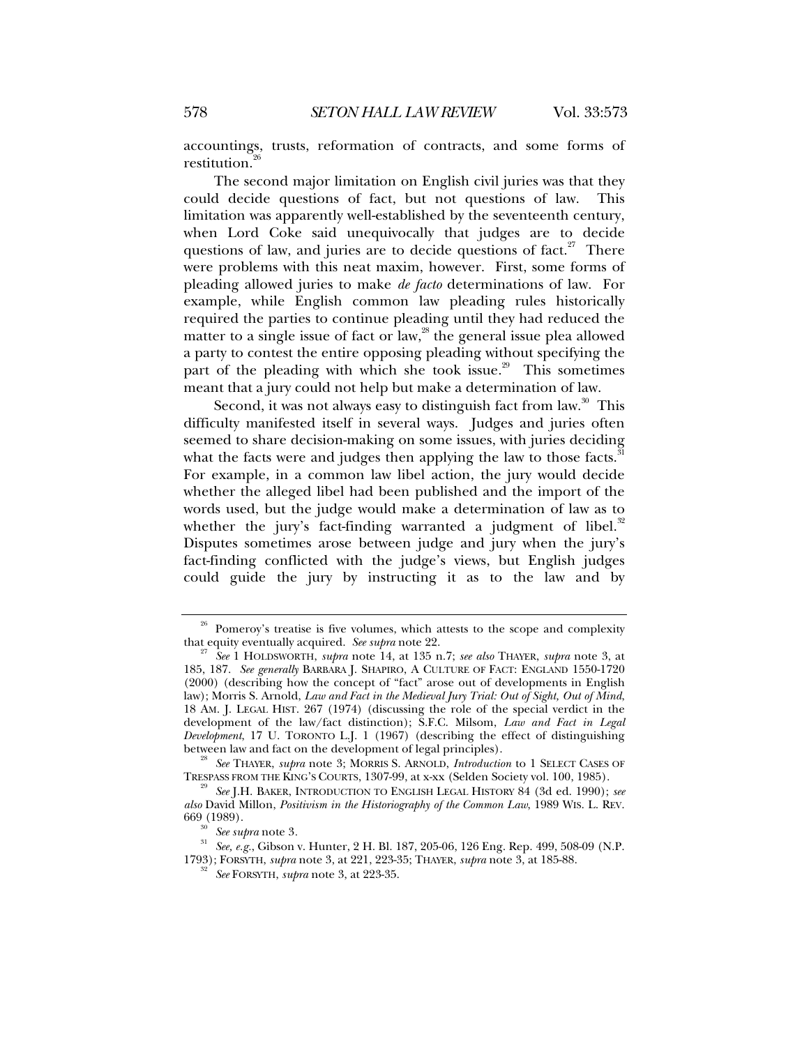accountings, trusts, reformation of contracts, and some forms of restitution.[26]

The second major limitation on English civil juries was that they could decide questions of fact, but not questions of law. This limitation was apparently well-established by the seventeenth century, when Lord Coke said unequivocally that judges are to decide questions of law, and juries are to decide questions of fact.[27] There were problems with this neat maxim, however. First, some forms of pleading allowed juries to make *de facto* determinations of law. For example, while English common law pleading rules historically required the parties to continue pleading until they had reduced the matter to a single issue of fact or law,[28] the general issue plea allowed a party to contest the entire opposing pleading without specifying the part of the pleading with which she took issue.[29] This sometimes meant that a jury could not help but make a determination of law.

Second, it was not always easy to distinguish fact from law.[30] This difficulty manifested itself in several ways. Judges and juries often seemed to share decision-making on some issues, with juries deciding what the facts were and judges then applying the law to those facts.[31] For example, in a common law libel action, the jury would decide whether the alleged libel had been published and the import of the words used, but the judge would make a determination of law as to whether the jury's fact-finding warranted a judgment of libel.[32] Disputes sometimes arose between judge and jury when the jury's fact-finding conflicted with the judge's views, but English judges could guide the jury by instructing it as to the law and by

---

[26] Pomeroy's treatise is five volumes, which attests to the scope and complexity that equity eventually acquired. *See supra* note 22.

[27] *See* 1 HOLDSWORTH, *supra* note 14, at 135 n.7; *see also* THAYER, *supra* note 3, at 185, 187. *See generally* BARBARA J. SHAPIRO, A CULTURE OF FACT: ENGLAND 1550-1720 (2000) (describing how the concept of "fact" arose out of developments in English law); Morris S. Arnold, *Law and Fact in the Medieval Jury Trial: Out of Sight, Out of Mind*, 18 AM. J. LEGAL HIST. 267 (1974) (discussing the role of the special verdict in the development of the law/fact distinction); S.F.C. Milsom, *Law and Fact in Legal Development*, 17 U. TORONTO L.J. 1 (1967) (describing the effect of distinguishing between law and fact on the development of legal principles).

[28] *See* THAYER, *supra* note 3; MORRIS S. ARNOLD, *Introduction* to 1 SELECT CASES OF TRESPASS FROM THE KING'S COURTS, 1307-99, at x-xx (Selden Society vol. 100, 1985).

[29] *See* J.H. BAKER, INTRODUCTION TO ENGLISH LEGAL HISTORY 84 (3d ed. 1990); *see also* David Millon, *Positivism in the Historiography of the Common Law*, 1989 WIS. L. REV. 669 (1989).

[30] *See supra* note 3.

[31] *See, e.g.*, Gibson v. Hunter, 2 H. Bl. 187, 205-06, 126 Eng. Rep. 499, 508-09 (N.P. 1793); FORSYTH, *supra* note 3, at 221, 223-35; THAYER, *supra* note 3, at 185-88.

[32] *See* FORSYTH, *supra* note 3, at 223-35.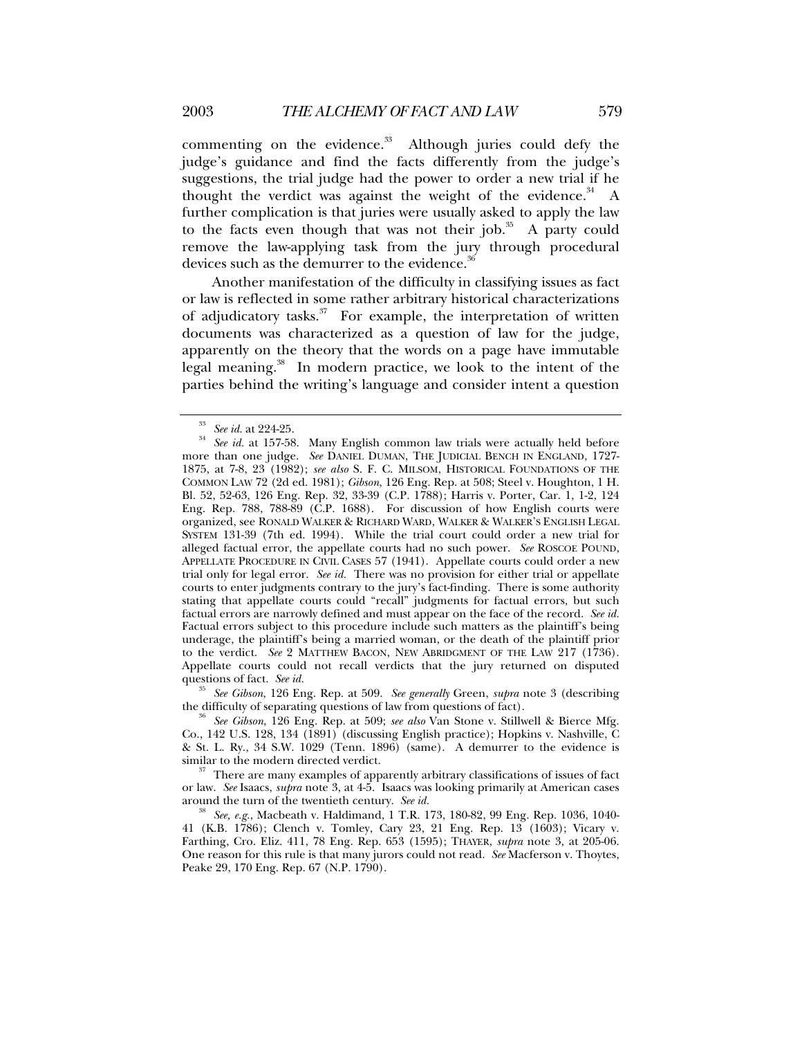commenting on the evidence.[33] Although juries could defy the judge's guidance and find the facts differently from the judge's suggestions, the trial judge had the power to order a new trial if he thought the verdict was against the weight of the evidence.[34] A further complication is that juries were usually asked to apply the law to the facts even though that was not their job.[35] A party could remove the law-applying task from the jury through procedural devices such as the demurrer to the evidence.[36]

Another manifestation of the difficulty in classifying issues as fact or law is reflected in some rather arbitrary historical characterizations of adjudicatory tasks.[37] For example, the interpretation of written documents was characterized as a question of law for the judge, apparently on the theory that the words on a page have immutable legal meaning.[38] In modern practice, we look to the intent of the parties behind the writing's language and consider intent a question

---

[33] *See id.* at 224-25.

[34] *See id.* at 157-58. Many English common law trials were actually held before more than one judge. *See* DANIEL DUMAN, THE JUDICIAL BENCH IN ENGLAND, 1727-1875, at 7-8, 23 (1982); *see also* S. F. C. MILSOM, HISTORICAL FOUNDATIONS OF THE COMMON LAW 72 (2d ed. 1981); *Gibson*, 126 Eng. Rep. at 508; Steel v. Houghton, 1 H. Bl. 52, 52-63, 126 Eng. Rep. 32, 33-39 (C.P. 1788); Harris v. Porter, Car. 1, 1-2, 124 Eng. Rep. 788, 788-89 (C.P. 1688). For discussion of how English courts were organized, see RONALD WALKER & RICHARD WARD, WALKER & WALKER'S ENGLISH LEGAL SYSTEM 131-39 (7th ed. 1994). While the trial court could order a new trial for alleged factual error, the appellate courts had no such power. *See* ROSCOE POUND, APPELLATE PROCEDURE IN CIVIL CASES 57 (1941). Appellate courts could order a new trial only for legal error. *See id.* There was no provision for either trial or appellate courts to enter judgments contrary to the jury's fact-finding. There is some authority stating that appellate courts could "recall" judgments for factual errors, but such factual errors are narrowly defined and must appear on the face of the record. *See id.* Factual errors subject to this procedure include such matters as the plaintiff's being underage, the plaintiff's being a married woman, or the death of the plaintiff prior to the verdict. *See* 2 MATTHEW BACON, NEW ABRIDGMENT OF THE LAW 217 (1736). Appellate courts could not recall verdicts that the jury returned on disputed questions of fact. *See id.*

[35] *See Gibson*, 126 Eng. Rep. at 509. *See generally* Green, *supra* note 3 (describing the difficulty of separating questions of law from questions of fact).

[36] *See Gibson*, 126 Eng. Rep. at 509; *see also* Van Stone v. Stillwell & Bierce Mfg. Co., 142 U.S. 128, 134 (1891) (discussing English practice); Hopkins v. Nashville, C & St. L. Ry., 34 S.W. 1029 (Tenn. 1896) (same). A demurrer to the evidence is similar to the modern directed verdict.

[37] There are many examples of apparently arbitrary classifications of issues of fact or law. *See* Isaacs, *supra* note 3, at 4-5. Isaacs was looking primarily at American cases around the turn of the twentieth century. *See id.*

[38] *See, e.g.*, Macbeath v. Haldimand, 1 T.R. 173, 180-82, 99 Eng. Rep. 1036, 1040-41 (K.B. 1786); Clench v. Tomley, Cary 23, 21 Eng. Rep. 13 (1603); Vicary v. Farthing, Cro. Eliz. 411, 78 Eng. Rep. 653 (1595); THAYER, *supra* note 3, at 205-06. One reason for this rule is that many jurors could not read. *See* Macferson v. Thoytes, Peake 29, 170 Eng. Rep. 67 (N.P. 1790).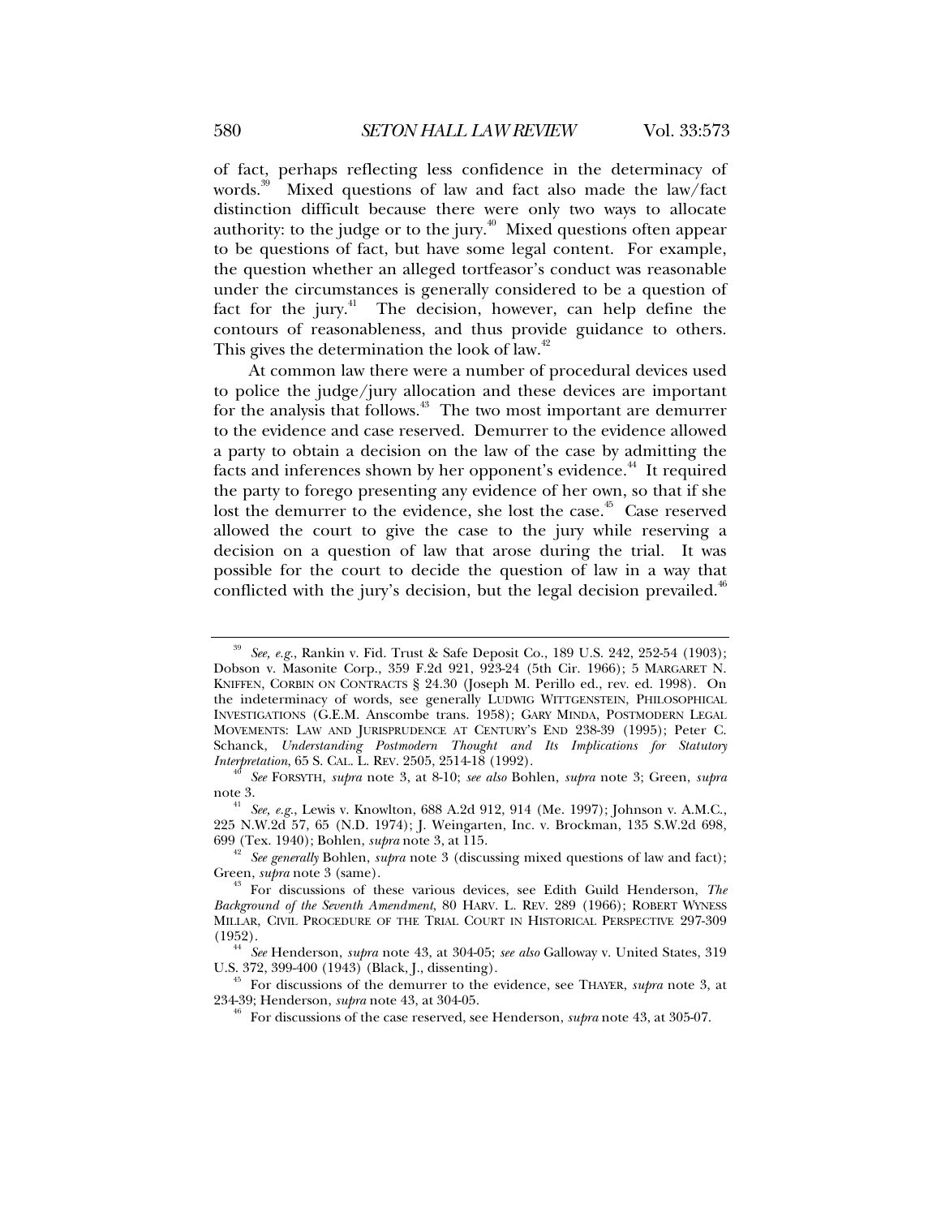of fact, perhaps reflecting less confidence in the determinacy of words.[39] Mixed questions of law and fact also made the law/fact distinction difficult because there were only two ways to allocate authority: to the judge or to the jury.[40] Mixed questions often appear to be questions of fact, but have some legal content. For example, the question whether an alleged tortfeasor's conduct was reasonable under the circumstances is generally considered to be a question of fact for the jury.[41] The decision, however, can help define the contours of reasonableness, and thus provide guidance to others. This gives the determination the look of law.[42]

At common law there were a number of procedural devices used to police the judge/jury allocation and these devices are important for the analysis that follows.[43] The two most important are demurrer to the evidence and case reserved. Demurrer to the evidence allowed a party to obtain a decision on the law of the case by admitting the facts and inferences shown by her opponent's evidence.[44] It required the party to forego presenting any evidence of her own, so that if she lost the demurrer to the evidence, she lost the case.[45] Case reserved allowed the court to give the case to the jury while reserving a decision on a question of law that arose during the trial. It was possible for the court to decide the question of law in a way that conflicted with the jury's decision, but the legal decision prevailed.[46]

---

[39] *See, e.g.*, Rankin v. Fid. Trust & Safe Deposit Co., 189 U.S. 242, 252-54 (1903); Dobson v. Masonite Corp., 359 F.2d 921, 923-24 (5th Cir. 1966); 5 MARGARET N. KNIFFEN, CORBIN ON CONTRACTS § 24.30 (Joseph M. Perillo ed., rev. ed. 1998). On the indeterminacy of words, see generally LUDWIG WITTGENSTEIN, PHILOSOPHICAL INVESTIGATIONS (G.E.M. Anscombe trans. 1958); GARY MINDA, POSTMODERN LEGAL MOVEMENTS: LAW AND JURISPRUDENCE AT CENTURY'S END 238-39 (1995); Peter C. Schanck, *Understanding Postmodern Thought and Its Implications for Statutory Interpretation*, 65 S. CAL. L. REV. 2505, 2514-18 (1992).

[40] *See* FORSYTH, *supra* note 3, at 8-10; *see also* Bohlen, *supra* note 3; Green, *supra* note 3.

[41] *See, e.g.*, Lewis v. Knowlton, 688 A.2d 912, 914 (Me. 1997); Johnson v. A.M.C., 225 N.W.2d 57, 65 (N.D. 1974); J. Weingarten, Inc. v. Brockman, 135 S.W.2d 698, 699 (Tex. 1940); Bohlen, *supra* note 3, at 115.

[42] *See generally* Bohlen, *supra* note 3 (discussing mixed questions of law and fact); Green, *supra* note 3 (same).

[43] For discussions of these various devices, see Edith Guild Henderson, *The Background of the Seventh Amendment*, 80 HARV. L. REV. 289 (1966); ROBERT WYNESS MILLAR, CIVIL PROCEDURE OF THE TRIAL COURT IN HISTORICAL PERSPECTIVE 297-309 (1952).

[44] *See* Henderson, *supra* note 43, at 304-05; *see also* Galloway v. United States, 319 U.S. 372, 399-400 (1943) (Black, J., dissenting).

[45] For discussions of the demurrer to the evidence, see THAYER, *supra* note 3, at 234-39; Henderson, *supra* note 43, at 304-05.

[46] For discussions of the case reserved, see Henderson, *supra* note 43, at 305-07.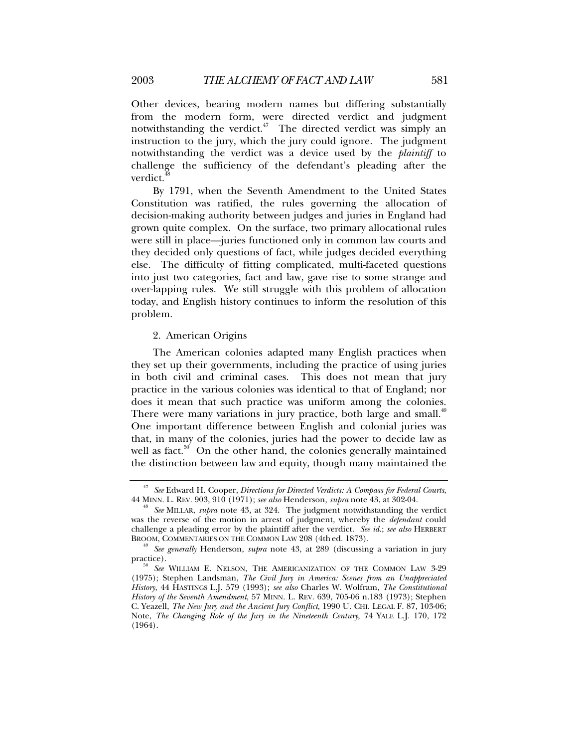Other devices, bearing modern names but differing substantially from the modern form, were directed verdict and judgment notwithstanding the verdict.[47] The directed verdict was simply an instruction to the jury, which the jury could ignore. The judgment notwithstanding the verdict was a device used by the *plaintiff* to challenge the sufficiency of the defendant's pleading after the verdict.[48]

By 1791, when the Seventh Amendment to the United States Constitution was ratified, the rules governing the allocation of decision-making authority between judges and juries in England had grown quite complex. On the surface, two primary allocational rules were still in place—juries functioned only in common law courts and they decided only questions of fact, while judges decided everything else. The difficulty of fitting complicated, multi-faceted questions into just two categories, fact and law, gave rise to some strange and over-lapping rules. We still struggle with this problem of allocation today, and English history continues to inform the resolution of this problem.

### 2. American Origins

The American colonies adapted many English practices when they set up their governments, including the practice of using juries in both civil and criminal cases. This does not mean that jury practice in the various colonies was identical to that of England; nor does it mean that such practice was uniform among the colonies. There were many variations in jury practice, both large and small.[49] One important difference between English and colonial juries was that, in many of the colonies, juries had the power to decide law as well as fact.[50] On the other hand, the colonies generally maintained the distinction between law and equity, though many maintained the

---

[47] *See* Edward H. Cooper, *Directions for Directed Verdicts: A Compass for Federal Courts*, 44 MINN. L. REV. 903, 910 (1971); *see also* Henderson, *supra* note 43, at 302-04.

[48] *See* MILLAR, *supra* note 43, at 324. The judgment notwithstanding the verdict was the reverse of the motion in arrest of judgment, whereby the *defendant* could challenge a pleading error by the plaintiff after the verdict. *See id.*; *see also* HERBERT BROOM, COMMENTARIES ON THE COMMON LAW 208 (4th ed. 1873).

[49] *See generally* Henderson, *supra* note 43, at 289 (discussing a variation in jury practice).

[50] *See* WILLIAM E. NELSON, THE AMERICANIZATION OF THE COMMON LAW 3-29 (1975); Stephen Landsman, *The Civil Jury in America: Scenes from an Unappreciated History*, 44 HASTINGS L.J. 579 (1993); *see also* Charles W. Wolfram, *The Constitutional History of the Seventh Amendment*, 57 MINN. L. REV. 639, 705-06 n.183 (1973); Stephen C. Yeazell, *The New Jury and the Ancient Jury Conflict*, 1990 U. CHI. LEGAL F. 87, 103-06; Note, *The Changing Role of the Jury in the Nineteenth Century*, 74 YALE L.J. 170, 172 (1964).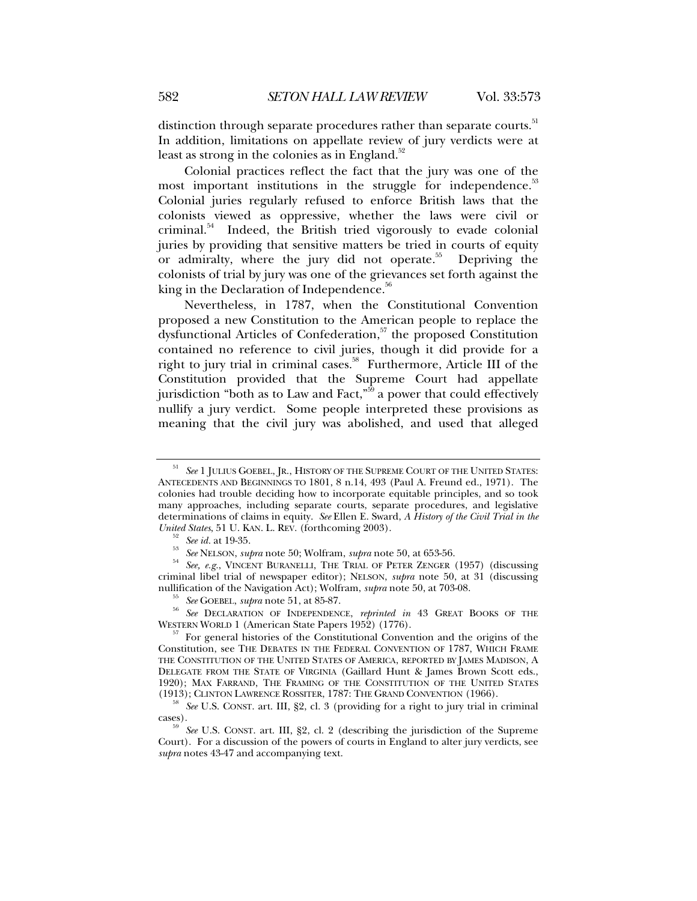distinction through separate procedures rather than separate courts.[51] In addition, limitations on appellate review of jury verdicts were at least as strong in the colonies as in England.[52]

Colonial practices reflect the fact that the jury was one of the most important institutions in the struggle for independence.[53] Colonial juries regularly refused to enforce British laws that the colonists viewed as oppressive, whether the laws were civil or criminal.[54] Indeed, the British tried vigorously to evade colonial juries by providing that sensitive matters be tried in courts of equity or admiralty, where the jury did not operate.[55] Depriving the colonists of trial by jury was one of the grievances set forth against the king in the Declaration of Independence.[56]

Nevertheless, in 1787, when the Constitutional Convention proposed a new Constitution to the American people to replace the dysfunctional Articles of Confederation,[57] the proposed Constitution contained no reference to civil juries, though it did provide for a right to jury trial in criminal cases.[58] Furthermore, Article III of the Constitution provided that the Supreme Court had appellate jurisdiction "both as to Law and Fact,"[59] a power that could effectively nullify a jury verdict. Some people interpreted these provisions as meaning that the civil jury was abolished, and used that alleged

---

[51] *See* 1 JULIUS GOEBEL, JR., HISTORY OF THE SUPREME COURT OF THE UNITED STATES: ANTECEDENTS AND BEGINNINGS TO 1801, 8 n.14, 493 (Paul A. Freund ed., 1971). The colonies had trouble deciding how to incorporate equitable principles, and so took many approaches, including separate courts, separate procedures, and legislative determinations of claims in equity. *See* Ellen E. Sward, *A History of the Civil Trial in the United States*, 51 U. KAN. L. REV. (forthcoming 2003).

[52] *See id.* at 19-35.

[53] *See* NELSON, *supra* note 50; Wolfram, *supra* note 50, at 653-56.

[54] *See, e.g.*, VINCENT BURANELLI, THE TRIAL OF PETER ZENGER (1957) (discussing criminal libel trial of newspaper editor); NELSON, *supra* note 50, at 31 (discussing nullification of the Navigation Act); Wolfram, *supra* note 50, at 703-08.

[55] *See* GOEBEL, *supra* note 51, at 85-87.

[56] *See* DECLARATION OF INDEPENDENCE, *reprinted in* 43 GREAT BOOKS OF THE WESTERN WORLD 1 (American State Papers 1952) (1776).

[57] For general histories of the Constitutional Convention and the origins of the Constitution, see THE DEBATES IN THE FEDERAL CONVENTION OF 1787, WHICH FRAME THE CONSTITUTION OF THE UNITED STATES OF AMERICA, REPORTED BY JAMES MADISON, A DELEGATE FROM THE STATE OF VIRGINIA (Gaillard Hunt & James Brown Scott eds., 1920); MAX FARRAND, THE FRAMING OF THE CONSTITUTION OF THE UNITED STATES (1913); CLINTON LAWRENCE ROSSITER, 1787: THE GRAND CONVENTION (1966).

[58] *See* U.S. CONST. art. III, §2, cl. 3 (providing for a right to jury trial in criminal cases).

[59] *See* U.S. CONST. art. III, §2, cl. 2 (describing the jurisdiction of the Supreme Court). For a discussion of the powers of courts in England to alter jury verdicts, see *supra* notes 43-47 and accompanying text.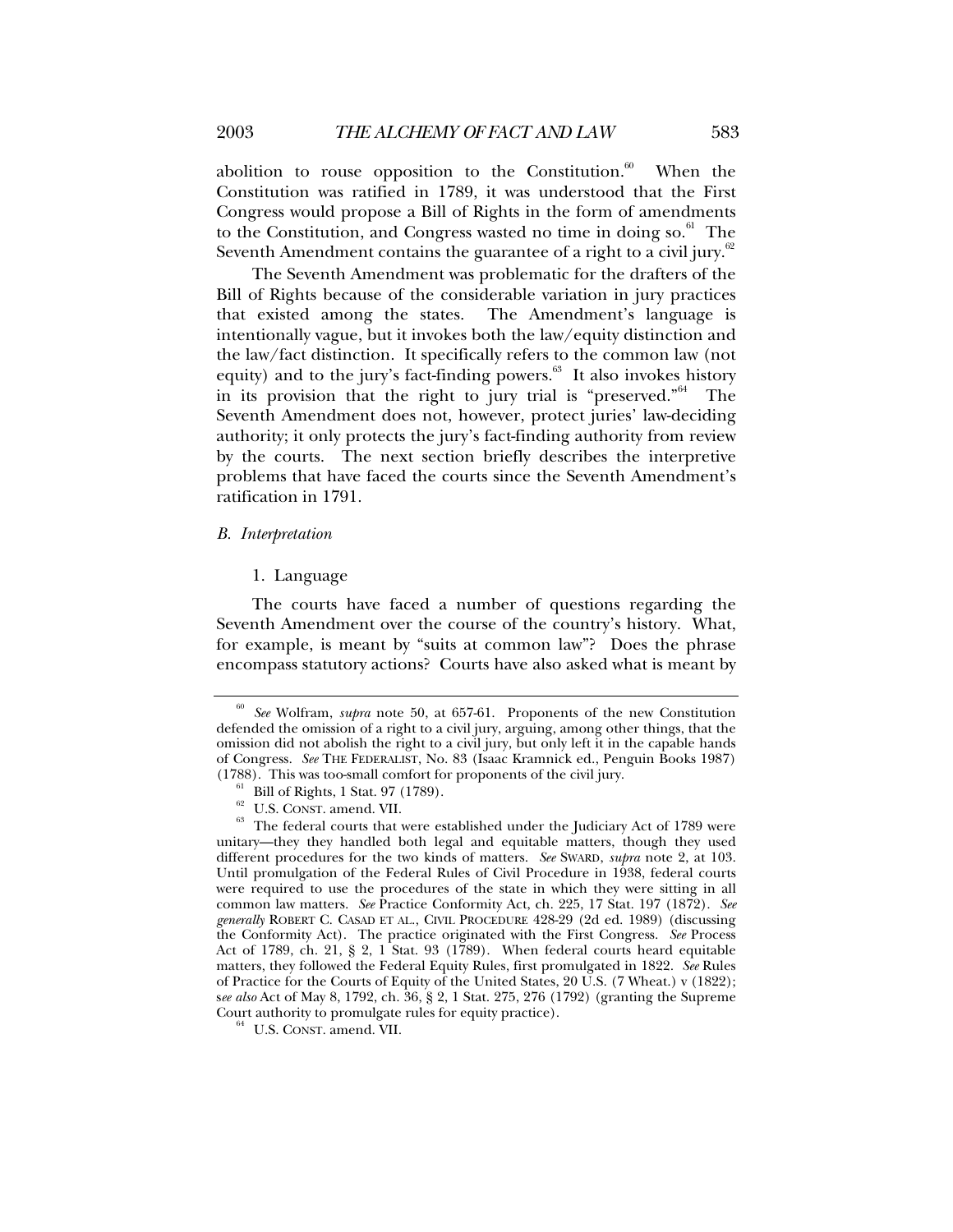abolition to rouse opposition to the Constitution.[60] When the Constitution was ratified in 1789, it was understood that the First Congress would propose a Bill of Rights in the form of amendments to the Constitution, and Congress wasted no time in doing so.[61] The Seventh Amendment contains the guarantee of a right to a civil jury.[62]

The Seventh Amendment was problematic for the drafters of the Bill of Rights because of the considerable variation in jury practices that existed among the states. The Amendment's language is intentionally vague, but it invokes both the law/equity distinction and the law/fact distinction. It specifically refers to the common law (not equity) and to the jury's fact-finding powers.[63] It also invokes history in its provision that the right to jury trial is "preserved."[64] The Seventh Amendment does not, however, protect juries' law-deciding authority; it only protects the jury's fact-finding authority from review by the courts. The next section briefly describes the interpretive problems that have faced the courts since the Seventh Amendment's ratification in 1791.

### *B. Interpretation*

#### 1. Language

The courts have faced a number of questions regarding the Seventh Amendment over the course of the country's history. What, for example, is meant by "suits at common law"? Does the phrase encompass statutory actions? Courts have also asked what is meant by

---

[60] *See* Wolfram, *supra* note 50, at 657-61. Proponents of the new Constitution defended the omission of a right to a civil jury, arguing, among other things, that the omission did not abolish the right to a civil jury, but only left it in the capable hands of Congress. *See* THE FEDERALIST, No. 83 (Isaac Kramnick ed., Penguin Books 1987) (1788). This was too-small comfort for proponents of the civil jury.

[61] Bill of Rights, 1 Stat. 97 (1789).

[62] U.S. CONST. amend. VII.

[63] The federal courts that were established under the Judiciary Act of 1789 were unitary—they they handled both legal and equitable matters, though they used different procedures for the two kinds of matters. *See* SWARD, *supra* note 2, at 103. Until promulgation of the Federal Rules of Civil Procedure in 1938, federal courts were required to use the procedures of the state in which they were sitting in all common law matters. *See* Practice Conformity Act, ch. 225, 17 Stat. 197 (1872). *See generally* ROBERT C. CASAD ET AL., CIVIL PROCEDURE 428-29 (2d ed. 1989) (discussing the Conformity Act). The practice originated with the First Congress. *See* Process Act of 1789, ch. 21, § 2, 1 Stat. 93 (1789). When federal courts heard equitable matters, they followed the Federal Equity Rules, first promulgated in 1822. *See* Rules of Practice for the Courts of Equity of the United States, 20 U.S. (7 Wheat.) v (1822); s*ee also* Act of May 8, 1792, ch. 36, § 2, 1 Stat. 275, 276 (1792) (granting the Supreme Court authority to promulgate rules for equity practice).

[64] U.S. CONST. amend. VII.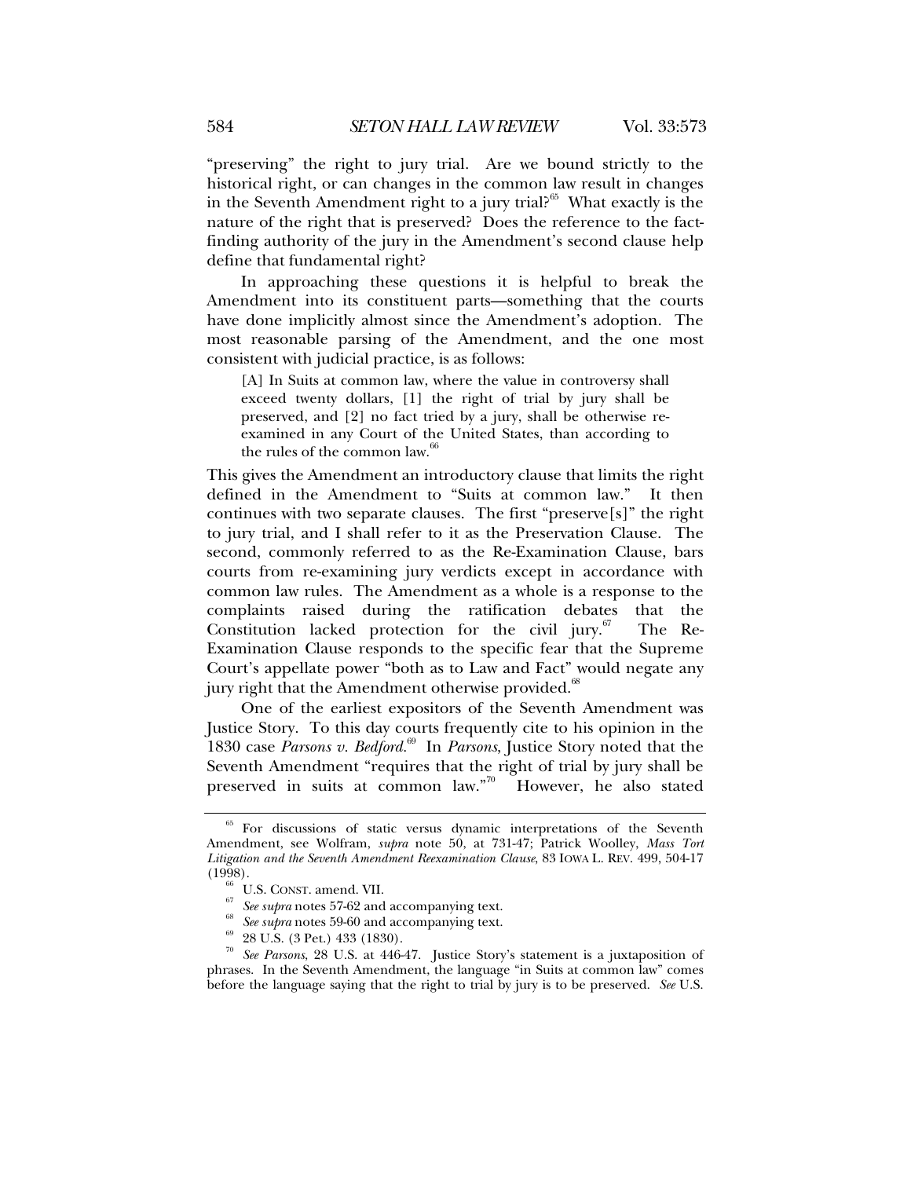"preserving" the right to jury trial. Are we bound strictly to the historical right, or can changes in the common law result in changes in the Seventh Amendment right to a jury trial?[65] What exactly is the nature of the right that is preserved? Does the reference to the fact-finding authority of the jury in the Amendment's second clause help define that fundamental right?

In approaching these questions it is helpful to break the Amendment into its constituent parts—something that the courts have done implicitly almost since the Amendment's adoption. The most reasonable parsing of the Amendment, and the one most consistent with judicial practice, is as follows:

> [A] In Suits at common law, where the value in controversy shall exceed twenty dollars, [1] the right of trial by jury shall be preserved, and [2] no fact tried by a jury, shall be otherwise re-examined in any Court of the United States, than according to the rules of the common law.[66]

This gives the Amendment an introductory clause that limits the right defined in the Amendment to "Suits at common law." It then continues with two separate clauses. The first "preserve[s]" the right to jury trial, and I shall refer to it as the Preservation Clause. The second, commonly referred to as the Re-Examination Clause, bars courts from re-examining jury verdicts except in accordance with common law rules. The Amendment as a whole is a response to the complaints raised during the ratification debates that the Constitution lacked protection for the civil jury.[67] The Re-Examination Clause responds to the specific fear that the Supreme Court's appellate power "both as to Law and Fact" would negate any jury right that the Amendment otherwise provided.[68]

One of the earliest expositors of the Seventh Amendment was Justice Story. To this day courts frequently cite to his opinion in the 1830 case *Parsons v. Bedford*.[69] In *Parsons*, Justice Story noted that the Seventh Amendment "requires that the right of trial by jury shall be preserved in suits at common law."[70] However, he also stated

---

[65] For discussions of static versus dynamic interpretations of the Seventh Amendment, see Wolfram, *supra* note 50, at 731-47; Patrick Woolley, *Mass Tort Litigation and the Seventh Amendment Reexamination Clause*, 83 IOWA L. REV. 499, 504-17 (1998).

[66] U.S. CONST. amend. VII.

[67] *See supra* notes 57-62 and accompanying text.

[68] *See supra* notes 59-60 and accompanying text.

[69] 28 U.S. (3 Pet.) 433 (1830).

[70] *See Parsons*, 28 U.S. at 446-47. Justice Story's statement is a juxtaposition of phrases. In the Seventh Amendment, the language "in Suits at common law" comes before the language saying that the right to trial by jury is to be preserved. *See* U.S.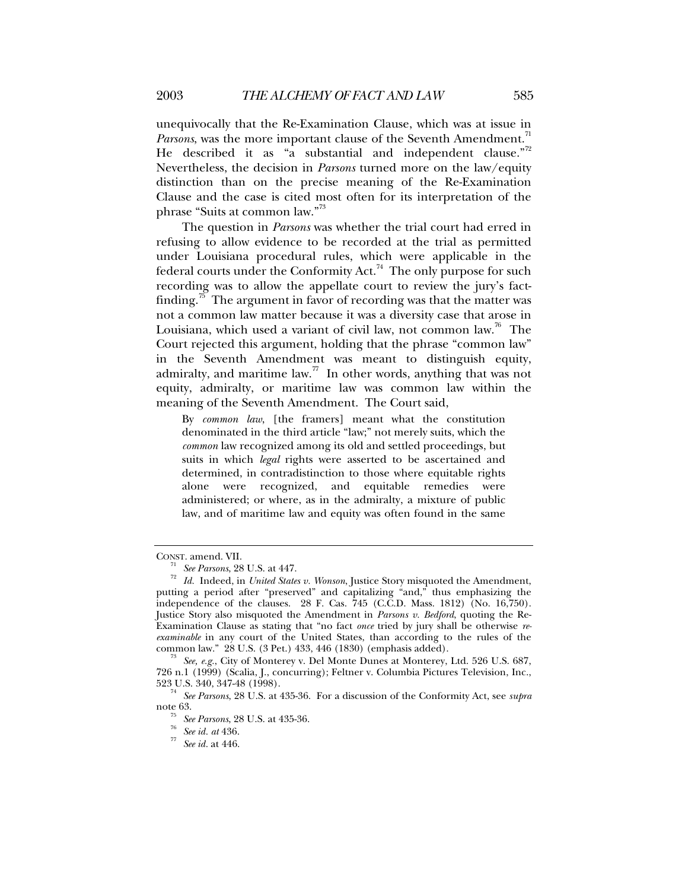unequivocally that the Re-Examination Clause, which was at issue in *Parsons*, was the more important clause of the Seventh Amendment.[71] He described it as "a substantial and independent clause."[72] Nevertheless, the decision in *Parsons* turned more on the law/equity distinction than on the precise meaning of the Re-Examination Clause and the case is cited most often for its interpretation of the phrase "Suits at common law."[73]

The question in *Parsons* was whether the trial court had erred in refusing to allow evidence to be recorded at the trial as permitted under Louisiana procedural rules, which were applicable in the federal courts under the Conformity Act.[74] The only purpose for such recording was to allow the appellate court to review the jury's fact-finding.[75] The argument in favor of recording was that the matter was not a common law matter because it was a diversity case that arose in Louisiana, which used a variant of civil law, not common law.[76] The Court rejected this argument, holding that the phrase "common law" in the Seventh Amendment was meant to distinguish equity, admiralty, and maritime law.[77] In other words, anything that was not equity, admiralty, or maritime law was common law within the meaning of the Seventh Amendment. The Court said,

> By *common law*, [the framers] meant what the constitution denominated in the third article "law;" not merely suits, which the *common* law recognized among its old and settled proceedings, but suits in which *legal* rights were asserted to be ascertained and determined, in contradistinction to those where equitable rights alone were recognized, and equitable remedies were administered; or where, as in the admiralty, a mixture of public law, and of maritime law and equity was often found in the same

---

CONST. amend. VII.

[71] *See Parsons*, 28 U.S. at 447.

[72] *Id.* Indeed, in *United States v. Wonson*, Justice Story misquoted the Amendment, putting a period after "preserved" and capitalizing "and," thus emphasizing the independence of the clauses. 28 F. Cas. 745 (C.C.D. Mass. 1812) (No. 16,750). Justice Story also misquoted the Amendment in *Parsons v. Bedford*, quoting the Re-Examination Clause as stating that "no fact *once* tried by jury shall be otherwise *re-examinable* in any court of the United States, than according to the rules of the common law." 28 U.S. (3 Pet.) 433, 446 (1830) (emphasis added).

[73] *See, e.g.*, City of Monterey v. Del Monte Dunes at Monterey, Ltd. 526 U.S. 687, 726 n.1 (1999) (Scalia, J., concurring); Feltner v. Columbia Pictures Television, Inc., 523 U.S. 340, 347-48 (1998).

[74] *See Parsons*, 28 U.S. at 435-36. For a discussion of the Conformity Act, see *supra* note 63.

[75] *See Parsons*, 28 U.S. at 435-36.

[76] *See id. at* 436.

[77] *See id.* at 446.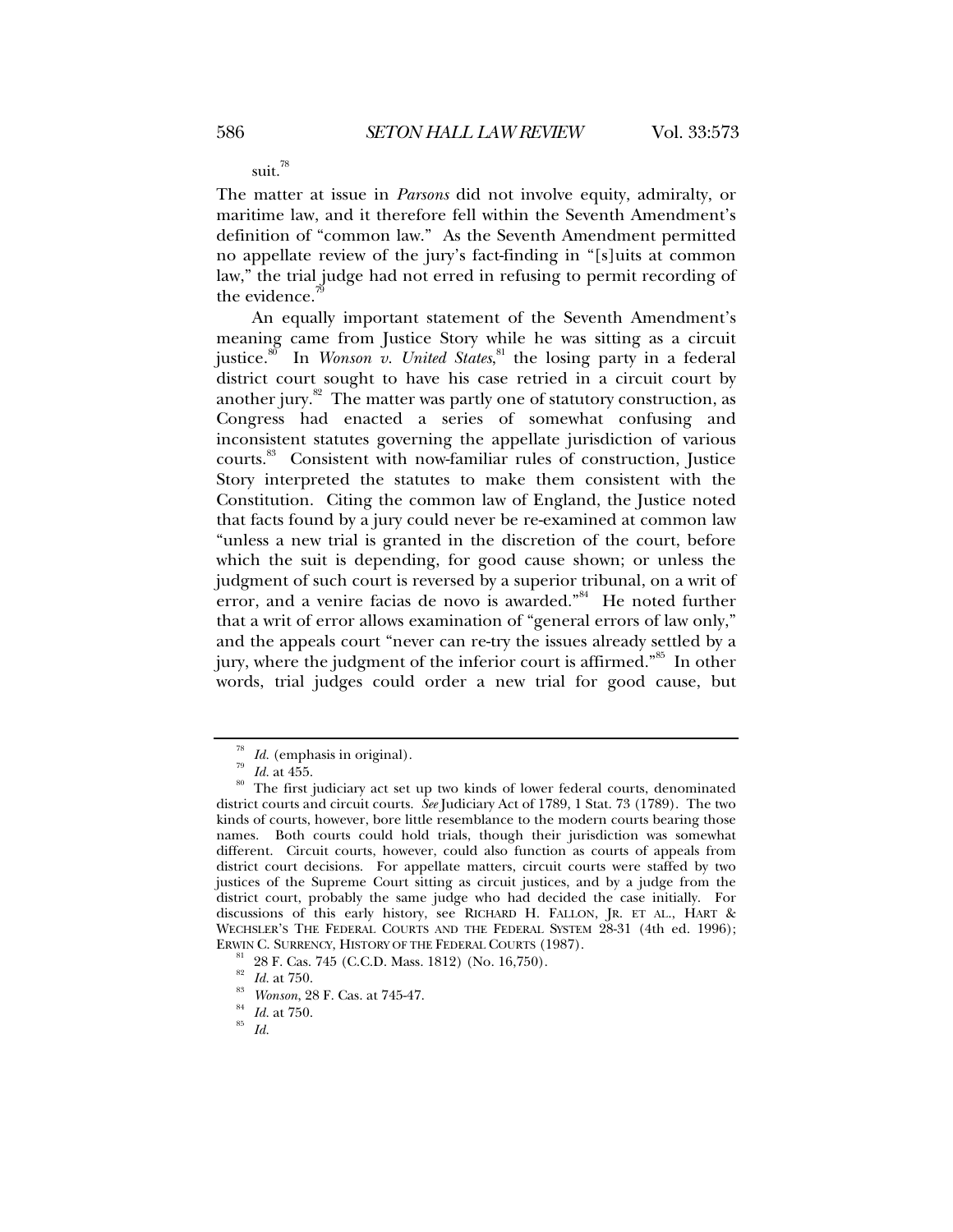suit.[78]

The matter at issue in *Parsons* did not involve equity, admiralty, or maritime law, and it therefore fell within the Seventh Amendment's definition of "common law." As the Seventh Amendment permitted no appellate review of the jury's fact-finding in "[s]uits at common law," the trial judge had not erred in refusing to permit recording of the evidence.[79]

An equally important statement of the Seventh Amendment's meaning came from Justice Story while he was sitting as a circuit justice.[80] In *Wonson v. United States*,[81] the losing party in a federal district court sought to have his case retried in a circuit court by another jury.[82] The matter was partly one of statutory construction, as Congress had enacted a series of somewhat confusing and inconsistent statutes governing the appellate jurisdiction of various courts.[83] Consistent with now-familiar rules of construction, Justice Story interpreted the statutes to make them consistent with the Constitution. Citing the common law of England, the Justice noted that facts found by a jury could never be re-examined at common law "unless a new trial is granted in the discretion of the court, before which the suit is depending, for good cause shown; or unless the judgment of such court is reversed by a superior tribunal, on a writ of error, and a venire facias de novo is awarded."[84] He noted further that a writ of error allows examination of "general errors of law only," and the appeals court "never can re-try the issues already settled by a jury, where the judgment of the inferior court is affirmed."[85] In other words, trial judges could order a new trial for good cause, but

---

[78] *Id.* (emphasis in original).

[79] *Id.* at 455.

[80] The first judiciary act set up two kinds of lower federal courts, denominated district courts and circuit courts. *See* Judiciary Act of 1789, 1 Stat. 73 (1789). The two kinds of courts, however, bore little resemblance to the modern courts bearing those names. Both courts could hold trials, though their jurisdiction was somewhat different. Circuit courts, however, could also function as courts of appeals from district court decisions. For appellate matters, circuit courts were staffed by two justices of the Supreme Court sitting as circuit justices, and by a judge from the district court, probably the same judge who had decided the case initially. For discussions of this early history, see RICHARD H. FALLON, JR. ET AL., HART & WECHSLER'S THE FEDERAL COURTS AND THE FEDERAL SYSTEM 28-31 (4th ed. 1996); ERWIN C. SURRENCY, HISTORY OF THE FEDERAL COURTS (1987).

[81] 28 F. Cas. 745 (C.C.D. Mass. 1812) (No. 16,750).

[82] *Id.* at 750.

[83] *Wonson*, 28 F. Cas. at 745-47.

[84] *Id.* at 750.

[85] *Id.*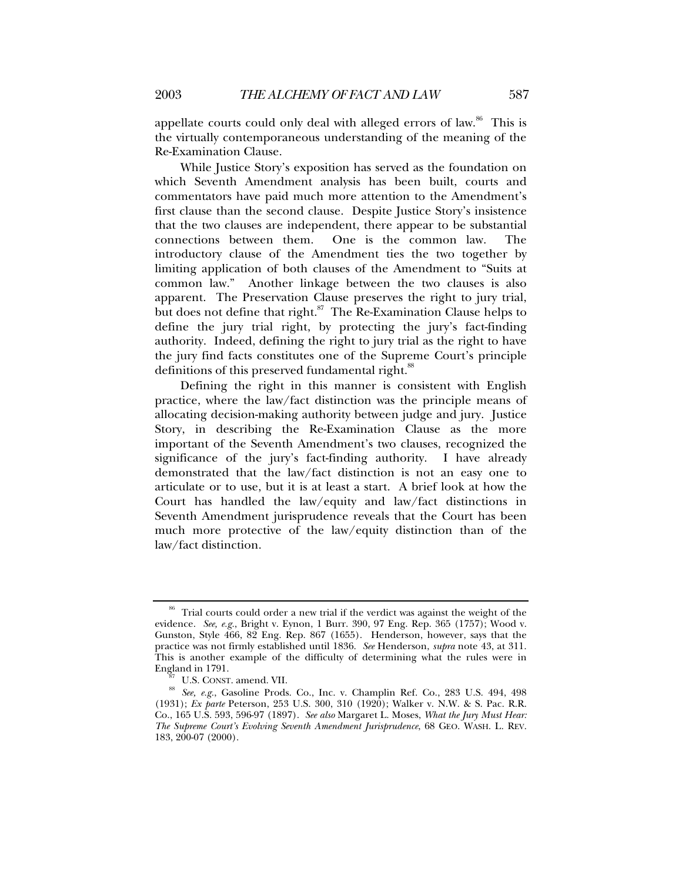appellate courts could only deal with alleged errors of law.[86] This is the virtually contemporaneous understanding of the meaning of the Re-Examination Clause.

While Justice Story's exposition has served as the foundation on which Seventh Amendment analysis has been built, courts and commentators have paid much more attention to the Amendment's first clause than the second clause. Despite Justice Story's insistence that the two clauses are independent, there appear to be substantial connections between them. One is the common law. The introductory clause of the Amendment ties the two together by limiting application of both clauses of the Amendment to "Suits at common law." Another linkage between the two clauses is also apparent. The Preservation Clause preserves the right to jury trial, but does not define that right.[87] The Re-Examination Clause helps to define the jury trial right, by protecting the jury's fact-finding authority. Indeed, defining the right to jury trial as the right to have the jury find facts constitutes one of the Supreme Court's principle definitions of this preserved fundamental right.[88]

Defining the right in this manner is consistent with English practice, where the law/fact distinction was the principle means of allocating decision-making authority between judge and jury. Justice Story, in describing the Re-Examination Clause as the more important of the Seventh Amendment's two clauses, recognized the significance of the jury's fact-finding authority. I have already demonstrated that the law/fact distinction is not an easy one to articulate or to use, but it is at least a start. A brief look at how the Court has handled the law/equity and law/fact distinctions in Seventh Amendment jurisprudence reveals that the Court has been much more protective of the law/equity distinction than of the law/fact distinction.

---

[86] Trial courts could order a new trial if the verdict was against the weight of the evidence. *See, e.g.*, Bright v. Eynon, 1 Burr. 390, 97 Eng. Rep. 365 (1757); Wood v. Gunston, Style 466, 82 Eng. Rep. 867 (1655). Henderson, however, says that the practice was not firmly established until 1836. *See* Henderson, *supra* note 43, at 311. This is another example of the difficulty of determining what the rules were in England in 1791.

[87] U.S. CONST. amend. VII.

[88] *See, e.g.*, Gasoline Prods. Co., Inc. v. Champlin Ref. Co., 283 U.S. 494, 498 (1931); *Ex parte* Peterson, 253 U.S. 300, 310 (1920); Walker v. N.W. & S. Pac. R.R. Co., 165 U.S. 593, 596-97 (1897). *See also* Margaret L. Moses, *What the Jury Must Hear: The Supreme Court's Evolving Seventh Amendment Jurisprudence*, 68 GEO. WASH. L. REV. 183, 200-07 (2000).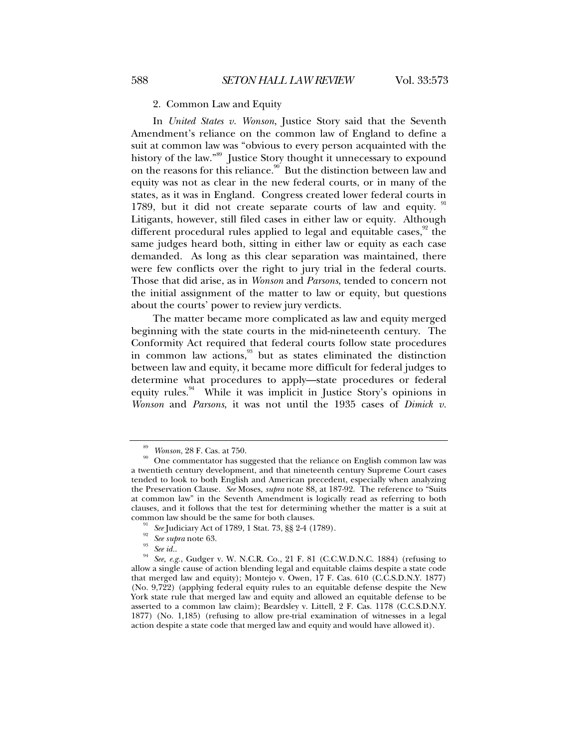### 2. Common Law and Equity

In *United States v. Wonson*, Justice Story said that the Seventh Amendment's reliance on the common law of England to define a suit at common law was "obvious to every person acquainted with the history of the law."[89] Justice Story thought it unnecessary to expound on the reasons for this reliance.[90] But the distinction between law and equity was not as clear in the new federal courts, or in many of the states, as it was in England. Congress created lower federal courts in 1789, but it did not create separate courts of law and equity.[91] Litigants, however, still filed cases in either law or equity. Although different procedural rules applied to legal and equitable cases,[92] the same judges heard both, sitting in either law or equity as each case demanded. As long as this clear separation was maintained, there were few conflicts over the right to jury trial in the federal courts. Those that did arise, as in *Wonson* and *Parsons*, tended to concern not the initial assignment of the matter to law or equity, but questions about the courts' power to review jury verdicts.

The matter became more complicated as law and equity merged beginning with the state courts in the mid-nineteenth century. The Conformity Act required that federal courts follow state procedures in common law actions,[93] but as states eliminated the distinction between law and equity, it became more difficult for federal judges to determine what procedures to apply—state procedures or federal equity rules.[94] While it was implicit in Justice Story's opinions in *Wonson* and *Parsons*, it was not until the 1935 cases of *Dimick v.*

---

[89] *Wonson*, 28 F. Cas. at 750.

[90] One commentator has suggested that the reliance on English common law was a twentieth century development, and that nineteenth century Supreme Court cases tended to look to both English and American precedent, especially when analyzing the Preservation Clause. *See* Moses, *supra* note 88, at 187-92. The reference to "Suits at common law" in the Seventh Amendment is logically read as referring to both clauses, and it follows that the test for determining whether the matter is a suit at common law should be the same for both clauses.

[91] *See* Judiciary Act of 1789, 1 Stat. 73, §§ 2-4 (1789).

[92] *See supra* note 63.

[93] *See id.*.

[94] *See, e.g.*, Gudger v. W. N.C.R. Co., 21 F. 81 (C.C.W.D.N.C. 1884) (refusing to allow a single cause of action blending legal and equitable claims despite a state code that merged law and equity); Montejo v. Owen, 17 F. Cas. 610 (C.C.S.D.N.Y. 1877) (No. 9,722) (applying federal equity rules to an equitable defense despite the New York state rule that merged law and equity and allowed an equitable defense to be asserted to a common law claim); Beardsley v. Littell, 2 F. Cas. 1178 (C.C.S.D.N.Y. 1877) (No. 1,185) (refusing to allow pre-trial examination of witnesses in a legal action despite a state code that merged law and equity and would have allowed it).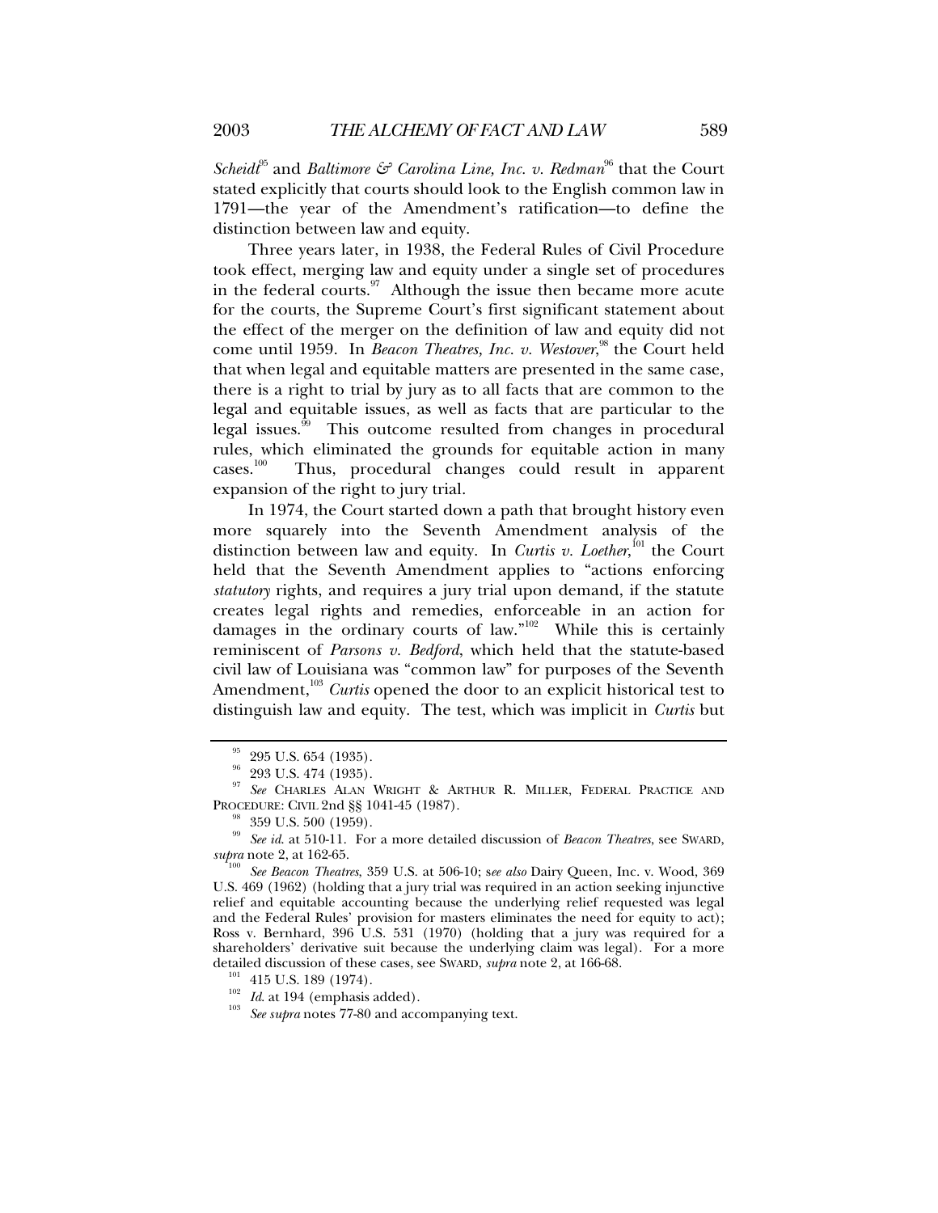*Scheidt*[95] and *Baltimore & Carolina Line, Inc. v. Redman*[96] that the Court stated explicitly that courts should look to the English common law in 1791—the year of the Amendment's ratification—to define the distinction between law and equity.

Three years later, in 1938, the Federal Rules of Civil Procedure took effect, merging law and equity under a single set of procedures in the federal courts.[97] Although the issue then became more acute for the courts, the Supreme Court's first significant statement about the effect of the merger on the definition of law and equity did not come until 1959. In *Beacon Theatres, Inc. v. Westover*,[98] the Court held that when legal and equitable matters are presented in the same case, there is a right to trial by jury as to all facts that are common to the legal and equitable issues, as well as facts that are particular to the legal issues.[99] This outcome resulted from changes in procedural rules, which eliminated the grounds for equitable action in many cases.[100] Thus, procedural changes could result in apparent expansion of the right to jury trial.

In 1974, the Court started down a path that brought history even more squarely into the Seventh Amendment analysis of the distinction between law and equity. In *Curtis v. Loether*,[101] the Court held that the Seventh Amendment applies to "actions enforcing *statutory* rights, and requires a jury trial upon demand, if the statute creates legal rights and remedies, enforceable in an action for damages in the ordinary courts of law."[102] While this is certainly reminiscent of *Parsons v. Bedford*, which held that the statute-based civil law of Louisiana was "common law" for purposes of the Seventh Amendment,[103] *Curtis* opened the door to an explicit historical test to distinguish law and equity. The test, which was implicit in *Curtis* but

---

[95] 295 U.S. 654 (1935).

[96] 293 U.S. 474 (1935).

[97] *See* CHARLES ALAN WRIGHT & ARTHUR R. MILLER, FEDERAL PRACTICE AND PROCEDURE: CIVIL 2nd §§ 1041-45 (1987).

[98] 359 U.S. 500 (1959).

[99] *See id.* at 510-11. For a more detailed discussion of *Beacon Theatres*, see SWARD, *supra* note 2, at 162-65.

[100] *See Beacon Theatres*, 359 U.S. at 506-10; s*ee also* Dairy Queen, Inc. v. Wood, 369 U.S. 469 (1962) (holding that a jury trial was required in an action seeking injunctive relief and equitable accounting because the underlying relief requested was legal and the Federal Rules' provision for masters eliminates the need for equity to act); Ross v. Bernhard, 396 U.S. 531 (1970) (holding that a jury was required for a shareholders' derivative suit because the underlying claim was legal). For a more detailed discussion of these cases, see SWARD, *supra* note 2, at 166-68.

[101] 415 U.S. 189 (1974).

[102] *Id.* at 194 (emphasis added).

[103] *See supra* notes 77-80 and accompanying text.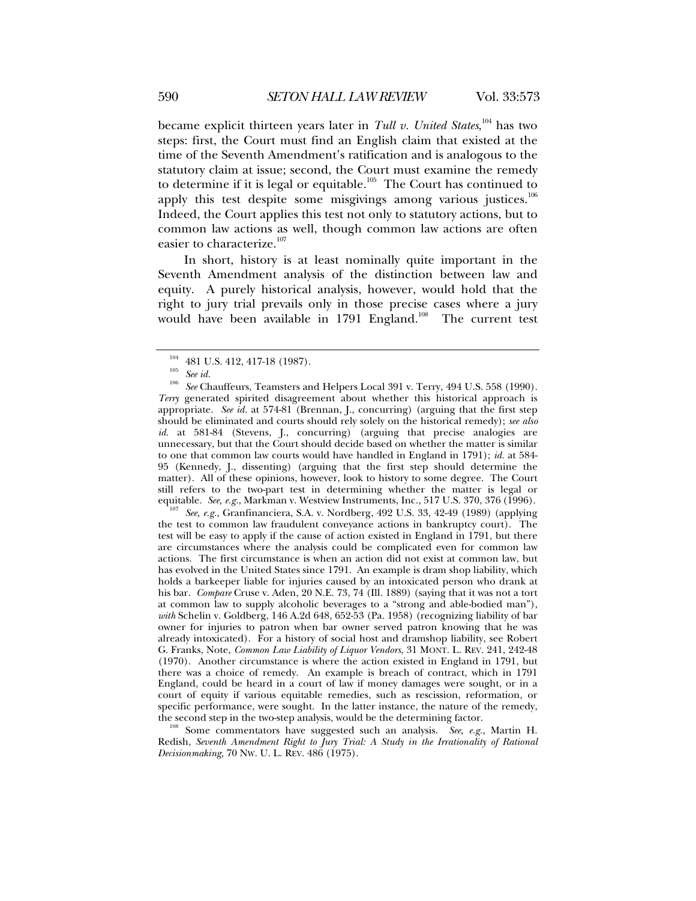became explicit thirteen years later in *Tull v. United States*,[104] has two steps: first, the Court must find an English claim that existed at the time of the Seventh Amendment's ratification and is analogous to the statutory claim at issue; second, the Court must examine the remedy to determine if it is legal or equitable.[105] The Court has continued to apply this test despite some misgivings among various justices.[106] Indeed, the Court applies this test not only to statutory actions, but to common law actions as well, though common law actions are often easier to characterize.[107]

In short, history is at least nominally quite important in the Seventh Amendment analysis of the distinction between law and equity. A purely historical analysis, however, would hold that the right to jury trial prevails only in those precise cases where a jury would have been available in 1791 England.[108] The current test

---

[104] 481 U.S. 412, 417-18 (1987).

[105] *See id.*

[106] *See* Chauffeurs, Teamsters and Helpers Local 391 v. Terry, 494 U.S. 558 (1990). *Terry* generated spirited disagreement about whether this historical approach is appropriate. *See id.* at 574-81 (Brennan, J., concurring) (arguing that the first step should be eliminated and courts should rely solely on the historical remedy); *see also id.* at 581-84 (Stevens, J., concurring) (arguing that precise analogies are unnecessary, but that the Court should decide based on whether the matter is similar to one that common law courts would have handled in England in 1791); *id.* at 584-95 (Kennedy, J., dissenting) (arguing that the first step should determine the matter). All of these opinions, however, look to history to some degree. The Court still refers to the two-part test in determining whether the matter is legal or equitable. *See, e.g.*, Markman v. Westview Instruments, Inc., 517 U.S. 370, 376 (1996).

[107] *See, e.g.*, Granfinanciera, S.A. v. Nordberg, 492 U.S. 33, 42-49 (1989) (applying the test to common law fraudulent conveyance actions in bankruptcy court). The test will be easy to apply if the cause of action existed in England in 1791, but there are circumstances where the analysis could be complicated even for common law actions. The first circumstance is when an action did not exist at common law, but has evolved in the United States since 1791. An example is dram shop liability, which holds a barkeeper liable for injuries caused by an intoxicated person who drank at his bar. *Compare* Cruse v. Aden, 20 N.E. 73, 74 (Ill. 1889) (saying that it was not a tort at common law to supply alcoholic beverages to a "strong and able-bodied man"), *with* Schelin v. Goldberg, 146 A.2d 648, 652-53 (Pa. 1958) (recognizing liability of bar owner for injuries to patron when bar owner served patron knowing that he was already intoxicated). For a history of social host and dramshop liability, see Robert G. Franks, Note, *Common Law Liability of Liquor Vendors*, 31 MONT. L. REV. 241, 242-48 (1970). Another circumstance is where the action existed in England in 1791, but there was a choice of remedy. An example is breach of contract, which in 1791 England, could be heard in a court of law if money damages were sought, or in a court of equity if various equitable remedies, such as rescission, reformation, or specific performance, were sought. In the latter instance, the nature of the remedy, the second step in the two-step analysis, would be the determining factor.

[108] Some commentators have suggested such an analysis. *See, e.g.*, Martin H. Redish, *Seventh Amendment Right to Jury Trial: A Study in the Irrationality of Rational Decisionmaking*, 70 NW. U. L. REV. 486 (1975).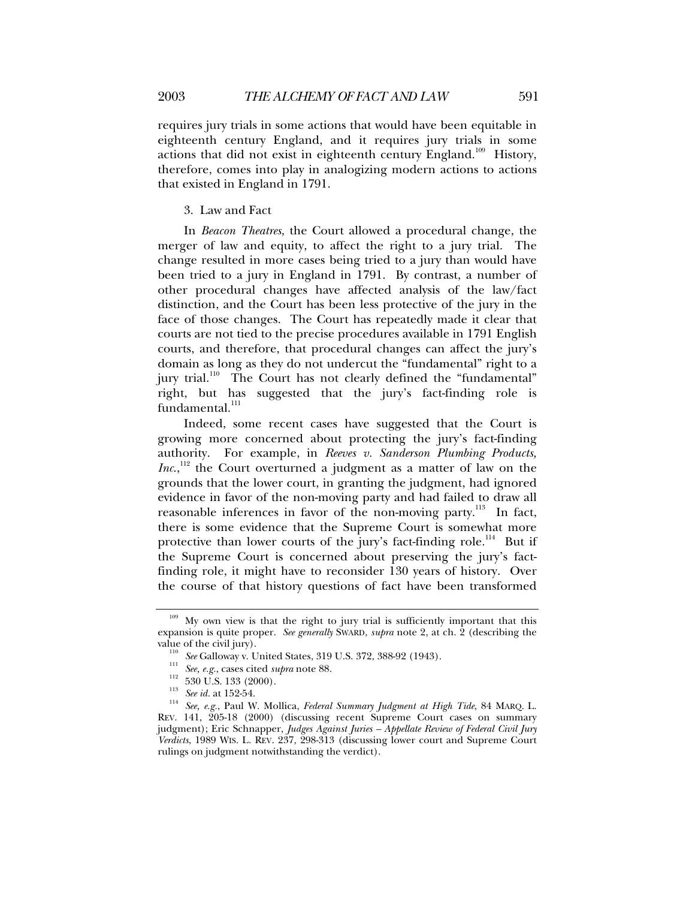requires jury trials in some actions that would have been equitable in eighteenth century England, and it requires jury trials in some actions that did not exist in eighteenth century England.[109] History, therefore, comes into play in analogizing modern actions to actions that existed in England in 1791.

### 3. Law and Fact

In *Beacon Theatres*, the Court allowed a procedural change, the merger of law and equity, to affect the right to a jury trial. The change resulted in more cases being tried to a jury than would have been tried to a jury in England in 1791. By contrast, a number of other procedural changes have affected analysis of the law/fact distinction, and the Court has been less protective of the jury in the face of those changes. The Court has repeatedly made it clear that courts are not tied to the precise procedures available in 1791 English courts, and therefore, that procedural changes can affect the jury's domain as long as they do not undercut the "fundamental" right to a jury trial.[110] The Court has not clearly defined the "fundamental" right, but has suggested that the jury's fact-finding role is fundamental.[111]

Indeed, some recent cases have suggested that the Court is growing more concerned about protecting the jury's fact-finding authority. For example, in *Reeves v. Sanderson Plumbing Products, Inc.*,[112] the Court overturned a judgment as a matter of law on the grounds that the lower court, in granting the judgment, had ignored evidence in favor of the non-moving party and had failed to draw all reasonable inferences in favor of the non-moving party.[113] In fact, there is some evidence that the Supreme Court is somewhat more protective than lower courts of the jury's fact-finding role.[114] But if the Supreme Court is concerned about preserving the jury's fact-finding role, it might have to reconsider 130 years of history. Over the course of that history questions of fact have been transformed

---

[109] My own view is that the right to jury trial is sufficiently important that this expansion is quite proper. *See generally* SWARD, *supra* note 2, at ch. 2 (describing the value of the civil jury).

[110] *See* Galloway v. United States, 319 U.S. 372, 388-92 (1943).

[111] *See, e.g.*, cases cited *supra* note 88.

[112] 530 U.S. 133 (2000).

[113] *See id.* at 152-54.

[114] *See, e.g.*, Paul W. Mollica, *Federal Summary Judgment at High Tide*, 84 MARQ. L. REV. 141, 205-18 (2000) (discussing recent Supreme Court cases on summary judgment); Eric Schnapper, *Judges Against Juries – Appellate Review of Federal Civil Jury Verdicts*, 1989 WIS. L. REV. 237, 298-313 (discussing lower court and Supreme Court rulings on judgment notwithstanding the verdict).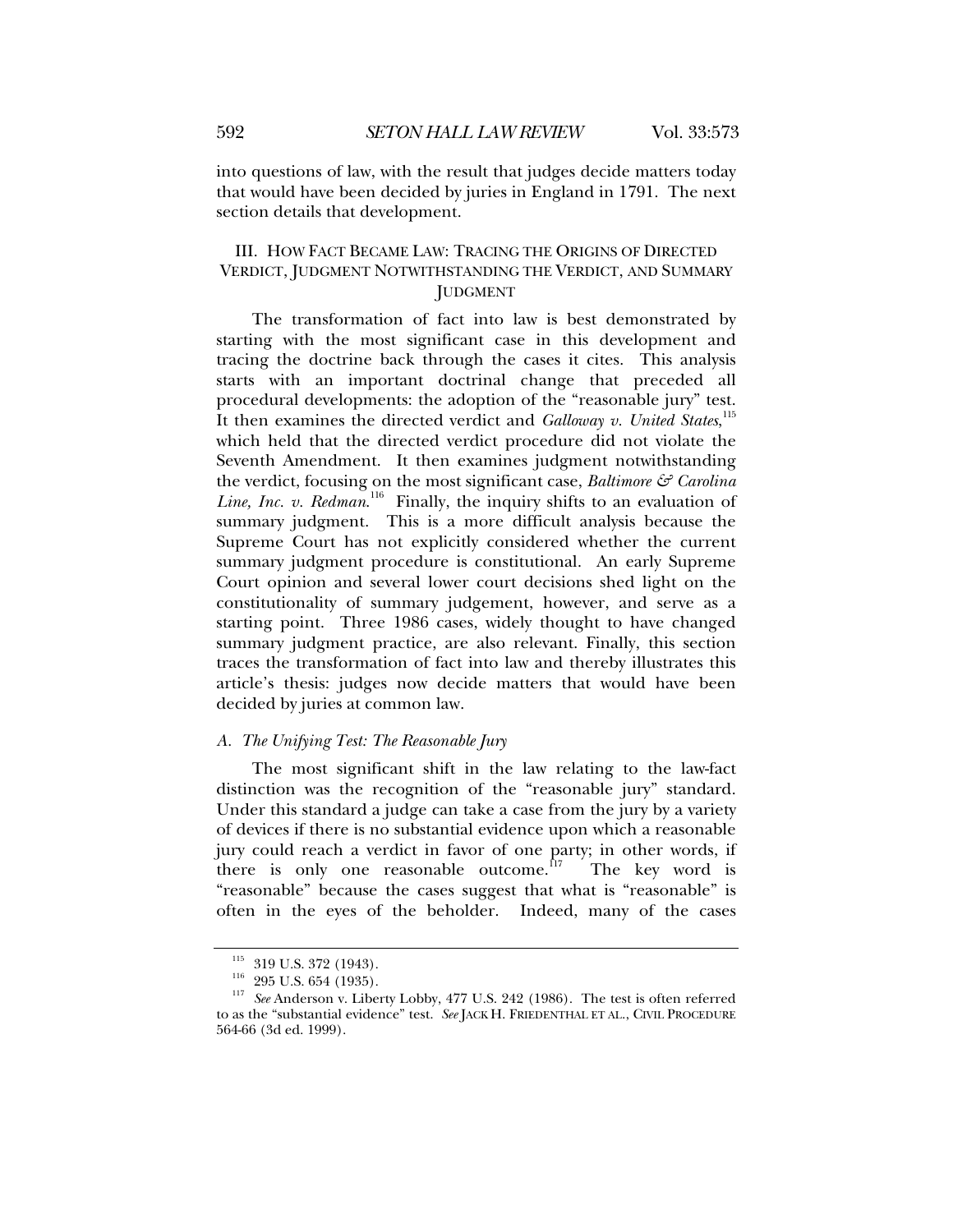into questions of law, with the result that judges decide matters today that would have been decided by juries in England in 1791. The next section details that development.

## III. HOW FACT BECAME LAW: TRACING THE ORIGINS OF DIRECTED VERDICT, JUDGMENT NOTWITHSTANDING THE VERDICT, AND SUMMARY JUDGMENT

The transformation of fact into law is best demonstrated by starting with the most significant case in this development and tracing the doctrine back through the cases it cites. This analysis starts with an important doctrinal change that preceded all procedural developments: the adoption of the "reasonable jury" test. It then examines the directed verdict and *Galloway v. United States*,[115] which held that the directed verdict procedure did not violate the Seventh Amendment. It then examines judgment notwithstanding the verdict, focusing on the most significant case, *Baltimore & Carolina Line, Inc. v. Redman*.[116] Finally, the inquiry shifts to an evaluation of summary judgment. This is a more difficult analysis because the Supreme Court has not explicitly considered whether the current summary judgment procedure is constitutional. An early Supreme Court opinion and several lower court decisions shed light on the constitutionality of summary judgement, however, and serve as a starting point. Three 1986 cases, widely thought to have changed summary judgment practice, are also relevant. Finally, this section traces the transformation of fact into law and thereby illustrates this article's thesis: judges now decide matters that would have been decided by juries at common law.

### A. *The Unifying Test: The Reasonable Jury*

The most significant shift in the law relating to the law-fact distinction was the recognition of the "reasonable jury" standard. Under this standard a judge can take a case from the jury by a variety of devices if there is no substantial evidence upon which a reasonable jury could reach a verdict in favor of one party; in other words, if there is only one reasonable outcome.[117] The key word is "reasonable" because the cases suggest that what is "reasonable" is often in the eyes of the beholder. Indeed, many of the cases

---

[115] 319 U.S. 372 (1943).

[116] 295 U.S. 654 (1935).

[117] *See* Anderson v. Liberty Lobby, 477 U.S. 242 (1986). The test is often referred to as the "substantial evidence" test. *See* JACK H. FRIEDENTHAL ET AL., CIVIL PROCEDURE 564-66 (3d ed. 1999).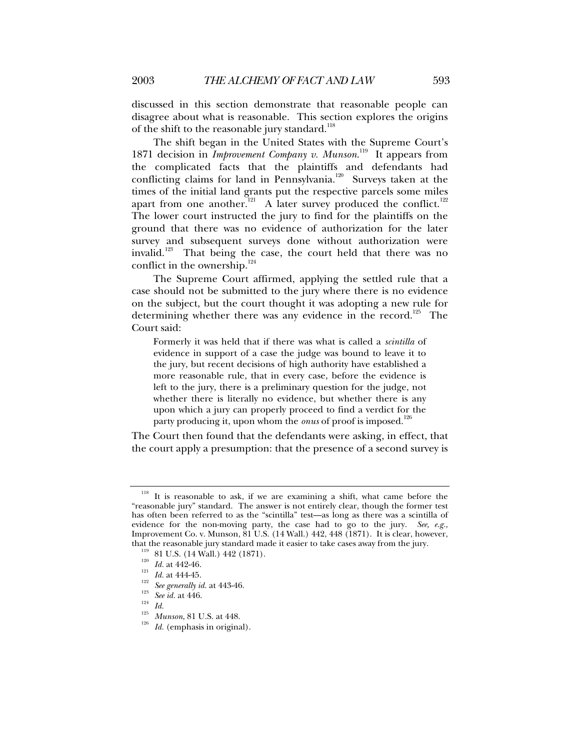discussed in this section demonstrate that reasonable people can disagree about what is reasonable. This section explores the origins of the shift to the reasonable jury standard.[118]

The shift began in the United States with the Supreme Court's 1871 decision in *Improvement Company v. Munson*.[119] It appears from the complicated facts that the plaintiffs and defendants had conflicting claims for land in Pennsylvania.[120] Surveys taken at the times of the initial land grants put the respective parcels some miles apart from one another.[121] A later survey produced the conflict.[122] The lower court instructed the jury to find for the plaintiffs on the ground that there was no evidence of authorization for the later survey and subsequent surveys done without authorization were invalid.[123] That being the case, the court held that there was no conflict in the ownership.[124]

The Supreme Court affirmed, applying the settled rule that a case should not be submitted to the jury where there is no evidence on the subject, but the court thought it was adopting a new rule for determining whether there was any evidence in the record.[125] The Court said:

> Formerly it was held that if there was what is called a *scintilla* of evidence in support of a case the judge was bound to leave it to the jury, but recent decisions of high authority have established a more reasonable rule, that in every case, before the evidence is left to the jury, there is a preliminary question for the judge, not whether there is literally no evidence, but whether there is any upon which a jury can properly proceed to find a verdict for the party producing it, upon whom the *onus* of proof is imposed.[126]

The Court then found that the defendants were asking, in effect, that the court apply a presumption: that the presence of a second survey is

---

[118] It is reasonable to ask, if we are examining a shift, what came before the "reasonable jury" standard. The answer is not entirely clear, though the former test has often been referred to as the "scintilla" test—as long as there was a scintilla of evidence for the non-moving party, the case had to go to the jury. *See, e.g.*, Improvement Co. v. Munson, 81 U.S. (14 Wall.) 442, 448 (1871). It is clear, however, that the reasonable jury standard made it easier to take cases away from the jury.

[119] 81 U.S. (14 Wall.) 442 (1871).

[120] *Id.* at 442-46.

[121] *Id.* at 444-45.

[122] *See generally id.* at 443-46.

[123] *See id.* at 446.

[124] *Id.*

[125] *Munson*, 81 U.S. at 448.

[126] *Id.* (emphasis in original).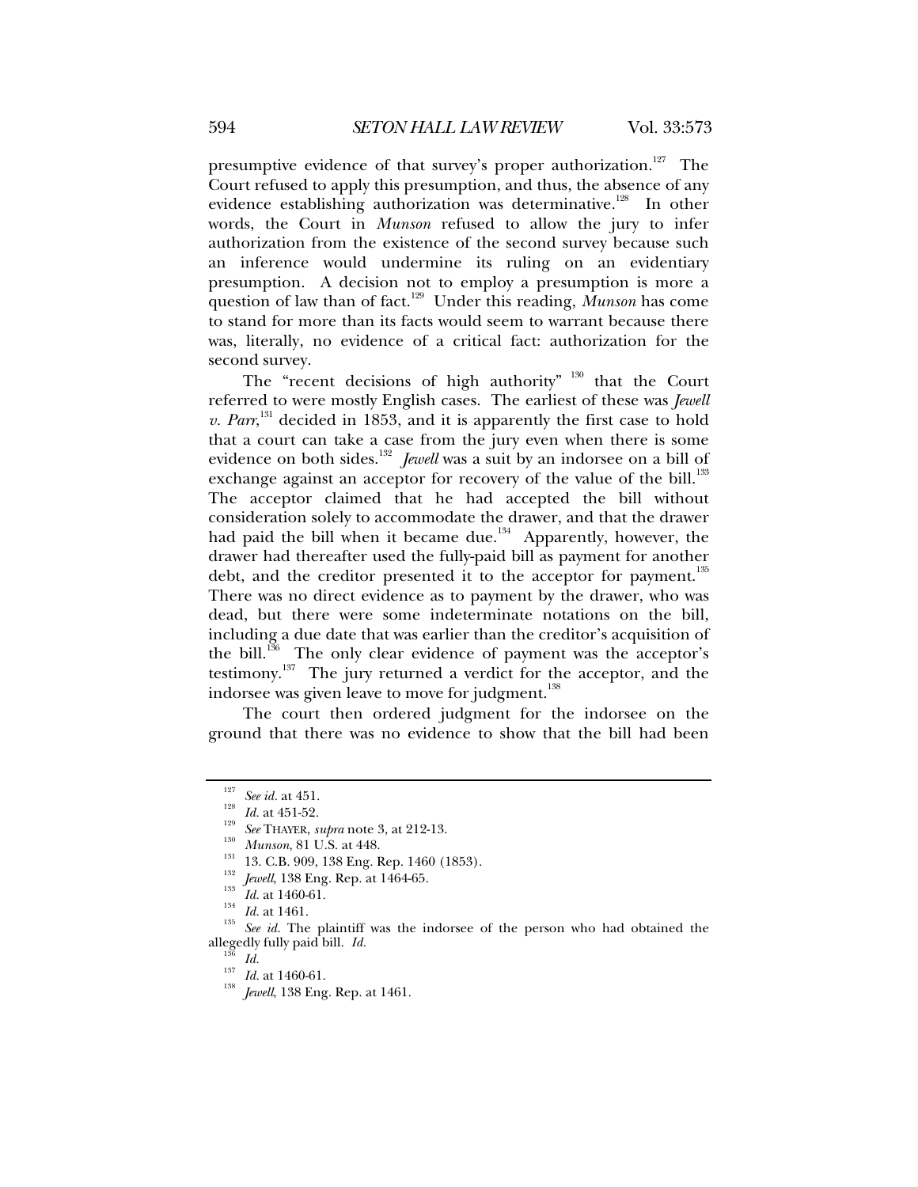presumptive evidence of that survey's proper authorization.[127] The Court refused to apply this presumption, and thus, the absence of any evidence establishing authorization was determinative.[128] In other words, the Court in *Munson* refused to allow the jury to infer authorization from the existence of the second survey because such an inference would undermine its ruling on an evidentiary presumption. A decision not to employ a presumption is more a question of law than of fact.[129] Under this reading, *Munson* has come to stand for more than its facts would seem to warrant because there was, literally, no evidence of a critical fact: authorization for the second survey.

The "recent decisions of high authority"[130] that the Court referred to were mostly English cases. The earliest of these was *Jewell v. Parr*,[131] decided in 1853, and it is apparently the first case to hold that a court can take a case from the jury even when there is some evidence on both sides.[132] *Jewell* was a suit by an indorsee on a bill of exchange against an acceptor for recovery of the value of the bill.[133] The acceptor claimed that he had accepted the bill without consideration solely to accommodate the drawer, and that the drawer had paid the bill when it became due.[134] Apparently, however, the drawer had thereafter used the fully-paid bill as payment for another debt, and the creditor presented it to the acceptor for payment.[135] There was no direct evidence as to payment by the drawer, who was dead, but there were some indeterminate notations on the bill, including a due date that was earlier than the creditor's acquisition of the bill.[136] The only clear evidence of payment was the acceptor's testimony.[137] The jury returned a verdict for the acceptor, and the indorsee was given leave to move for judgment.[138]

The court then ordered judgment for the indorsee on the ground that there was no evidence to show that the bill had been

---

[127] *See id.* at 451.

[128] *Id.* at 451-52.

[129] *See* THAYER, *supra* note 3, at 212-13.

[130] *Munson*, 81 U.S. at 448.

[131] 13. C.B. 909, 138 Eng. Rep. 1460 (1853).

[132] *Jewell*, 138 Eng. Rep. at 1464-65.

[133] *Id.* at 1460-61.

[134] *Id.* at 1461.

[135] *See id.* The plaintiff was the indorsee of the person who had obtained the allegedly fully paid bill. *Id.*

[136] *Id.*

[137] *Id.* at 1460-61.

[138] *Jewell*, 138 Eng. Rep. at 1461.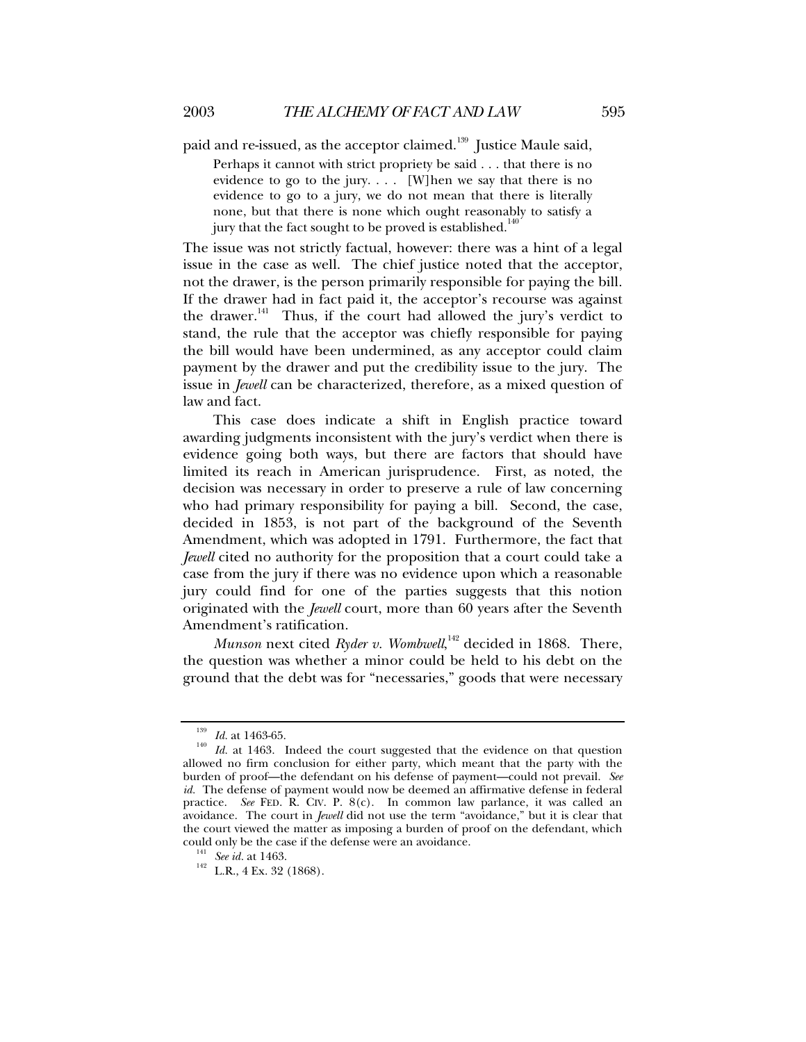paid and re-issued, as the acceptor claimed.[139] Justice Maule said,

> Perhaps it cannot with strict propriety be said . . . that there is no evidence to go to the jury. . . . [W]hen we say that there is no evidence to go to a jury, we do not mean that there is literally none, but that there is none which ought reasonably to satisfy a jury that the fact sought to be proved is established.[140]

The issue was not strictly factual, however: there was a hint of a legal issue in the case as well. The chief justice noted that the acceptor, not the drawer, is the person primarily responsible for paying the bill. If the drawer had in fact paid it, the acceptor's recourse was against the drawer.[141] Thus, if the court had allowed the jury's verdict to stand, the rule that the acceptor was chiefly responsible for paying the bill would have been undermined, as any acceptor could claim payment by the drawer and put the credibility issue to the jury. The issue in *Jewell* can be characterized, therefore, as a mixed question of law and fact.

This case does indicate a shift in English practice toward awarding judgments inconsistent with the jury's verdict when there is evidence going both ways, but there are factors that should have limited its reach in American jurisprudence. First, as noted, the decision was necessary in order to preserve a rule of law concerning who had primary responsibility for paying a bill. Second, the case, decided in 1853, is not part of the background of the Seventh Amendment, which was adopted in 1791. Furthermore, the fact that *Jewell* cited no authority for the proposition that a court could take a case from the jury if there was no evidence upon which a reasonable jury could find for one of the parties suggests that this notion originated with the *Jewell* court, more than 60 years after the Seventh Amendment's ratification.

*Munson* next cited *Ryder v. Wombwell*,[142] decided in 1868. There, the question was whether a minor could be held to his debt on the ground that the debt was for "necessaries," goods that were necessary

---

[139] *Id.* at 1463-65.

[140] *Id.* at 1463. Indeed the court suggested that the evidence on that question allowed no firm conclusion for either party, which meant that the party with the burden of proof—the defendant on his defense of payment—could not prevail. *See id.* The defense of payment would now be deemed an affirmative defense in federal practice. *See* FED. R. CIV. P. 8(c). In common law parlance, it was called an avoidance. The court in *Jewell* did not use the term "avoidance," but it is clear that the court viewed the matter as imposing a burden of proof on the defendant, which could only be the case if the defense were an avoidance.

[141] *See id.* at 1463.

[142] L.R., 4 Ex. 32 (1868).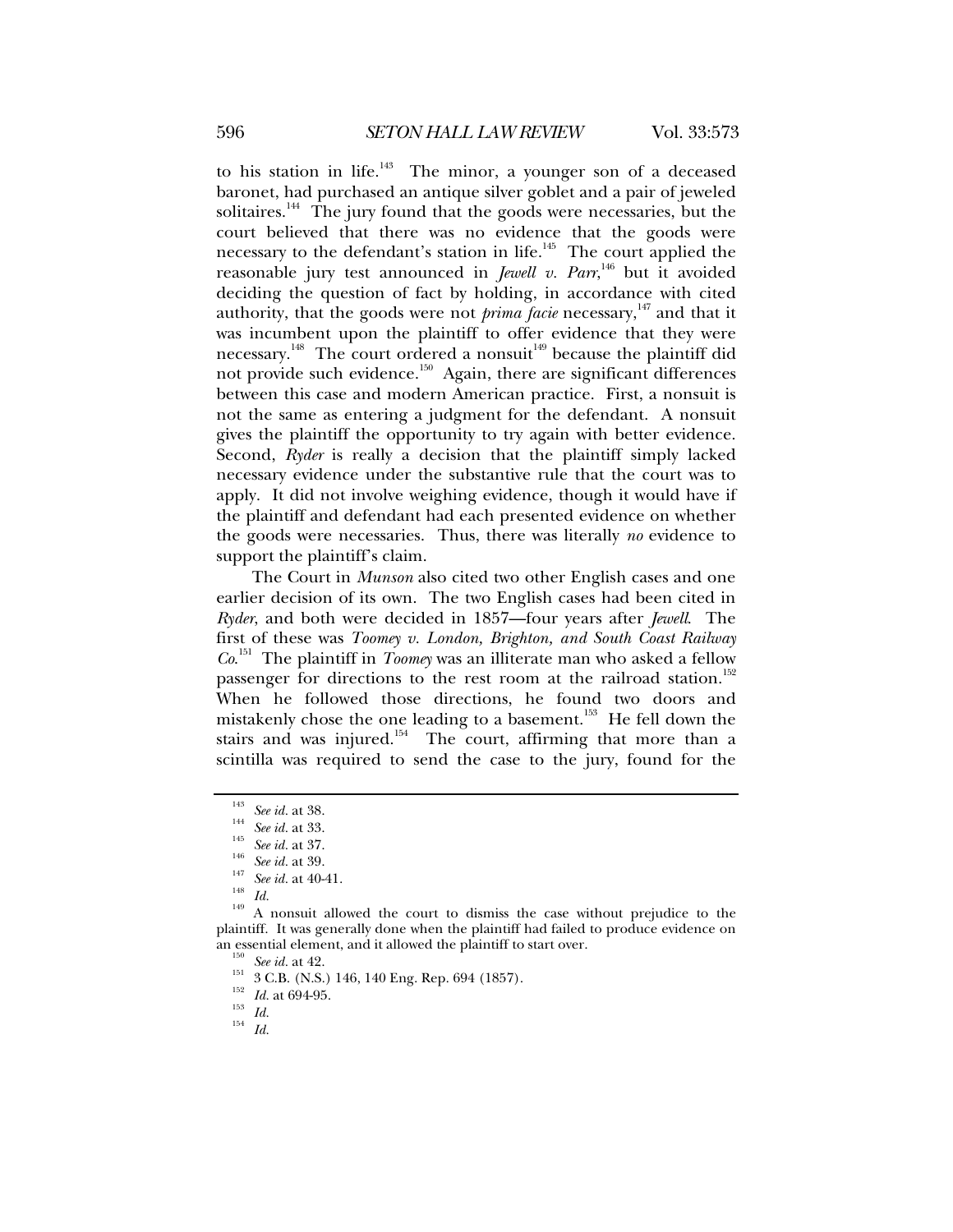to his station in life.[143] The minor, a younger son of a deceased baronet, had purchased an antique silver goblet and a pair of jeweled solitaires.[144] The jury found that the goods were necessaries, but the court believed that there was no evidence that the goods were necessary to the defendant's station in life.[145] The court applied the reasonable jury test announced in *Jewell v. Parr*,[146] but it avoided deciding the question of fact by holding, in accordance with cited authority, that the goods were not *prima facie* necessary,[147] and that it was incumbent upon the plaintiff to offer evidence that they were necessary.[148] The court ordered a nonsuit[149] because the plaintiff did not provide such evidence.[150] Again, there are significant differences between this case and modern American practice. First, a nonsuit is not the same as entering a judgment for the defendant. A nonsuit gives the plaintiff the opportunity to try again with better evidence. Second, *Ryder* is really a decision that the plaintiff simply lacked necessary evidence under the substantive rule that the court was to apply. It did not involve weighing evidence, though it would have if the plaintiff and defendant had each presented evidence on whether the goods were necessaries. Thus, there was literally *no* evidence to support the plaintiff's claim.

The Court in *Munson* also cited two other English cases and one earlier decision of its own. The two English cases had been cited in *Ryder*, and both were decided in 1857—four years after *Jewell*. The first of these was *Toomey v. London, Brighton, and South Coast Railway Co.*[151] The plaintiff in *Toomey* was an illiterate man who asked a fellow passenger for directions to the rest room at the railroad station.[152] When he followed those directions, he found two doors and mistakenly chose the one leading to a basement.[153] He fell down the stairs and was injured.[154] The court, affirming that more than a scintilla was required to send the case to the jury, found for the

---

[143] *See id.* at 38.

[144] *See id.* at 33.

[145] *See id.* at 37.

[146] *See id.* at 39.

[147] *See id.* at 40-41.

[148] *Id.*

[149] A nonsuit allowed the court to dismiss the case without prejudice to the plaintiff. It was generally done when the plaintiff had failed to produce evidence on an essential element, and it allowed the plaintiff to start over.

[150] *See id.* at 42.

[151] 3 C.B. (N.S.) 146, 140 Eng. Rep. 694 (1857).

[152] *Id.* at 694-95.

[153] *Id.*

[154] *Id.*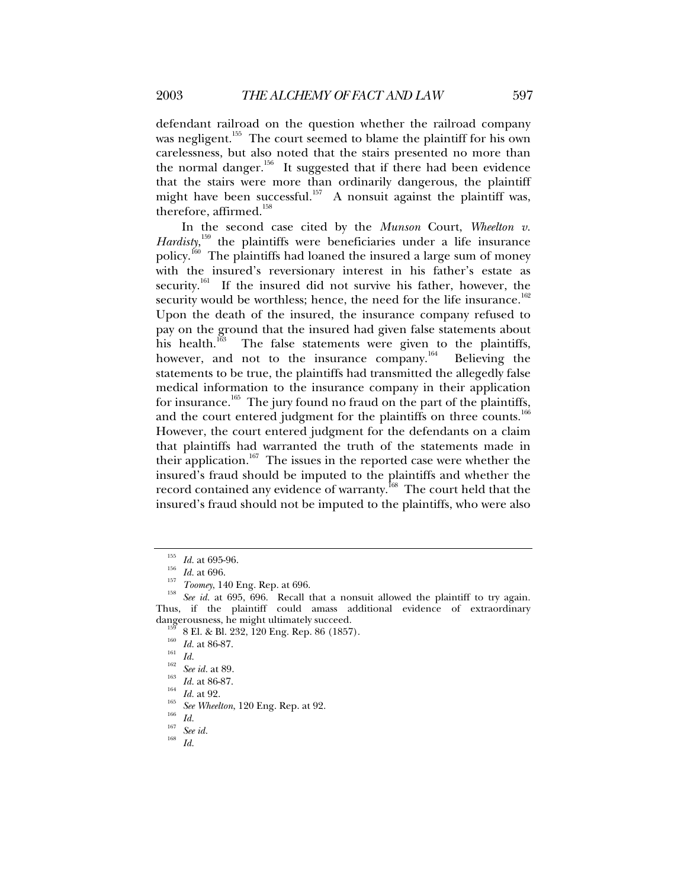defendant railroad on the question whether the railroad company was negligent.[155] The court seemed to blame the plaintiff for his own carelessness, but also noted that the stairs presented no more than the normal danger.[156] It suggested that if there had been evidence that the stairs were more than ordinarily dangerous, the plaintiff might have been successful.[157] A nonsuit against the plaintiff was, therefore, affirmed.[158]

In the second case cited by the *Munson* Court, *Wheelton v. Hardisty*,[159] the plaintiffs were beneficiaries under a life insurance policy.[160] The plaintiffs had loaned the insured a large sum of money with the insured's reversionary interest in his father's estate as security.[161] If the insured did not survive his father, however, the security would be worthless; hence, the need for the life insurance.[162] Upon the death of the insured, the insurance company refused to pay on the ground that the insured had given false statements about his health.[163] The false statements were given to the plaintiffs, however, and not to the insurance company.[164] Believing the statements to be true, the plaintiffs had transmitted the allegedly false medical information to the insurance company in their application for insurance.[165] The jury found no fraud on the part of the plaintiffs, and the court entered judgment for the plaintiffs on three counts.[166] However, the court entered judgment for the defendants on a claim that plaintiffs had warranted the truth of the statements made in their application.[167] The issues in the reported case were whether the insured's fraud should be imputed to the plaintiffs and whether the record contained any evidence of warranty.[168] The court held that the insured's fraud should not be imputed to the plaintiffs, who were also

---

[155] *Id.* at 695-96.

[156] *Id.* at 696.

[157] *Toomey*, 140 Eng. Rep. at 696.

[158] *See id.* at 695, 696. Recall that a nonsuit allowed the plaintiff to try again. Thus, if the plaintiff could amass additional evidence of extraordinary dangerousness, he might ultimately succeed.

[159] 8 El. & Bl. 232, 120 Eng. Rep. 86 (1857).

[160] *Id.* at 86-87.

[161] *Id.*

[162] *See id.* at 89.

[163] *Id.* at 86-87.

[164] *Id.* at 92.

[165] *See Wheelton*, 120 Eng. Rep. at 92.

[166] *Id.*

[167] *See id.*

[168] *Id.*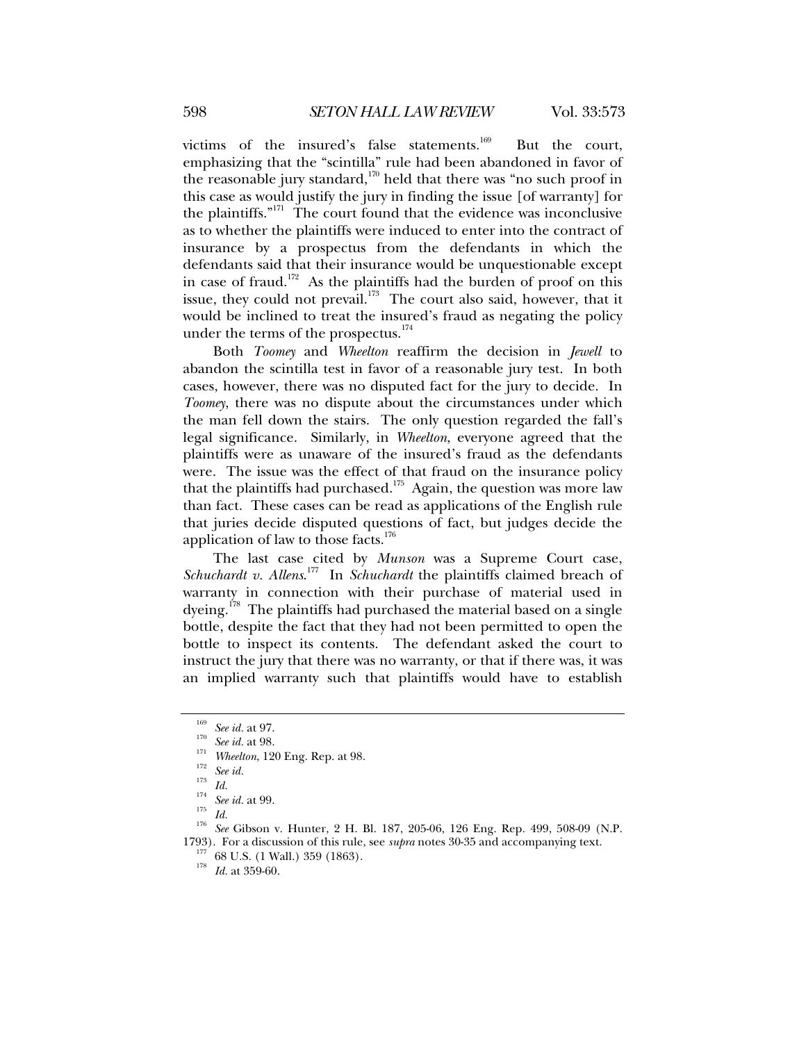victims of the insured's false statements.[169] But the court, emphasizing that the "scintilla" rule had been abandoned in favor of the reasonable jury standard,[170] held that there was "no such proof in this case as would justify the jury in finding the issue [of warranty] for the plaintiffs."[171] The court found that the evidence was inconclusive as to whether the plaintiffs were induced to enter into the contract of insurance by a prospectus from the defendants in which the defendants said that their insurance would be unquestionable except in case of fraud.[172] As the plaintiffs had the burden of proof on this issue, they could not prevail.[173] The court also said, however, that it would be inclined to treat the insured's fraud as negating the policy under the terms of the prospectus.[174]

Both *Toomey* and *Wheelton* reaffirm the decision in *Jewell* to abandon the scintilla test in favor of a reasonable jury test. In both cases, however, there was no disputed fact for the jury to decide. In *Toomey*, there was no dispute about the circumstances under which the man fell down the stairs. The only question regarded the fall's legal significance. Similarly, in *Wheelton*, everyone agreed that the plaintiffs were as unaware of the insured's fraud as the defendants were. The issue was the effect of that fraud on the insurance policy that the plaintiffs had purchased.[175] Again, the question was more law than fact. These cases can be read as applications of the English rule that juries decide disputed questions of fact, but judges decide the application of law to those facts.[176]

The last case cited by *Munson* was a Supreme Court case, *Schuchardt v. Allens*.[177] In *Schuchardt* the plaintiffs claimed breach of warranty in connection with their purchase of material used in dyeing.[178] The plaintiffs had purchased the material based on a single bottle, despite the fact that they had not been permitted to open the bottle to inspect its contents. The defendant asked the court to instruct the jury that there was no warranty, or that if there was, it was an implied warranty such that plaintiffs would have to establish

---

[169] *See id.* at 97.

[170] *See id.* at 98.

[171] *Wheelton*, 120 Eng. Rep. at 98.

[172] *See id.*

[173] *Id.*

[174] *See id.* at 99.

[175] *Id.*

[176] *See* Gibson v. Hunter, 2 H. Bl. 187, 205-06, 126 Eng. Rep. 499, 508-09 (N.P. 1793). For a discussion of this rule, see *supra* notes 30-35 and accompanying text.

[177] 68 U.S. (1 Wall.) 359 (1863).

[178] *Id.* at 359-60.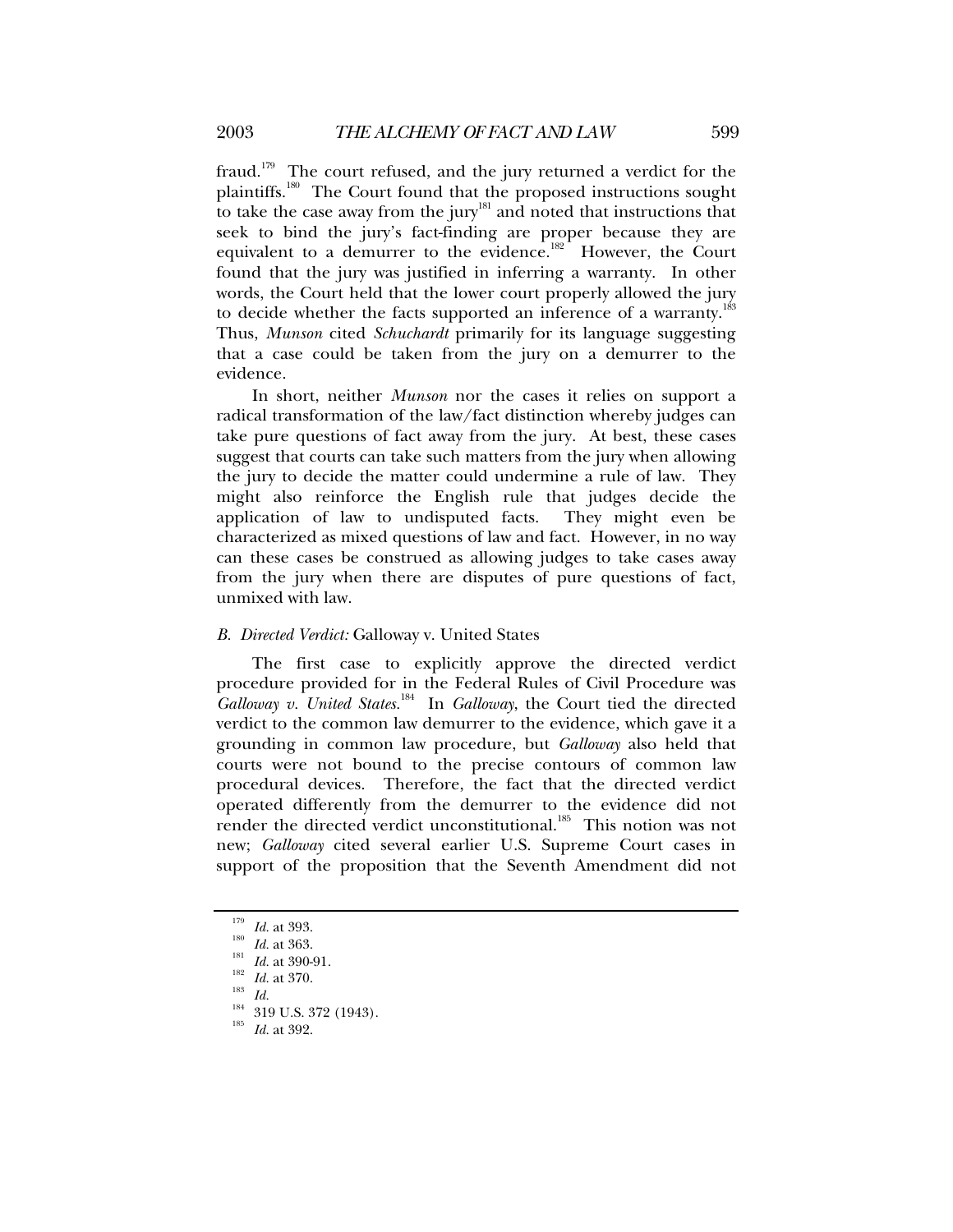fraud.[179] The court refused, and the jury returned a verdict for the plaintiffs.[180] The Court found that the proposed instructions sought to take the case away from the jury[181] and noted that instructions that seek to bind the jury's fact-finding are proper because they are equivalent to a demurrer to the evidence.[182] However, the Court found that the jury was justified in inferring a warranty. In other words, the Court held that the lower court properly allowed the jury to decide whether the facts supported an inference of a warranty.[183] Thus, *Munson* cited *Schuchardt* primarily for its language suggesting that a case could be taken from the jury on a demurrer to the evidence.

In short, neither *Munson* nor the cases it relies on support a radical transformation of the law/fact distinction whereby judges can take pure questions of fact away from the jury. At best, these cases suggest that courts can take such matters from the jury when allowing the jury to decide the matter could undermine a rule of law. They might also reinforce the English rule that judges decide the application of law to undisputed facts. They might even be characterized as mixed questions of law and fact. However, in no way can these cases be construed as allowing judges to take cases away from the jury when there are disputes of pure questions of fact, unmixed with law.

### B. *Directed Verdict:* Galloway v. United States

The first case to explicitly approve the directed verdict procedure provided for in the Federal Rules of Civil Procedure was *Galloway v. United States*.[184] In *Galloway*, the Court tied the directed verdict to the common law demurrer to the evidence, which gave it a grounding in common law procedure, but *Galloway* also held that courts were not bound to the precise contours of common law procedural devices. Therefore, the fact that the directed verdict operated differently from the demurrer to the evidence did not render the directed verdict unconstitutional.[185] This notion was not new; *Galloway* cited several earlier U.S. Supreme Court cases in support of the proposition that the Seventh Amendment did not

---

[179] *Id.* at 393.
[180] *Id.* at 363.
[181] *Id.* at 390-91.
[182] *Id.* at 370.
[183] *Id.*
[184] 319 U.S. 372 (1943).
[185] *Id.* at 392.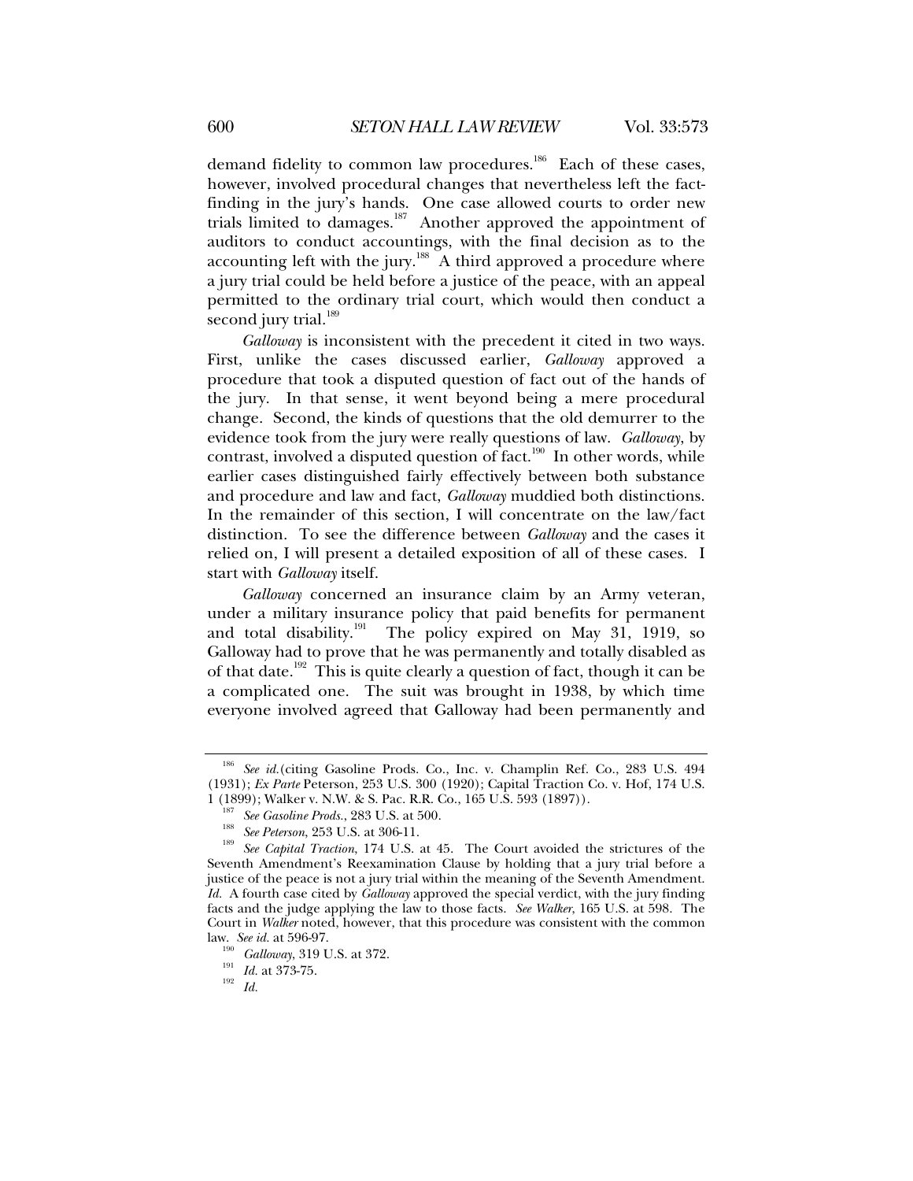demand fidelity to common law procedures.[186] Each of these cases, however, involved procedural changes that nevertheless left the fact-finding in the jury's hands. One case allowed courts to order new trials limited to damages.[187] Another approved the appointment of auditors to conduct accountings, with the final decision as to the accounting left with the jury.[188] A third approved a procedure where a jury trial could be held before a justice of the peace, with an appeal permitted to the ordinary trial court, which would then conduct a second jury trial.[189]

*Galloway* is inconsistent with the precedent it cited in two ways. First, unlike the cases discussed earlier, *Galloway* approved a procedure that took a disputed question of fact out of the hands of the jury. In that sense, it went beyond being a mere procedural change. Second, the kinds of questions that the old demurrer to the evidence took from the jury were really questions of law. *Galloway*, by contrast, involved a disputed question of fact.[190] In other words, while earlier cases distinguished fairly effectively between both substance and procedure and law and fact, *Galloway* muddied both distinctions. In the remainder of this section, I will concentrate on the law/fact distinction. To see the difference between *Galloway* and the cases it relied on, I will present a detailed exposition of all of these cases. I start with *Galloway* itself.

*Galloway* concerned an insurance claim by an Army veteran, under a military insurance policy that paid benefits for permanent and total disability.[191] The policy expired on May 31, 1919, so Galloway had to prove that he was permanently and totally disabled as of that date.[192] This is quite clearly a question of fact, though it can be a complicated one. The suit was brought in 1938, by which time everyone involved agreed that Galloway had been permanently and

---

[186] *See id.*(citing Gasoline Prods. Co., Inc. v. Champlin Ref. Co., 283 U.S. 494 (1931); *Ex Parte* Peterson, 253 U.S. 300 (1920); Capital Traction Co. v. Hof, 174 U.S. 1 (1899); Walker v. N.W. & S. Pac. R.R. Co., 165 U.S. 593 (1897)).

[187] *See Gasoline Prods.*, 283 U.S. at 500.

[188] *See Peterson*, 253 U.S. at 306-11.

[189] *See Capital Traction*, 174 U.S. at 45. The Court avoided the strictures of the Seventh Amendment's Reexamination Clause by holding that a jury trial before a justice of the peace is not a jury trial within the meaning of the Seventh Amendment. *Id.* A fourth case cited by *Galloway* approved the special verdict, with the jury finding facts and the judge applying the law to those facts. *See Walker*, 165 U.S. at 598. The Court in *Walker* noted, however, that this procedure was consistent with the common law. *See id.* at 596-97.

[190] *Galloway*, 319 U.S. at 372.

[191] *Id.* at 373-75.

[192] *Id.*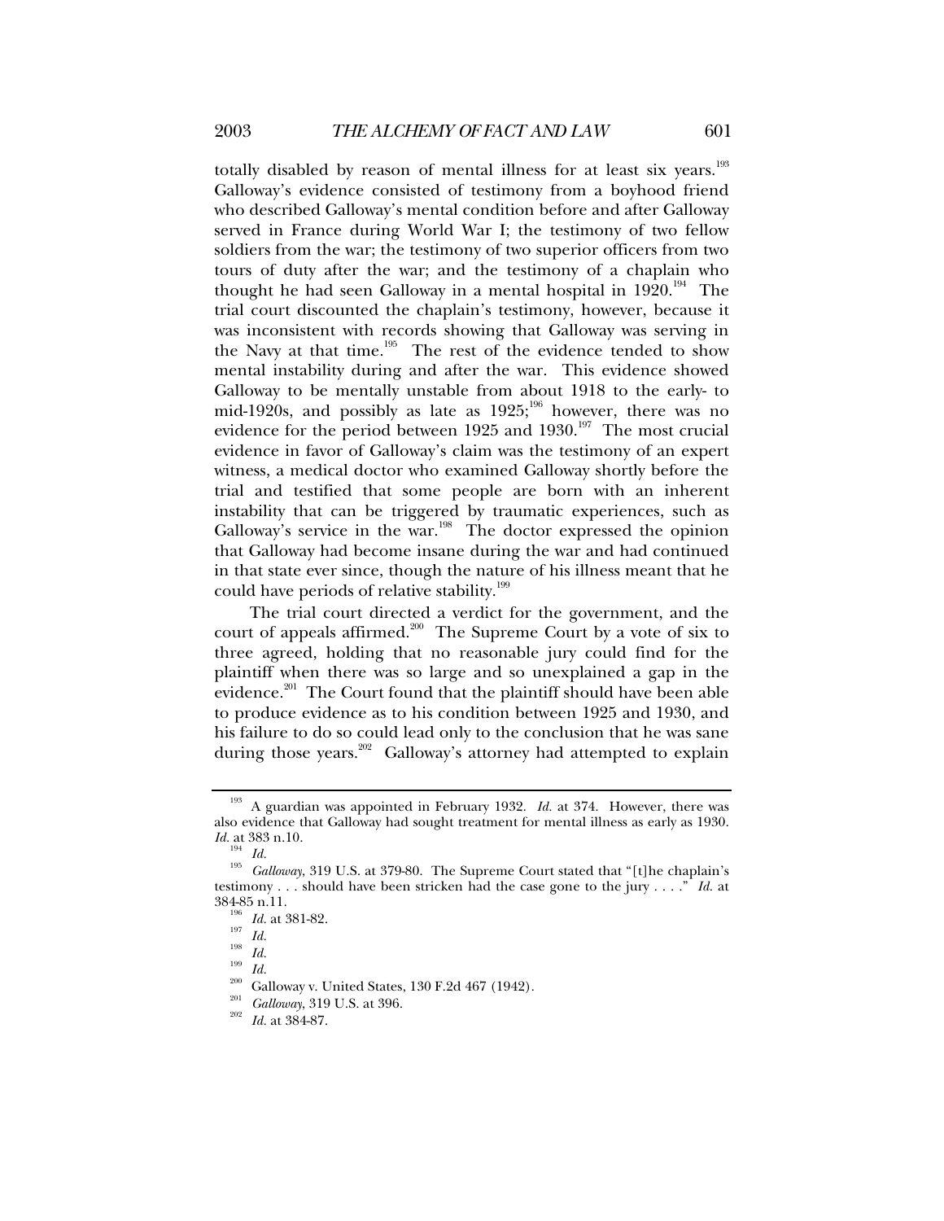totally disabled by reason of mental illness for at least six years.[193] Galloway's evidence consisted of testimony from a boyhood friend who described Galloway's mental condition before and after Galloway served in France during World War I; the testimony of two fellow soldiers from the war; the testimony of two superior officers from two tours of duty after the war; and the testimony of a chaplain who thought he had seen Galloway in a mental hospital in 1920.[194] The trial court discounted the chaplain's testimony, however, because it was inconsistent with records showing that Galloway was serving in the Navy at that time.[195] The rest of the evidence tended to show mental instability during and after the war. This evidence showed Galloway to be mentally unstable from about 1918 to the early- to mid-1920s, and possibly as late as 1925;[196] however, there was no evidence for the period between 1925 and 1930.[197] The most crucial evidence in favor of Galloway's claim was the testimony of an expert witness, a medical doctor who examined Galloway shortly before the trial and testified that some people are born with an inherent instability that can be triggered by traumatic experiences, such as Galloway's service in the war.[198] The doctor expressed the opinion that Galloway had become insane during the war and had continued in that state ever since, though the nature of his illness meant that he could have periods of relative stability.[199]

The trial court directed a verdict for the government, and the court of appeals affirmed.[200] The Supreme Court by a vote of six to three agreed, holding that no reasonable jury could find for the plaintiff when there was so large and so unexplained a gap in the evidence.[201] The Court found that the plaintiff should have been able to produce evidence as to his condition between 1925 and 1930, and his failure to do so could lead only to the conclusion that he was sane during those years.[202] Galloway's attorney had attempted to explain

---

[193] A guardian was appointed in February 1932. *Id.* at 374. However, there was also evidence that Galloway had sought treatment for mental illness as early as 1930. *Id.* at 383 n.10.

[194] *Id.*

[195] *Galloway*, 319 U.S. at 379-80. The Supreme Court stated that "[t]he chaplain's testimony . . . should have been stricken had the case gone to the jury . . . ." *Id.* at 384-85 n.11.

[196] *Id.* at 381-82.

[197] *Id.*

[198] *Id.*

[199] *Id.*

[200] Galloway v. United States, 130 F.2d 467 (1942).

[201] *Galloway*, 319 U.S. at 396.

[202] *Id.* at 384-87.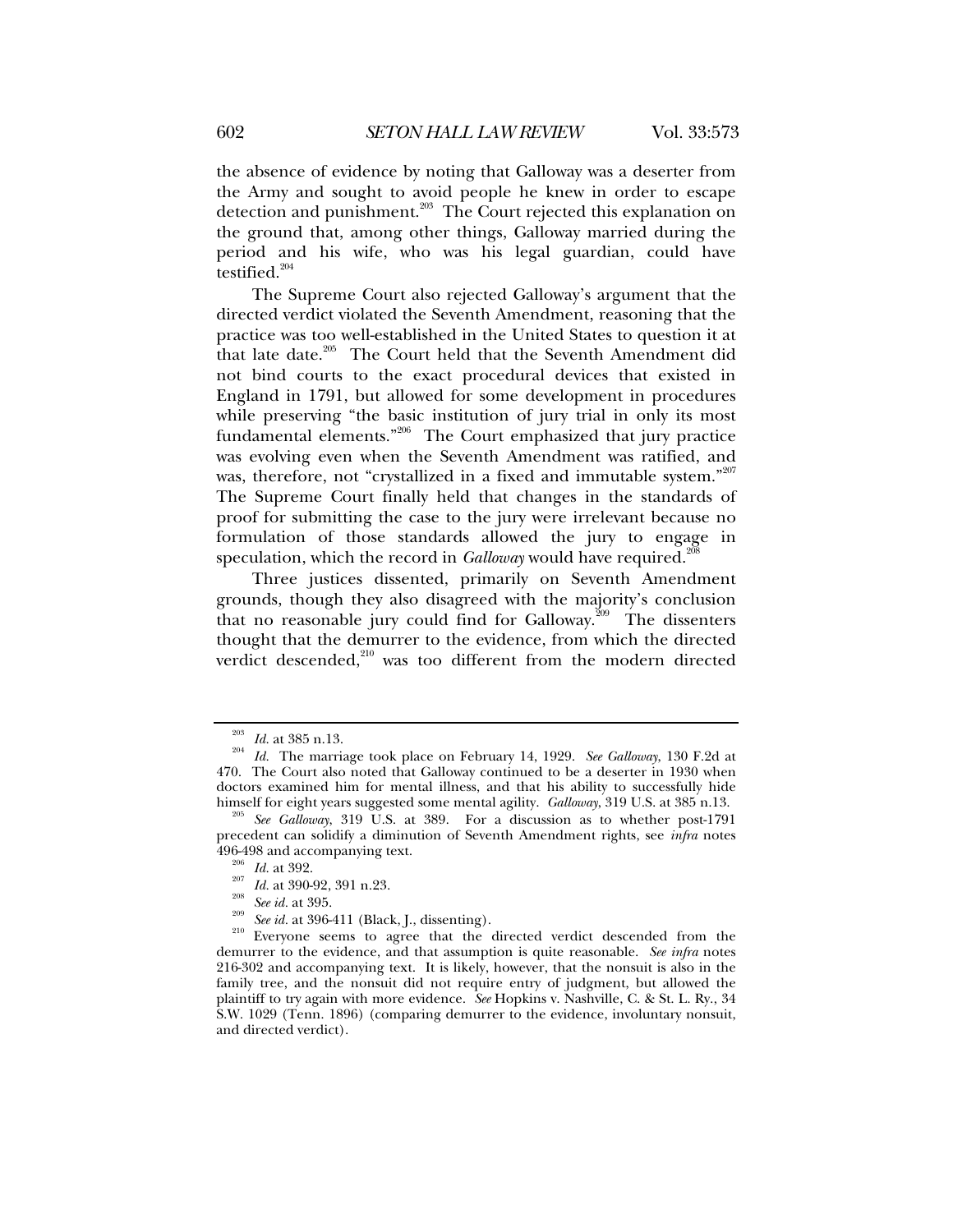the absence of evidence by noting that Galloway was a deserter from the Army and sought to avoid people he knew in order to escape detection and punishment.[203] The Court rejected this explanation on the ground that, among other things, Galloway married during the period and his wife, who was his legal guardian, could have testified.[204]

The Supreme Court also rejected Galloway's argument that the directed verdict violated the Seventh Amendment, reasoning that the practice was too well-established in the United States to question it at that late date.[205] The Court held that the Seventh Amendment did not bind courts to the exact procedural devices that existed in England in 1791, but allowed for some development in procedures while preserving "the basic institution of jury trial in only its most fundamental elements."[206] The Court emphasized that jury practice was evolving even when the Seventh Amendment was ratified, and was, therefore, not "crystallized in a fixed and immutable system."[207] The Supreme Court finally held that changes in the standards of proof for submitting the case to the jury were irrelevant because no formulation of those standards allowed the jury to engage in speculation, which the record in *Galloway* would have required.[208]

Three justices dissented, primarily on Seventh Amendment grounds, though they also disagreed with the majority's conclusion that no reasonable jury could find for Galloway.[209] The dissenters thought that the demurrer to the evidence, from which the directed verdict descended,[210] was too different from the modern directed

---

[203] *Id.* at 385 n.13.

[204] *Id.* The marriage took place on February 14, 1929. *See Galloway*, 130 F.2d at 470. The Court also noted that Galloway continued to be a deserter in 1930 when doctors examined him for mental illness, and that his ability to successfully hide himself for eight years suggested some mental agility. *Galloway*, 319 U.S. at 385 n.13.

[205] *See Galloway*, 319 U.S. at 389. For a discussion as to whether post-1791 precedent can solidify a diminution of Seventh Amendment rights, see *infra* notes 496-498 and accompanying text.

[206] *Id.* at 392.

[207] *Id.* at 390-92, 391 n.23.

[208] *See id.* at 395.

[209] *See id.* at 396-411 (Black, J., dissenting).

[210] Everyone seems to agree that the directed verdict descended from the demurrer to the evidence, and that assumption is quite reasonable. *See infra* notes 216-302 and accompanying text. It is likely, however, that the nonsuit is also in the family tree, and the nonsuit did not require entry of judgment, but allowed the plaintiff to try again with more evidence. *See* Hopkins v. Nashville, C. & St. L. Ry., 34 S.W. 1029 (Tenn. 1896) (comparing demurrer to the evidence, involuntary nonsuit, and directed verdict).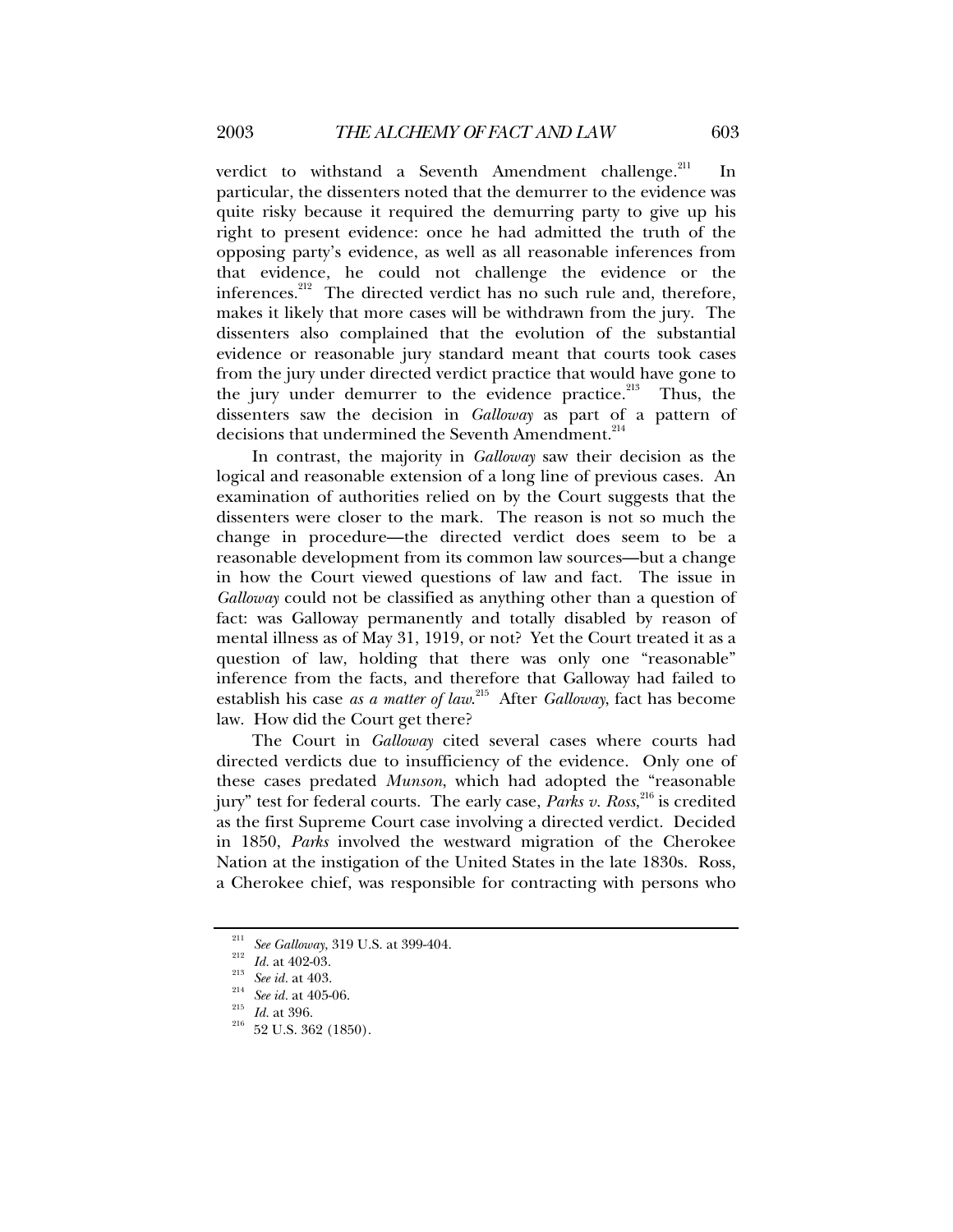verdict to withstand a Seventh Amendment challenge.[211] In particular, the dissenters noted that the demurrer to the evidence was quite risky because it required the demurring party to give up his right to present evidence: once he had admitted the truth of the opposing party's evidence, as well as all reasonable inferences from that evidence, he could not challenge the evidence or the inferences.[212] The directed verdict has no such rule and, therefore, makes it likely that more cases will be withdrawn from the jury. The dissenters also complained that the evolution of the substantial evidence or reasonable jury standard meant that courts took cases from the jury under directed verdict practice that would have gone to the jury under demurrer to the evidence practice.[213] Thus, the dissenters saw the decision in *Galloway* as part of a pattern of decisions that undermined the Seventh Amendment.[214]

In contrast, the majority in *Galloway* saw their decision as the logical and reasonable extension of a long line of previous cases. An examination of authorities relied on by the Court suggests that the dissenters were closer to the mark. The reason is not so much the change in procedure—the directed verdict does seem to be a reasonable development from its common law sources—but a change in how the Court viewed questions of law and fact. The issue in *Galloway* could not be classified as anything other than a question of fact: was Galloway permanently and totally disabled by reason of mental illness as of May 31, 1919, or not? Yet the Court treated it as a question of law, holding that there was only one "reasonable" inference from the facts, and therefore that Galloway had failed to establish his case *as a matter of law*.[215] After *Galloway*, fact has become law. How did the Court get there?

The Court in *Galloway* cited several cases where courts had directed verdicts due to insufficiency of the evidence. Only one of these cases predated *Munson*, which had adopted the "reasonable jury" test for federal courts. The early case, *Parks v. Ross*,[216] is credited as the first Supreme Court case involving a directed verdict. Decided in 1850, *Parks* involved the westward migration of the Cherokee Nation at the instigation of the United States in the late 1830s. Ross, a Cherokee chief, was responsible for contracting with persons who

---

[211] *See Galloway*, 319 U.S. at 399-404.

[212] *Id.* at 402-03.

[213] *See id.* at 403.

[214] *See id.* at 405-06.

[215] *Id.* at 396.

[216] 52 U.S. 362 (1850).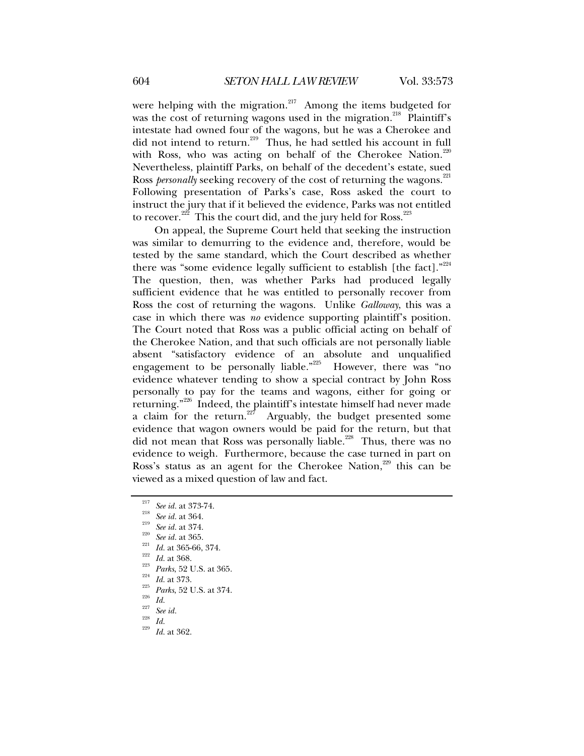were helping with the migration.[217] Among the items budgeted for was the cost of returning wagons used in the migration.[218] Plaintiff's intestate had owned four of the wagons, but he was a Cherokee and did not intend to return.[219] Thus, he had settled his account in full with Ross, who was acting on behalf of the Cherokee Nation.[220] Nevertheless, plaintiff Parks, on behalf of the decedent's estate, sued Ross *personally* seeking recovery of the cost of returning the wagons.[221] Following presentation of Parks's case, Ross asked the court to instruct the jury that if it believed the evidence, Parks was not entitled to recover.[222] This the court did, and the jury held for Ross.[223]

On appeal, the Supreme Court held that seeking the instruction was similar to demurring to the evidence and, therefore, would be tested by the same standard, which the Court described as whether there was "some evidence legally sufficient to establish [the fact]."[224] The question, then, was whether Parks had produced legally sufficient evidence that he was entitled to personally recover from Ross the cost of returning the wagons. Unlike *Galloway*, this was a case in which there was *no* evidence supporting plaintiff's position. The Court noted that Ross was a public official acting on behalf of the Cherokee Nation, and that such officials are not personally liable absent "satisfactory evidence of an absolute and unqualified engagement to be personally liable."[225] However, there was "no evidence whatever tending to show a special contract by John Ross personally to pay for the teams and wagons, either for going or returning."[226] Indeed, the plaintiff's intestate himself had never made a claim for the return.[227] Arguably, the budget presented some evidence that wagon owners would be paid for the return, but that did not mean that Ross was personally liable.[228] Thus, there was no evidence to weigh. Furthermore, because the case turned in part on Ross's status as an agent for the Cherokee Nation,[229] this can be viewed as a mixed question of law and fact.

---

[217] *See id.* at 373-74.

[218] *See id.* at 364.

[219] *See id.* at 374.

[220] *See id.* at 365.

[221] *Id.* at 365-66, 374.

[222] *Id.* at 368.

[223] *Parks*, 52 U.S. at 365.

[224] *Id.* at 373.

[225] *Parks*, 52 U.S. at 374.

[226] *Id.*

[227] *See id.*

[228] *Id.*

[229] *Id.* at 362.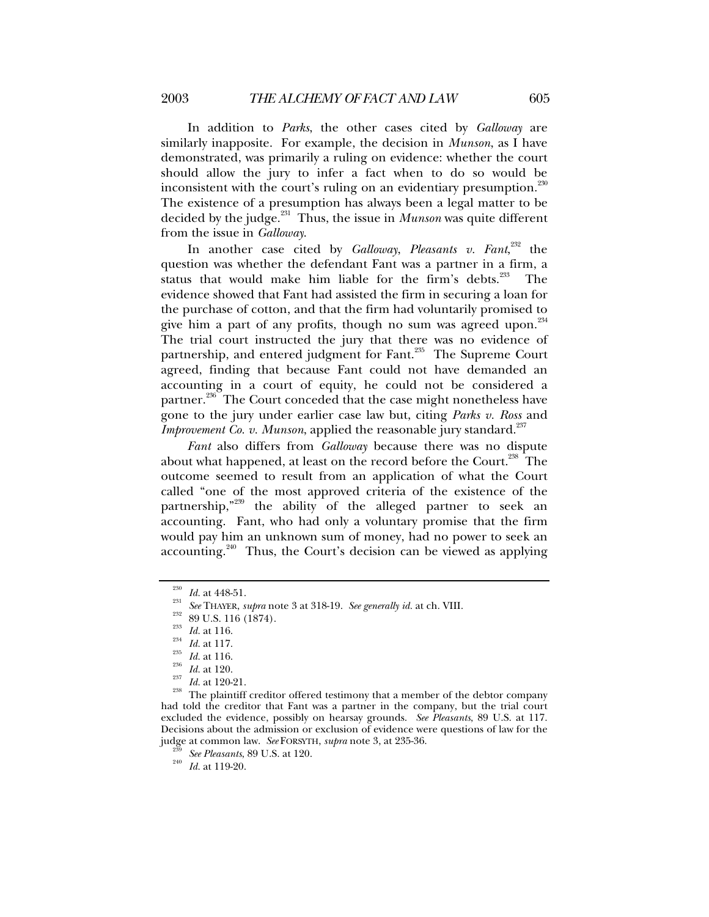In addition to *Parks*, the other cases cited by *Galloway* are similarly inapposite. For example, the decision in *Munson*, as I have demonstrated, was primarily a ruling on evidence: whether the court should allow the jury to infer a fact when to do so would be inconsistent with the court's ruling on an evidentiary presumption.[230] The existence of a presumption has always been a legal matter to be decided by the judge.[231] Thus, the issue in *Munson* was quite different from the issue in *Galloway*.

In another case cited by *Galloway*, *Pleasants v. Fant*,[232] the question was whether the defendant Fant was a partner in a firm, a status that would make him liable for the firm's debts.[233] The evidence showed that Fant had assisted the firm in securing a loan for the purchase of cotton, and that the firm had voluntarily promised to give him a part of any profits, though no sum was agreed upon.[234] The trial court instructed the jury that there was no evidence of partnership, and entered judgment for Fant.[235] The Supreme Court agreed, finding that because Fant could not have demanded an accounting in a court of equity, he could not be considered a partner.[236] The Court conceded that the case might nonetheless have gone to the jury under earlier case law but, citing *Parks v. Ross* and *Improvement Co. v. Munson*, applied the reasonable jury standard.[237]

*Fant* also differs from *Galloway* because there was no dispute about what happened, at least on the record before the Court.[238] The outcome seemed to result from an application of what the Court called "one of the most approved criteria of the existence of the partnership,"[239] the ability of the alleged partner to seek an accounting. Fant, who had only a voluntary promise that the firm would pay him an unknown sum of money, had no power to seek an accounting.[240] Thus, the Court's decision can be viewed as applying

---

[230] *Id.* at 448-51.

[231] *See* THAYER, *supra* note 3 at 318-19. *See generally id.* at ch. VIII.

[232] 89 U.S. 116 (1874).

[233] *Id.* at 116.

[234] *Id.* at 117.

[235] *Id.* at 116.

[236] *Id.* at 120.

[237] *Id.* at 120-21.

[238] The plaintiff creditor offered testimony that a member of the debtor company had told the creditor that Fant was a partner in the company, but the trial court excluded the evidence, possibly on hearsay grounds. *See Pleasants*, 89 U.S. at 117. Decisions about the admission or exclusion of evidence were questions of law for the judge at common law. *See* FORSYTH, *supra* note 3, at 235-36.

[239] *See Pleasants*, 89 U.S. at 120.

[240] *Id.* at 119-20.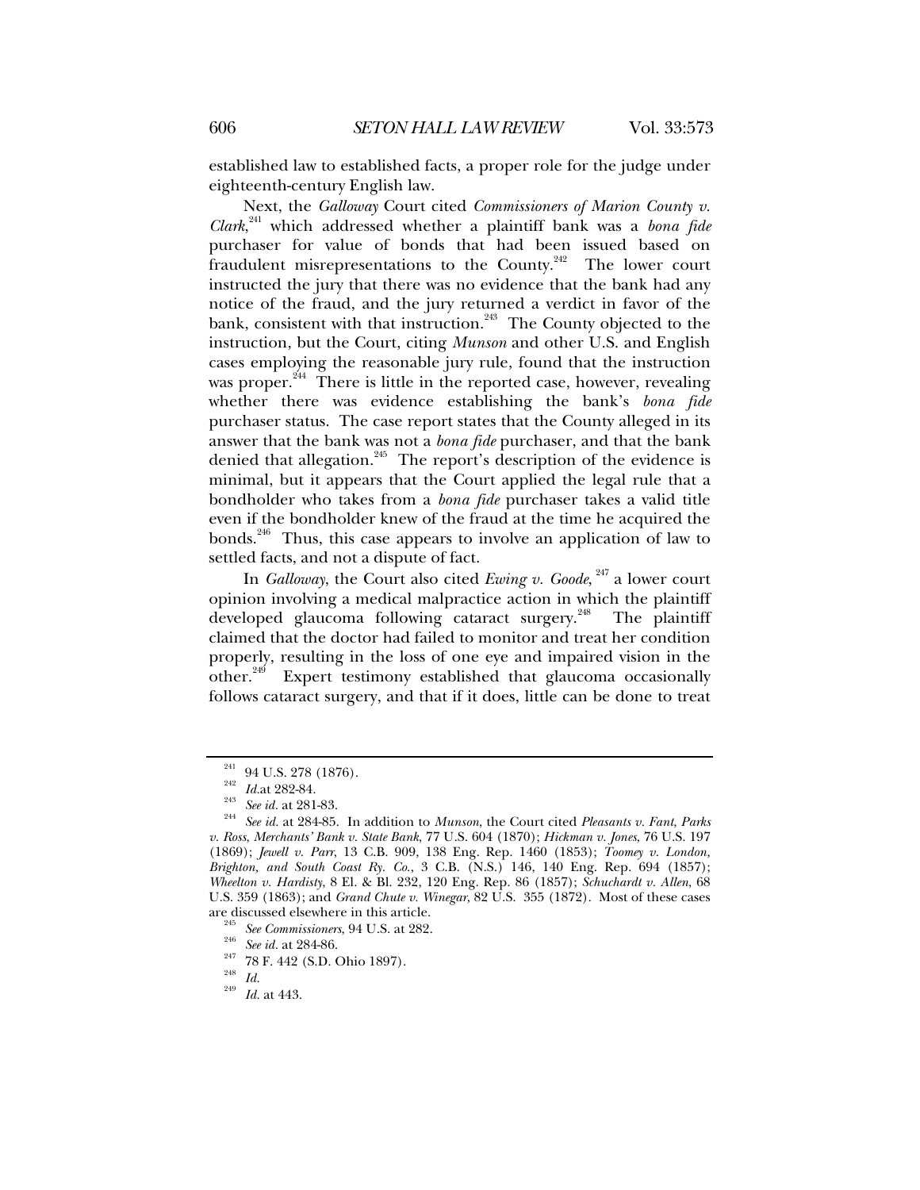established law to established facts, a proper role for the judge under eighteenth-century English law.

Next, the *Galloway* Court cited *Commissioners of Marion County v. Clark*,[241] which addressed whether a plaintiff bank was a *bona fide* purchaser for value of bonds that had been issued based on fraudulent misrepresentations to the County.[242] The lower court instructed the jury that there was no evidence that the bank had any notice of the fraud, and the jury returned a verdict in favor of the bank, consistent with that instruction.[243] The County objected to the instruction, but the Court, citing *Munson* and other U.S. and English cases employing the reasonable jury rule, found that the instruction was proper.[244] There is little in the reported case, however, revealing whether there was evidence establishing the bank's *bona fide* purchaser status. The case report states that the County alleged in its answer that the bank was not a *bona fide* purchaser, and that the bank denied that allegation.[245] The report's description of the evidence is minimal, but it appears that the Court applied the legal rule that a bondholder who takes from a *bona fide* purchaser takes a valid title even if the bondholder knew of the fraud at the time he acquired the bonds.[246] Thus, this case appears to involve an application of law to settled facts, and not a dispute of fact.

In *Galloway*, the Court also cited *Ewing v. Goode*, [247] a lower court opinion involving a medical malpractice action in which the plaintiff developed glaucoma following cataract surgery.[248] The plaintiff claimed that the doctor had failed to monitor and treat her condition properly, resulting in the loss of one eye and impaired vision in the other.[249] Expert testimony established that glaucoma occasionally follows cataract surgery, and that if it does, little can be done to treat

---

[241] 94 U.S. 278 (1876).

[242] *Id.*at 282-84.

[243] *See id.* at 281-83.

[244] *See id.* at 284-85. In addition to *Munson*, the Court cited *Pleasants v. Fant*, *Parks v. Ross*, *Merchants' Bank v. State Bank*, 77 U.S. 604 (1870); *Hickman v. Jones*, 76 U.S. 197 (1869); *Jewell v. Parr*, 13 C.B. 909, 138 Eng. Rep. 1460 (1853); *Toomey v. London, Brighton, and South Coast Ry. Co.*, 3 C.B. (N.S.) 146, 140 Eng. Rep. 694 (1857); *Wheelton v. Hardisty*, 8 El. & Bl. 232, 120 Eng. Rep. 86 (1857); *Schuchardt v. Allen*, 68 U.S. 359 (1863); and *Grand Chute v. Winegar*, 82 U.S. 355 (1872). Most of these cases are discussed elsewhere in this article.

[245] *See Commissioners*, 94 U.S. at 282.

[246] *See id.* at 284-86.

[247] 78 F. 442 (S.D. Ohio 1897).

[248] *Id.*

[249] *Id.* at 443.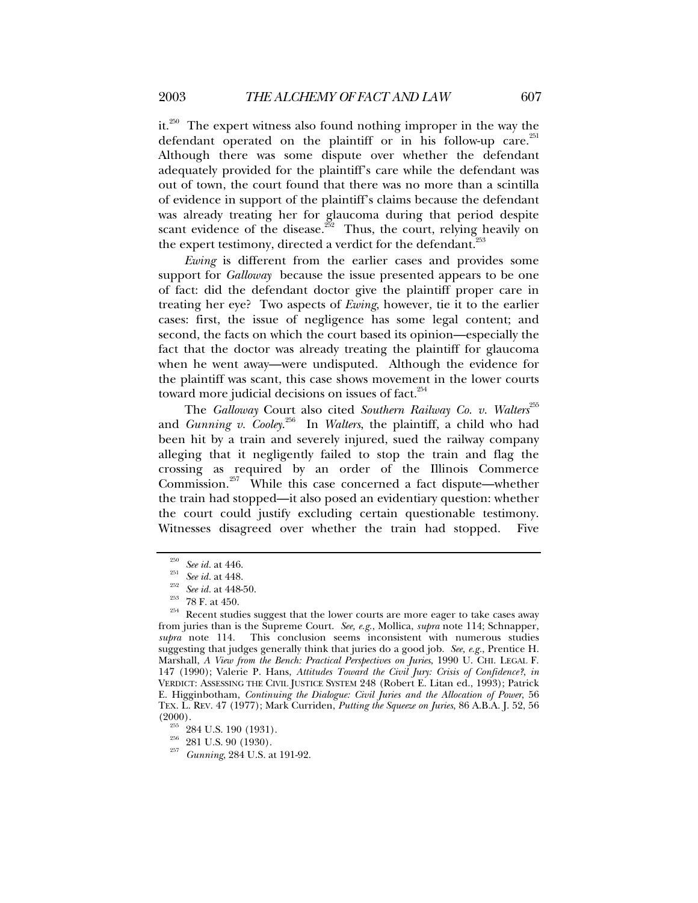it.[250] The expert witness also found nothing improper in the way the defendant operated on the plaintiff or in his follow-up care.[251] Although there was some dispute over whether the defendant adequately provided for the plaintiff's care while the defendant was out of town, the court found that there was no more than a scintilla of evidence in support of the plaintiff's claims because the defendant was already treating her for glaucoma during that period despite scant evidence of the disease.[252] Thus, the court, relying heavily on the expert testimony, directed a verdict for the defendant.[253]

*Ewing* is different from the earlier cases and provides some support for *Galloway* because the issue presented appears to be one of fact: did the defendant doctor give the plaintiff proper care in treating her eye? Two aspects of *Ewing*, however, tie it to the earlier cases: first, the issue of negligence has some legal content; and second, the facts on which the court based its opinion—especially the fact that the doctor was already treating the plaintiff for glaucoma when he went away—were undisputed. Although the evidence for the plaintiff was scant, this case shows movement in the lower courts toward more judicial decisions on issues of fact.[254]

The *Galloway* Court also cited *Southern Railway Co. v. Walters*[255] and *Gunning v. Cooley*.[256] In *Walters*, the plaintiff, a child who had been hit by a train and severely injured, sued the railway company alleging that it negligently failed to stop the train and flag the crossing as required by an order of the Illinois Commerce Commission.[257] While this case concerned a fact dispute—whether the train had stopped—it also posed an evidentiary question: whether the court could justify excluding certain questionable testimony. Witnesses disagreed over whether the train had stopped. Five

---

[250] *See id.* at 446.

[251] *See id.* at 448.

[252] *See id.* at 448-50.

[253] 78 F. at 450.

[254] Recent studies suggest that the lower courts are more eager to take cases away from juries than is the Supreme Court. *See, e.g.*, Mollica, *supra* note 114; Schnapper, *supra* note 114. This conclusion seems inconsistent with numerous studies suggesting that judges generally think that juries do a good job. *See, e.g.*, Prentice H. Marshall, *A View from the Bench: Practical Perspectives on Juries*, 1990 U. CHI. LEGAL F. 147 (1990); Valerie P. Hans, *Attitudes Toward the Civil Jury: Crisis of Confidence?*, *in* VERDICT: ASSESSING THE CIVIL JUSTICE SYSTEM 248 (Robert E. Litan ed., 1993); Patrick E. Higginbotham, *Continuing the Dialogue: Civil Juries and the Allocation of Power*, 56 TEX. L. REV. 47 (1977); Mark Curriden, *Putting the Squeeze on Juries*, 86 A.B.A. J. 52, 56 (2000).

[255] 284 U.S. 190 (1931).

[256] 281 U.S. 90 (1930).

[257] *Gunning*, 284 U.S. at 191-92.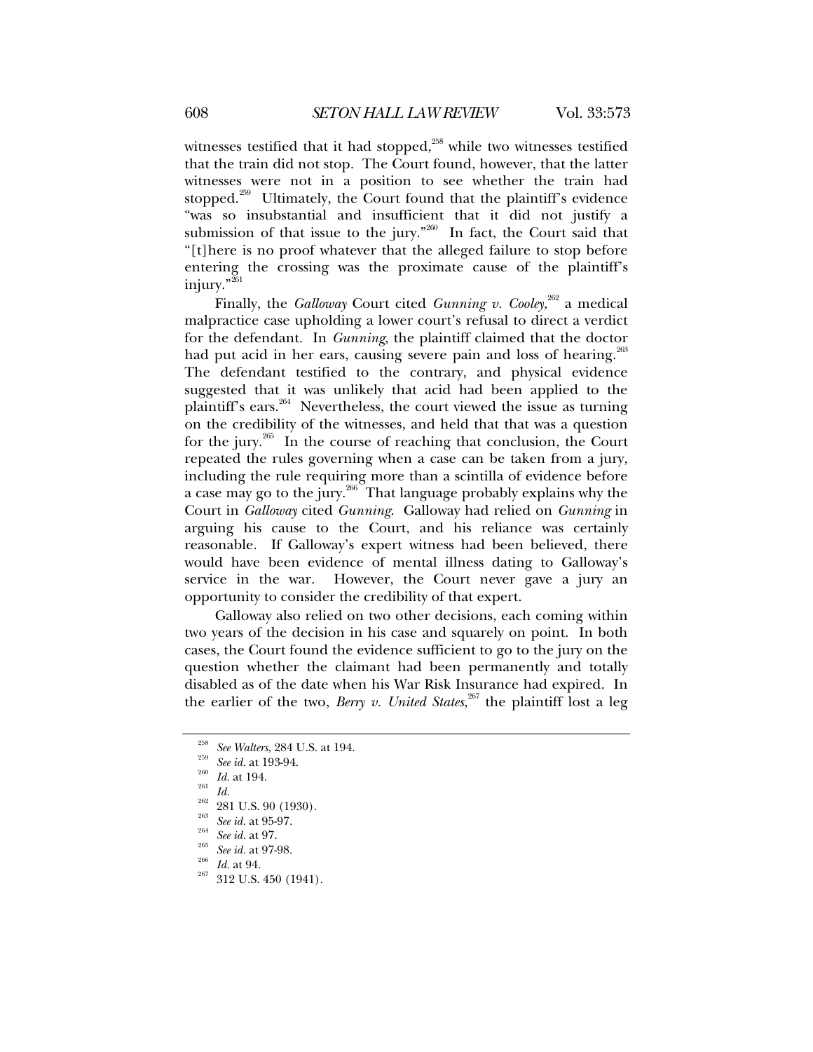witnesses testified that it had stopped,[258] while two witnesses testified that the train did not stop. The Court found, however, that the latter witnesses were not in a position to see whether the train had stopped.[259] Ultimately, the Court found that the plaintiff's evidence "was so insubstantial and insufficient that it did not justify a submission of that issue to the jury."[260] In fact, the Court said that "[t]here is no proof whatever that the alleged failure to stop before entering the crossing was the proximate cause of the plaintiff's injury."[261]

Finally, the *Galloway* Court cited *Gunning v. Cooley*,[262] a medical malpractice case upholding a lower court's refusal to direct a verdict for the defendant. In *Gunning*, the plaintiff claimed that the doctor had put acid in her ears, causing severe pain and loss of hearing.[263] The defendant testified to the contrary, and physical evidence suggested that it was unlikely that acid had been applied to the plaintiff's ears.[264] Nevertheless, the court viewed the issue as turning on the credibility of the witnesses, and held that that was a question for the jury.[265] In the course of reaching that conclusion, the Court repeated the rules governing when a case can be taken from a jury, including the rule requiring more than a scintilla of evidence before a case may go to the jury.[266] That language probably explains why the Court in *Galloway* cited *Gunning*. Galloway had relied on *Gunning* in arguing his cause to the Court, and his reliance was certainly reasonable. If Galloway's expert witness had been believed, there would have been evidence of mental illness dating to Galloway's service in the war. However, the Court never gave a jury an opportunity to consider the credibility of that expert.

Galloway also relied on two other decisions, each coming within two years of the decision in his case and squarely on point. In both cases, the Court found the evidence sufficient to go to the jury on the question whether the claimant had been permanently and totally disabled as of the date when his War Risk Insurance had expired. In the earlier of the two, *Berry v. United States*,[267] the plaintiff lost a leg

---

[258] *See Walters*, 284 U.S. at 194.

[259] *See id.* at 193-94.

[260] *Id.* at 194.

[261] *Id.*

[262] 281 U.S. 90 (1930).

[263] *See id.* at 95-97.

[264] *See id.* at 97.

[265] *See id.* at 97-98.

[266] *Id.* at 94.

[267] 312 U.S. 450 (1941).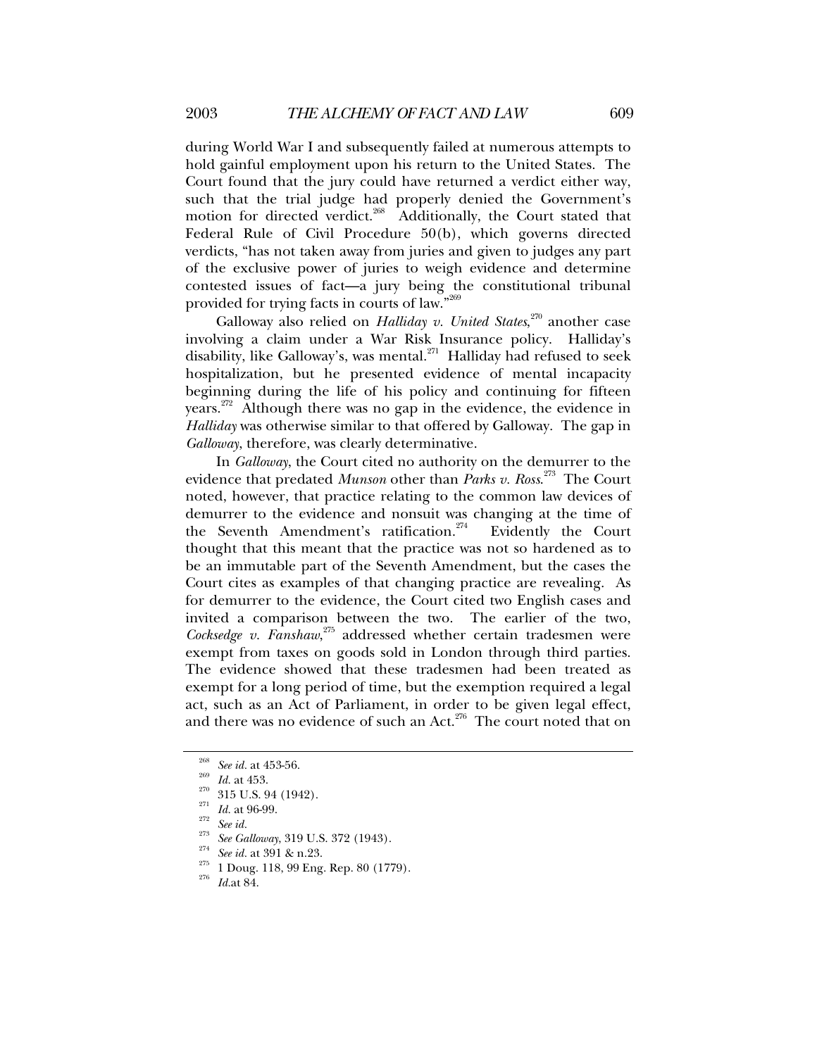during World War I and subsequently failed at numerous attempts to hold gainful employment upon his return to the United States. The Court found that the jury could have returned a verdict either way, such that the trial judge had properly denied the Government's motion for directed verdict.[268] Additionally, the Court stated that Federal Rule of Civil Procedure 50(b), which governs directed verdicts, "has not taken away from juries and given to judges any part of the exclusive power of juries to weigh evidence and determine contested issues of fact—a jury being the constitutional tribunal provided for trying facts in courts of law."[269]

Galloway also relied on *Halliday v. United States*,[270] another case involving a claim under a War Risk Insurance policy. Halliday's disability, like Galloway's, was mental.[271] Halliday had refused to seek hospitalization, but he presented evidence of mental incapacity beginning during the life of his policy and continuing for fifteen years.[272] Although there was no gap in the evidence, the evidence in *Halliday* was otherwise similar to that offered by Galloway. The gap in *Galloway*, therefore, was clearly determinative.

In *Galloway*, the Court cited no authority on the demurrer to the evidence that predated *Munson* other than *Parks v. Ross*.[273] The Court noted, however, that practice relating to the common law devices of demurrer to the evidence and nonsuit was changing at the time of the Seventh Amendment's ratification.[274] Evidently the Court thought that this meant that the practice was not so hardened as to be an immutable part of the Seventh Amendment, but the cases the Court cites as examples of that changing practice are revealing. As for demurrer to the evidence, the Court cited two English cases and invited a comparison between the two. The earlier of the two, *Cocksedge v. Fanshaw*,[275] addressed whether certain tradesmen were exempt from taxes on goods sold in London through third parties. The evidence showed that these tradesmen had been treated as exempt for a long period of time, but the exemption required a legal act, such as an Act of Parliament, in order to be given legal effect, and there was no evidence of such an Act.[276] The court noted that on

---

[268] *See id.* at 453-56.

[269] *Id.* at 453.

[270] 315 U.S. 94 (1942).

[271] *Id.* at 96-99.

[272] *See id.*

[273] *See Galloway*, 319 U.S. 372 (1943).

[274] *See id.* at 391 & n.23.

[275] 1 Doug. 118, 99 Eng. Rep. 80 (1779).

[276] *Id.*at 84.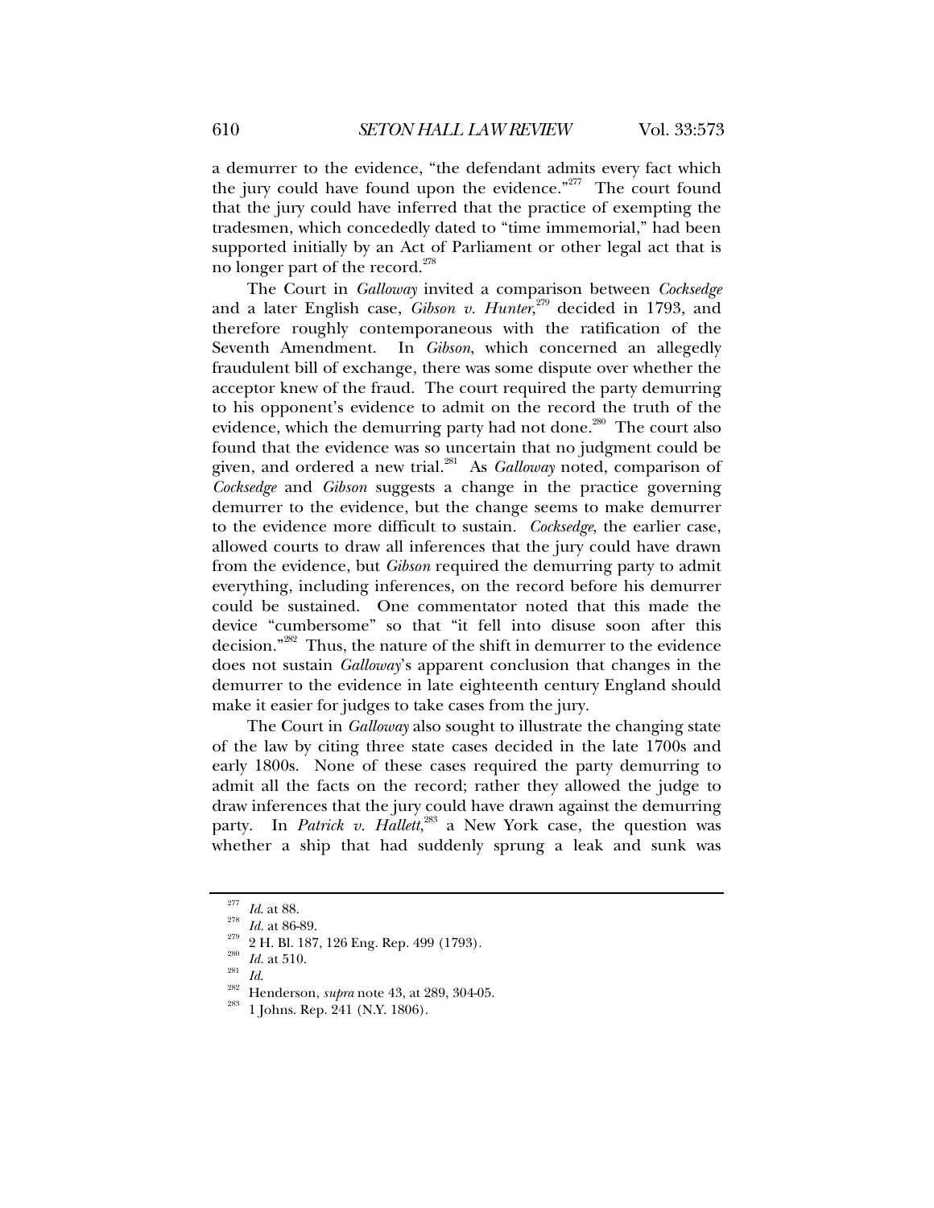a demurrer to the evidence, "the defendant admits every fact which the jury could have found upon the evidence."[277] The court found that the jury could have inferred that the practice of exempting the tradesmen, which concededly dated to "time immemorial," had been supported initially by an Act of Parliament or other legal act that is no longer part of the record.[278]

The Court in *Galloway* invited a comparison between *Cocksedge* and a later English case, *Gibson v. Hunter*,[279] decided in 1793, and therefore roughly contemporaneous with the ratification of the Seventh Amendment. In *Gibson*, which concerned an allegedly fraudulent bill of exchange, there was some dispute over whether the acceptor knew of the fraud. The court required the party demurring to his opponent's evidence to admit on the record the truth of the evidence, which the demurring party had not done.[280] The court also found that the evidence was so uncertain that no judgment could be given, and ordered a new trial.[281] As *Galloway* noted, comparison of *Cocksedge* and *Gibson* suggests a change in the practice governing demurrer to the evidence, but the change seems to make demurrer to the evidence more difficult to sustain. *Cocksedge*, the earlier case, allowed courts to draw all inferences that the jury could have drawn from the evidence, but *Gibson* required the demurring party to admit everything, including inferences, on the record before his demurrer could be sustained. One commentator noted that this made the device "cumbersome" so that "it fell into disuse soon after this decision."[282] Thus, the nature of the shift in demurrer to the evidence does not sustain *Galloway*'s apparent conclusion that changes in the demurrer to the evidence in late eighteenth century England should make it easier for judges to take cases from the jury.

The Court in *Galloway* also sought to illustrate the changing state of the law by citing three state cases decided in the late 1700s and early 1800s. None of these cases required the party demurring to admit all the facts on the record; rather they allowed the judge to draw inferences that the jury could have drawn against the demurring party. In *Patrick v. Hallett*,[283] a New York case, the question was whether a ship that had suddenly sprung a leak and sunk was

---

[277] *Id.* at 88.

[278] *Id.* at 86-89.

[279] 2 H. Bl. 187, 126 Eng. Rep. 499 (1793).

[280] *Id.* at 510.

[281] *Id.*

[282] Henderson, *supra* note 43, at 289, 304-05.

[283] 1 Johns. Rep. 241 (N.Y. 1806).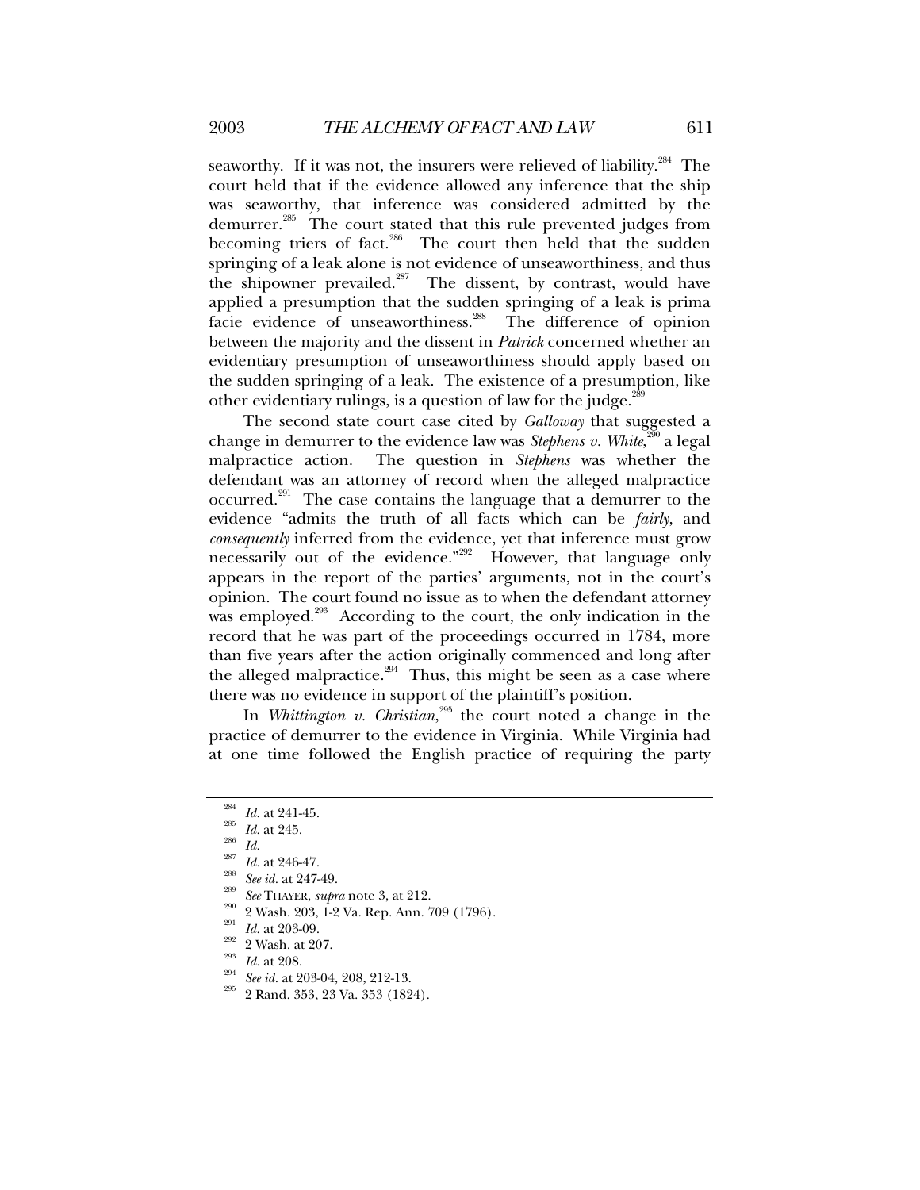seaworthy. If it was not, the insurers were relieved of liability.[284] The court held that if the evidence allowed any inference that the ship was seaworthy, that inference was considered admitted by the demurrer.[285] The court stated that this rule prevented judges from becoming triers of fact.[286] The court then held that the sudden springing of a leak alone is not evidence of unseaworthiness, and thus the shipowner prevailed.[287] The dissent, by contrast, would have applied a presumption that the sudden springing of a leak is prima facie evidence of unseaworthiness.[288] The difference of opinion between the majority and the dissent in *Patrick* concerned whether an evidentiary presumption of unseaworthiness should apply based on the sudden springing of a leak. The existence of a presumption, like other evidentiary rulings, is a question of law for the judge.[289]

The second state court case cited by *Galloway* that suggested a change in demurrer to the evidence law was *Stephens v. White*,[290] a legal malpractice action. The question in *Stephens* was whether the defendant was an attorney of record when the alleged malpractice occurred.[291] The case contains the language that a demurrer to the evidence "admits the truth of all facts which can be *fairly*, and *consequently* inferred from the evidence, yet that inference must grow necessarily out of the evidence."[292] However, that language only appears in the report of the parties' arguments, not in the court's opinion. The court found no issue as to when the defendant attorney was employed.[293] According to the court, the only indication in the record that he was part of the proceedings occurred in 1784, more than five years after the action originally commenced and long after the alleged malpractice.[294] Thus, this might be seen as a case where there was no evidence in support of the plaintiff's position.

In *Whittington v. Christian*,[295] the court noted a change in the practice of demurrer to the evidence in Virginia. While Virginia had at one time followed the English practice of requiring the party

---

[284] *Id.* at 241-45.

[285] *Id.* at 245.

[286] *Id.*

[287] *Id.* at 246-47.

[288] *See id.* at 247-49.

[289] *See* THAYER, *supra* note 3, at 212.

[290] 2 Wash. 203, 1-2 Va. Rep. Ann. 709 (1796).

[291] *Id.* at 203-09.

[292] 2 Wash. at 207.

[293] *Id.* at 208.

[294] *See id.* at 203-04, 208, 212-13.

[295] 2 Rand. 353, 23 Va. 353 (1824).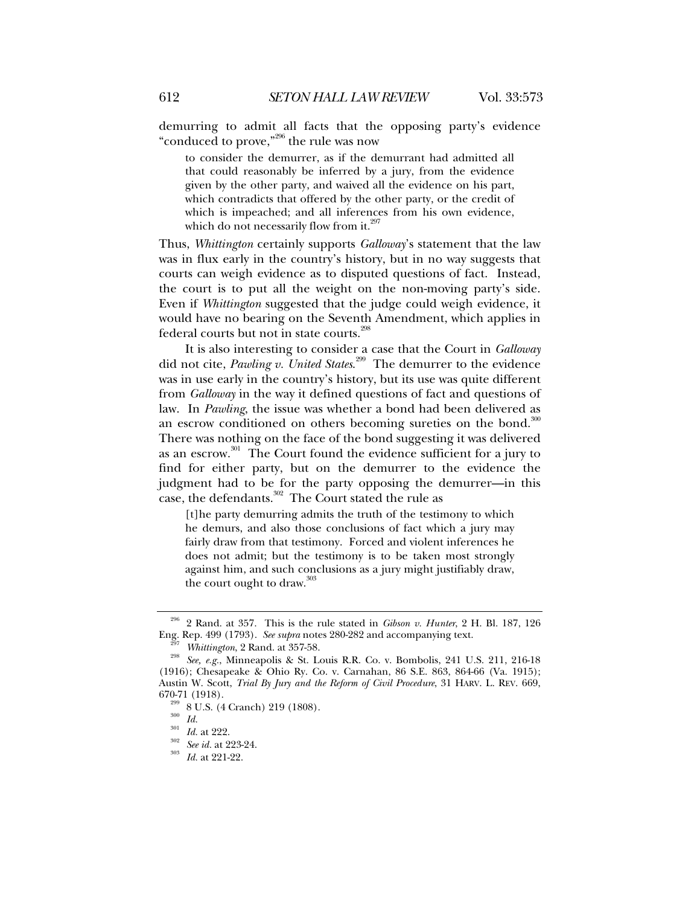demurring to admit all facts that the opposing party's evidence "conduced to prove,"[296] the rule was now

> to consider the demurrer, as if the demurrant had admitted all that could reasonably be inferred by a jury, from the evidence given by the other party, and waived all the evidence on his part, which contradicts that offered by the other party, or the credit of which is impeached; and all inferences from his own evidence, which do not necessarily flow from it.[297]

Thus, *Whittington* certainly supports *Galloway*'s statement that the law was in flux early in the country's history, but in no way suggests that courts can weigh evidence as to disputed questions of fact. Instead, the court is to put all the weight on the non-moving party's side. Even if *Whittington* suggested that the judge could weigh evidence, it would have no bearing on the Seventh Amendment, which applies in federal courts but not in state courts.[298]

It is also interesting to consider a case that the Court in *Galloway* did not cite, *Pawling v. United States*.[299] The demurrer to the evidence was in use early in the country's history, but its use was quite different from *Galloway* in the way it defined questions of fact and questions of law. In *Pawling*, the issue was whether a bond had been delivered as an escrow conditioned on others becoming sureties on the bond.[300] There was nothing on the face of the bond suggesting it was delivered as an escrow.[301] The Court found the evidence sufficient for a jury to find for either party, but on the demurrer to the evidence the judgment had to be for the party opposing the demurrer—in this case, the defendants.[302] The Court stated the rule as

> [t]he party demurring admits the truth of the testimony to which he demurs, and also those conclusions of fact which a jury may fairly draw from that testimony. Forced and violent inferences he does not admit; but the testimony is to be taken most strongly against him, and such conclusions as a jury might justifiably draw, the court ought to draw.[303]

---

[296] 2 Rand. at 357. This is the rule stated in *Gibson v. Hunter*, 2 H. Bl. 187, 126 Eng. Rep. 499 (1793). *See supra* notes 280-282 and accompanying text.

[297] *Whittington*, 2 Rand. at 357-58.

[298] *See, e.g.*, Minneapolis & St. Louis R.R. Co. v. Bombolis, 241 U.S. 211, 216-18 (1916); Chesapeake & Ohio Ry. Co. v. Carnahan, 86 S.E. 863, 864-66 (Va. 1915); Austin W. Scott, *Trial By Jury and the Reform of Civil Procedure*, 31 HARV. L. REV. 669, 670-71 (1918).

[299] 8 U.S. (4 Cranch) 219 (1808).

[300] *Id.*

[301] *Id.* at 222.

[302] *See id.* at 223-24.

[303] *Id.* at 221-22.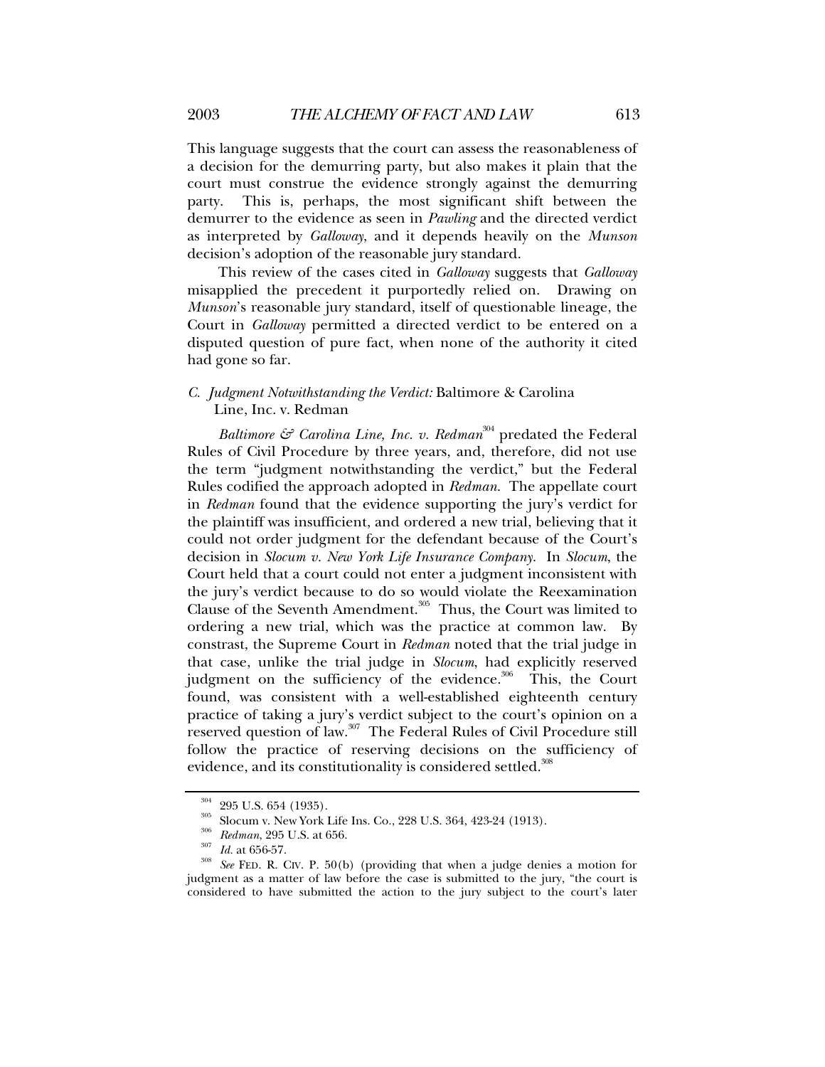This language suggests that the court can assess the reasonableness of a decision for the demurring party, but also makes it plain that the court must construe the evidence strongly against the demurring party. This is, perhaps, the most significant shift between the demurrer to the evidence as seen in *Pawling* and the directed verdict as interpreted by *Galloway*, and it depends heavily on the *Munson* decision's adoption of the reasonable jury standard.

This review of the cases cited in *Galloway* suggests that *Galloway* misapplied the precedent it purportedly relied on. Drawing on *Munson*'s reasonable jury standard, itself of questionable lineage, the Court in *Galloway* permitted a directed verdict to be entered on a disputed question of pure fact, when none of the authority it cited had gone so far.

### C. *Judgment Notwithstanding the Verdict:* Baltimore & Carolina Line, Inc. v. Redman

*Baltimore & Carolina Line, Inc. v. Redman*[304] predated the Federal Rules of Civil Procedure by three years, and, therefore, did not use the term "judgment notwithstanding the verdict," but the Federal Rules codified the approach adopted in *Redman*. The appellate court in *Redman* found that the evidence supporting the jury's verdict for the plaintiff was insufficient, and ordered a new trial, believing that it could not order judgment for the defendant because of the Court's decision in *Slocum v. New York Life Insurance Company*. In *Slocum*, the Court held that a court could not enter a judgment inconsistent with the jury's verdict because to do so would violate the Reexamination Clause of the Seventh Amendment.[305] Thus, the Court was limited to ordering a new trial, which was the practice at common law. By constrast, the Supreme Court in *Redman* noted that the trial judge in that case, unlike the trial judge in *Slocum*, had explicitly reserved judgment on the sufficiency of the evidence.[306] This, the Court found, was consistent with a well-established eighteenth century practice of taking a jury's verdict subject to the court's opinion on a reserved question of law.[307] The Federal Rules of Civil Procedure still follow the practice of reserving decisions on the sufficiency of evidence, and its constitutionality is considered settled.[308]

---

[304] 295 U.S. 654 (1935).

[305] Slocum v. New York Life Ins. Co., 228 U.S. 364, 423-24 (1913).

[306] *Redman*, 295 U.S. at 656.

[307] *Id.* at 656-57.

[308] *See* FED. R. CIV. P. 50(b) (providing that when a judge denies a motion for judgment as a matter of law before the case is submitted to the jury, "the court is considered to have submitted the action to the jury subject to the court's later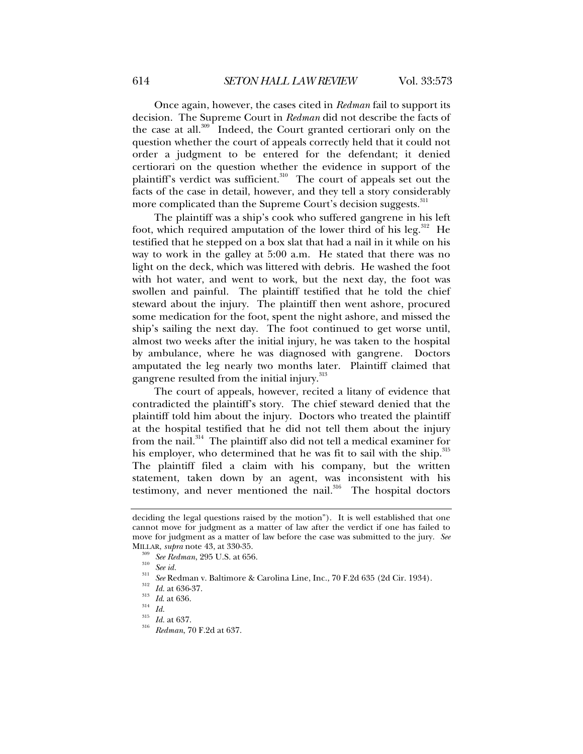Once again, however, the cases cited in *Redman* fail to support its decision. The Supreme Court in *Redman* did not describe the facts of the case at all.[309] Indeed, the Court granted certiorari only on the question whether the court of appeals correctly held that it could not order a judgment to be entered for the defendant; it denied certiorari on the question whether the evidence in support of the plaintiff's verdict was sufficient.[310] The court of appeals set out the facts of the case in detail, however, and they tell a story considerably more complicated than the Supreme Court's decision suggests.[311]

The plaintiff was a ship's cook who suffered gangrene in his left foot, which required amputation of the lower third of his leg.[312] He testified that he stepped on a box slat that had a nail in it while on his way to work in the galley at 5:00 a.m. He stated that there was no light on the deck, which was littered with debris. He washed the foot with hot water, and went to work, but the next day, the foot was swollen and painful. The plaintiff testified that he told the chief steward about the injury. The plaintiff then went ashore, procured some medication for the foot, spent the night ashore, and missed the ship's sailing the next day. The foot continued to get worse until, almost two weeks after the initial injury, he was taken to the hospital by ambulance, where he was diagnosed with gangrene. Doctors amputated the leg nearly two months later. Plaintiff claimed that gangrene resulted from the initial injury.[313]

The court of appeals, however, recited a litany of evidence that contradicted the plaintiff's story. The chief steward denied that the plaintiff told him about the injury. Doctors who treated the plaintiff at the hospital testified that he did not tell them about the injury from the nail.[314] The plaintiff also did not tell a medical examiner for his employer, who determined that he was fit to sail with the ship.[315] The plaintiff filed a claim with his company, but the written statement, taken down by an agent, was inconsistent with his testimony, and never mentioned the nail.[316] The hospital doctors

---

deciding the legal questions raised by the motion"). It is well established that one cannot move for judgment as a matter of law after the verdict if one has failed to move for judgment as a matter of law before the case was submitted to the jury. *See* MILLAR, *supra* note 43, at 330-35.

[309] *See Redman*, 295 U.S. at 656.

[310] *See id.*

[311] *See* Redman v. Baltimore & Carolina Line, Inc., 70 F.2d 635 (2d Cir. 1934).

[312] *Id.* at 636-37.

[313] *Id.* at 636.

[314] *Id.*

[315] *Id.* at 637.

[316] *Redman*, 70 F.2d at 637.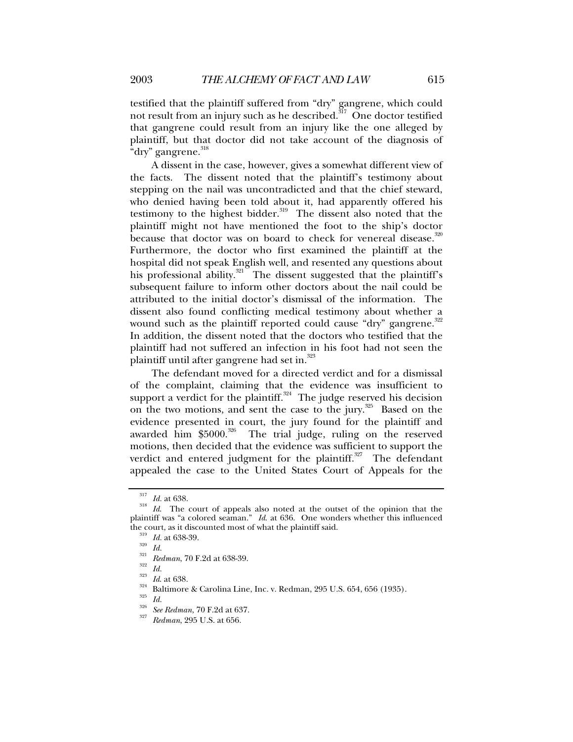testified that the plaintiff suffered from "dry" gangrene, which could not result from an injury such as he described.[317] One doctor testified that gangrene could result from an injury like the one alleged by plaintiff, but that doctor did not take account of the diagnosis of "dry" gangrene.[318]

A dissent in the case, however, gives a somewhat different view of the facts. The dissent noted that the plaintiff's testimony about stepping on the nail was uncontradicted and that the chief steward, who denied having been told about it, had apparently offered his testimony to the highest bidder.[319] The dissent also noted that the plaintiff might not have mentioned the foot to the ship's doctor because that doctor was on board to check for venereal disease.[320] Furthermore, the doctor who first examined the plaintiff at the hospital did not speak English well, and resented any questions about his professional ability.[321] The dissent suggested that the plaintiff's subsequent failure to inform other doctors about the nail could be attributed to the initial doctor's dismissal of the information. The dissent also found conflicting medical testimony about whether a wound such as the plaintiff reported could cause "dry" gangrene.[322] In addition, the dissent noted that the doctors who testified that the plaintiff had not suffered an infection in his foot had not seen the plaintiff until after gangrene had set in.[323]

The defendant moved for a directed verdict and for a dismissal of the complaint, claiming that the evidence was insufficient to support a verdict for the plaintiff.[324] The judge reserved his decision on the two motions, and sent the case to the jury.[325] Based on the evidence presented in court, the jury found for the plaintiff and awarded him $5000.[326] The trial judge, ruling on the reserved motions, then decided that the evidence was sufficient to support the verdict and entered judgment for the plaintiff.[327] The defendant appealed the case to the United States Court of Appeals for the

---

[317] *Id.* at 638.

[318] *Id.* The court of appeals also noted at the outset of the opinion that the plaintiff was "a colored seaman." *Id.* at 636. One wonders whether this influenced the court, as it discounted most of what the plaintiff said.

[319] *Id.* at 638-39.

[320] *Id.*

[321] *Redman*, 70 F.2d at 638-39.

[322] *Id.*

[323] *Id.* at 638.

[324] Baltimore & Carolina Line, Inc. v. Redman, 295 U.S. 654, 656 (1935).

[325] *Id.*

[326] *See Redman*, 70 F.2d at 637.

[327] *Redman*, 295 U.S. at 656.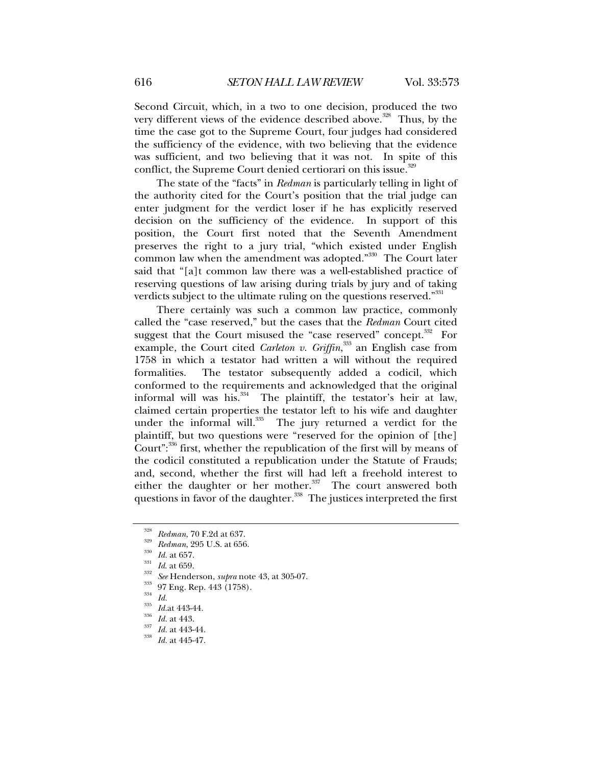Second Circuit, which, in a two to one decision, produced the two very different views of the evidence described above.[328] Thus, by the time the case got to the Supreme Court, four judges had considered the sufficiency of the evidence, with two believing that the evidence was sufficient, and two believing that it was not. In spite of this conflict, the Supreme Court denied certiorari on this issue.[329]

The state of the "facts" in *Redman* is particularly telling in light of the authority cited for the Court's position that the trial judge can enter judgment for the verdict loser if he has explicitly reserved decision on the sufficiency of the evidence. In support of this position, the Court first noted that the Seventh Amendment preserves the right to a jury trial, "which existed under English common law when the amendment was adopted."[330] The Court later said that "[a]t common law there was a well-established practice of reserving questions of law arising during trials by jury and of taking verdicts subject to the ultimate ruling on the questions reserved."[331]

There certainly was such a common law practice, commonly called the "case reserved," but the cases that the *Redman* Court cited suggest that the Court misused the "case reserved" concept.[332] For example, the Court cited *Carleton v. Griffin*,[333] an English case from 1758 in which a testator had written a will without the required formalities. The testator subsequently added a codicil, which conformed to the requirements and acknowledged that the original informal will was his.[334] The plaintiff, the testator's heir at law, claimed certain properties the testator left to his wife and daughter under the informal will.[335] The jury returned a verdict for the plaintiff, but two questions were "reserved for the opinion of [the] Court":[336] first, whether the republication of the first will by means of the codicil constituted a republication under the Statute of Frauds; and, second, whether the first will had left a freehold interest to either the daughter or her mother.[337] The court answered both questions in favor of the daughter.[338] The justices interpreted the first

---

[328] *Redman*, 70 F.2d at 637.
[329] *Redman*, 295 U.S. at 656.
[330] *Id.* at 657.
[331] *Id*. at 659.
[332] *See* Henderson, *supra* note 43, at 305-07.
[333] 97 Eng. Rep. 443 (1758).
[334] *Id.*
[335] *Id.*at 443-44.
[336] *Id.* at 443.
[337] *Id.* at 443-44.
[338] *Id.* at 445-47.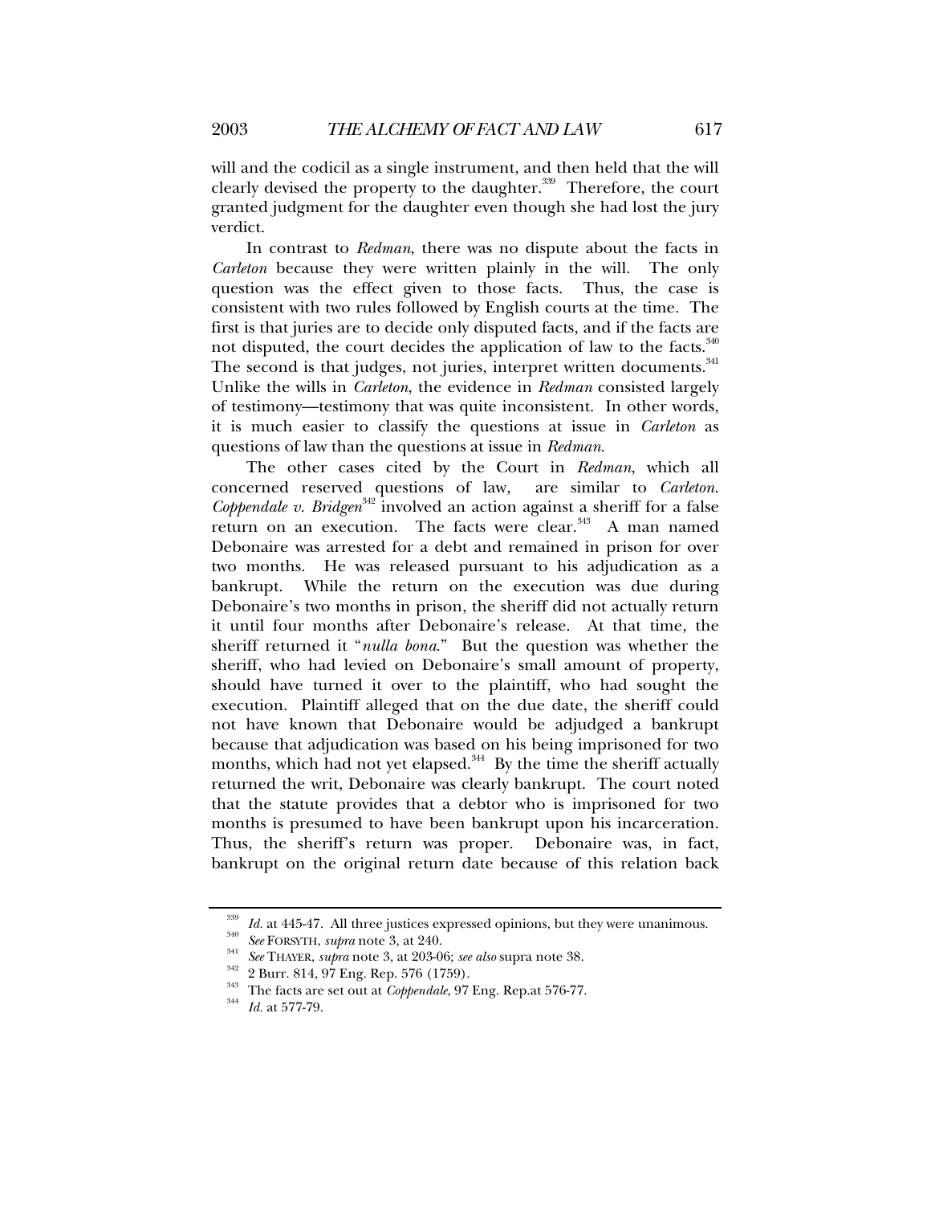will and the codicil as a single instrument, and then held that the will clearly devised the property to the daughter.[339] Therefore, the court granted judgment for the daughter even though she had lost the jury verdict.

In contrast to *Redman*, there was no dispute about the facts in *Carleton* because they were written plainly in the will. The only question was the effect given to those facts. Thus, the case is consistent with two rules followed by English courts at the time. The first is that juries are to decide only disputed facts, and if the facts are not disputed, the court decides the application of law to the facts.[340] The second is that judges, not juries, interpret written documents.[341] Unlike the wills in *Carleton*, the evidence in *Redman* consisted largely of testimony—testimony that was quite inconsistent. In other words, it is much easier to classify the questions at issue in *Carleton* as questions of law than the questions at issue in *Redman*.

The other cases cited by the Court in *Redman*, which all concerned reserved questions of law, are similar to *Carleton*. *Coppendale v. Bridgen*[342] involved an action against a sheriff for a false return on an execution. The facts were clear.[343] A man named Debonaire was arrested for a debt and remained in prison for over two months. He was released pursuant to his adjudication as a bankrupt. While the return on the execution was due during Debonaire's two months in prison, the sheriff did not actually return it until four months after Debonaire's release. At that time, the sheriff returned it "*nulla bona*." But the question was whether the sheriff, who had levied on Debonaire's small amount of property, should have turned it over to the plaintiff, who had sought the execution. Plaintiff alleged that on the due date, the sheriff could not have known that Debonaire would be adjudged a bankrupt because that adjudication was based on his being imprisoned for two months, which had not yet elapsed.[344] By the time the sheriff actually returned the writ, Debonaire was clearly bankrupt. The court noted that the statute provides that a debtor who is imprisoned for two months is presumed to have been bankrupt upon his incarceration. Thus, the sheriff's return was proper. Debonaire was, in fact, bankrupt on the original return date because of this relation back

---

[339] *Id.* at 445-47. All three justices expressed opinions, but they were unanimous.

[340] *See* FORSYTH, *supra* note 3, at 240.

[341] *See* THAYER, *supra* note 3, at 203-06; *see also* supra note 38.

[342] 2 Burr. 814, 97 Eng. Rep. 576 (1759).

[343] The facts are set out at *Coppendale*, 97 Eng. Rep.at 576-77.

[344] *Id.* at 577-79.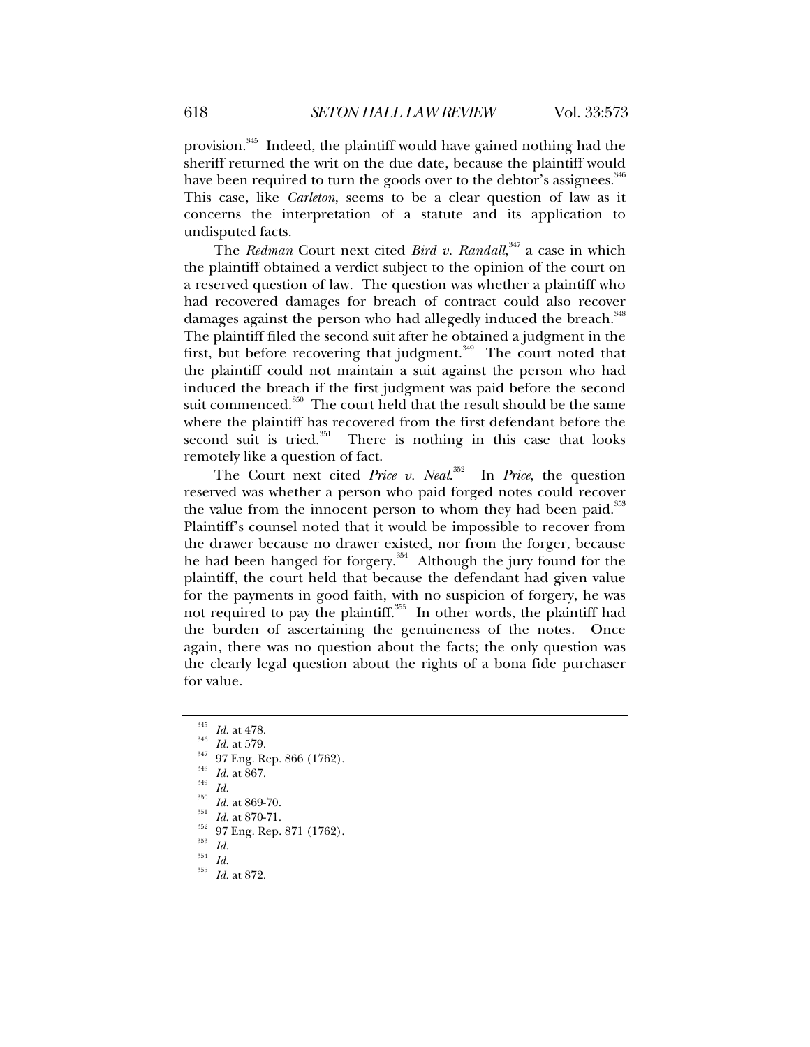provision.[345] Indeed, the plaintiff would have gained nothing had the sheriff returned the writ on the due date, because the plaintiff would have been required to turn the goods over to the debtor's assignees.[346] This case, like *Carleton*, seems to be a clear question of law as it concerns the interpretation of a statute and its application to undisputed facts.

The *Redman* Court next cited *Bird v. Randall*,[347] a case in which the plaintiff obtained a verdict subject to the opinion of the court on a reserved question of law. The question was whether a plaintiff who had recovered damages for breach of contract could also recover damages against the person who had allegedly induced the breach.[348] The plaintiff filed the second suit after he obtained a judgment in the first, but before recovering that judgment.[349] The court noted that the plaintiff could not maintain a suit against the person who had induced the breach if the first judgment was paid before the second suit commenced.[350] The court held that the result should be the same where the plaintiff has recovered from the first defendant before the second suit is tried.[351] There is nothing in this case that looks remotely like a question of fact.

The Court next cited *Price v. Neal*.[352] In *Price*, the question reserved was whether a person who paid forged notes could recover the value from the innocent person to whom they had been paid.[353] Plaintiff's counsel noted that it would be impossible to recover from the drawer because no drawer existed, nor from the forger, because he had been hanged for forgery.[354] Although the jury found for the plaintiff, the court held that because the defendant had given value for the payments in good faith, with no suspicion of forgery, he was not required to pay the plaintiff.[355] In other words, the plaintiff had the burden of ascertaining the genuineness of the notes. Once again, there was no question about the facts; the only question was the clearly legal question about the rights of a bona fide purchaser for value.

---

[345] *Id.* at 478.

[346] *Id.* at 579.

[347] 97 Eng. Rep. 866 (1762).

[348] *Id.* at 867.

[349] *Id.*

[350] *Id.* at 869-70.

[351] *Id.* at 870-71.

[352] 97 Eng. Rep. 871 (1762).

[353] *Id.*

[354] *Id.*

[355] *Id.* at 872.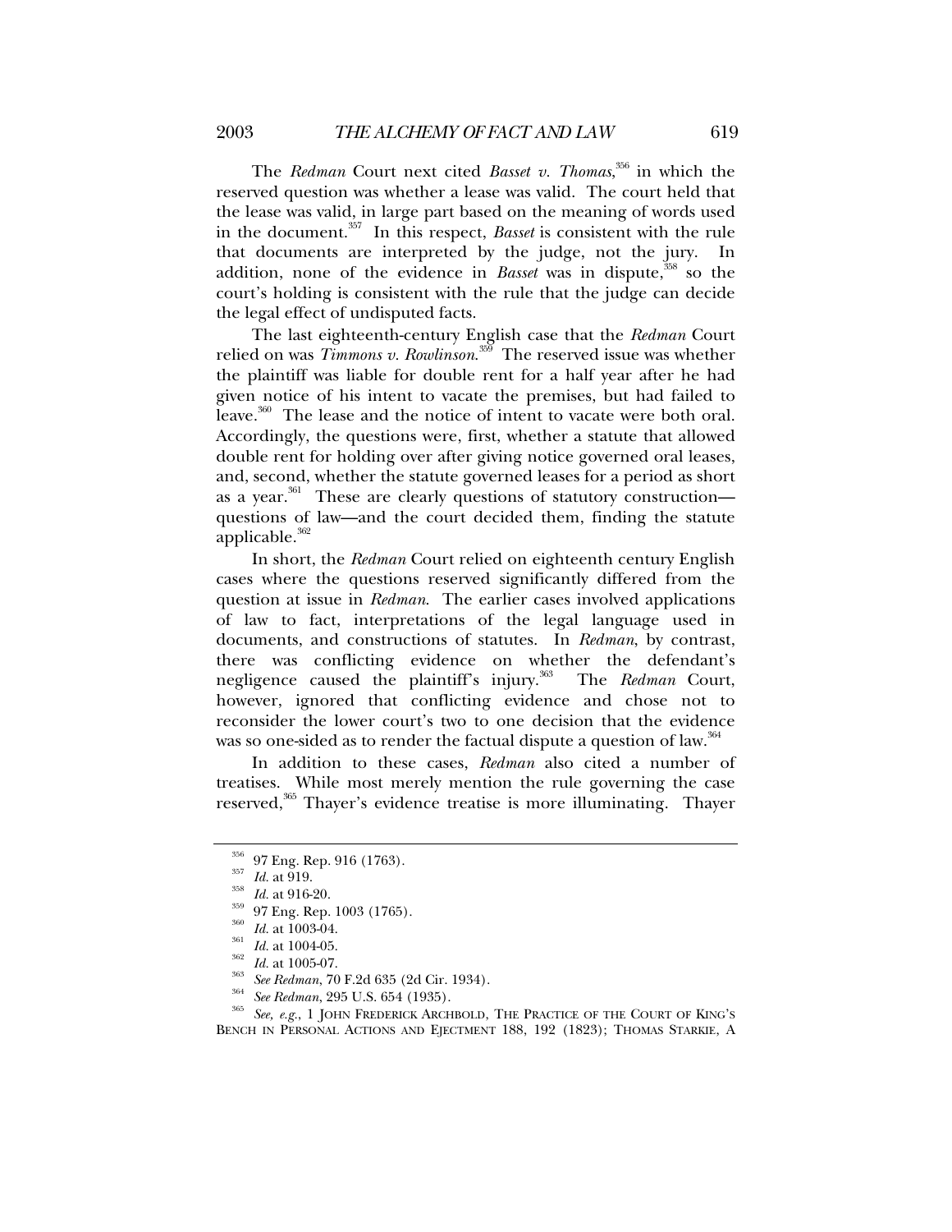The *Redman* Court next cited *Basset v. Thomas*,[356] in which the reserved question was whether a lease was valid. The court held that the lease was valid, in large part based on the meaning of words used in the document.[357] In this respect, *Basset* is consistent with the rule that documents are interpreted by the judge, not the jury. In addition, none of the evidence in *Basset* was in dispute,[358] so the court's holding is consistent with the rule that the judge can decide the legal effect of undisputed facts.

The last eighteenth-century English case that the *Redman* Court relied on was *Timmons v. Rowlinson*.[359] The reserved issue was whether the plaintiff was liable for double rent for a half year after he had given notice of his intent to vacate the premises, but had failed to leave.[360] The lease and the notice of intent to vacate were both oral. Accordingly, the questions were, first, whether a statute that allowed double rent for holding over after giving notice governed oral leases, and, second, whether the statute governed leases for a period as short as a year.[361] These are clearly questions of statutory construction—questions of law—and the court decided them, finding the statute applicable.[362]

In short, the *Redman* Court relied on eighteenth century English cases where the questions reserved significantly differed from the question at issue in *Redman*. The earlier cases involved applications of law to fact, interpretations of the legal language used in documents, and constructions of statutes. In *Redman*, by contrast, there was conflicting evidence on whether the defendant's negligence caused the plaintiff's injury.[363] The *Redman* Court, however, ignored that conflicting evidence and chose not to reconsider the lower court's two to one decision that the evidence was so one-sided as to render the factual dispute a question of law.[364]

In addition to these cases, *Redman* also cited a number of treatises. While most merely mention the rule governing the case reserved,[365] Thayer's evidence treatise is more illuminating. Thayer

---

[356] 97 Eng. Rep. 916 (1763).

[357] *Id.* at 919.

[358] *Id.* at 916-20.

[359] 97 Eng. Rep. 1003 (1765).

[360] *Id.* at 1003-04.

[361] *Id.* at 1004-05.

[362] *Id.* at 1005-07.

[363] *See Redman*, 70 F.2d 635 (2d Cir. 1934).

[364] *See Redman*, 295 U.S. 654 (1935).

[365] *See, e.g.*, 1 JOHN FREDERICK ARCHBOLD, THE PRACTICE OF THE COURT OF KING'S BENCH IN PERSONAL ACTIONS AND EJECTMENT 188, 192 (1823); THOMAS STARKIE, A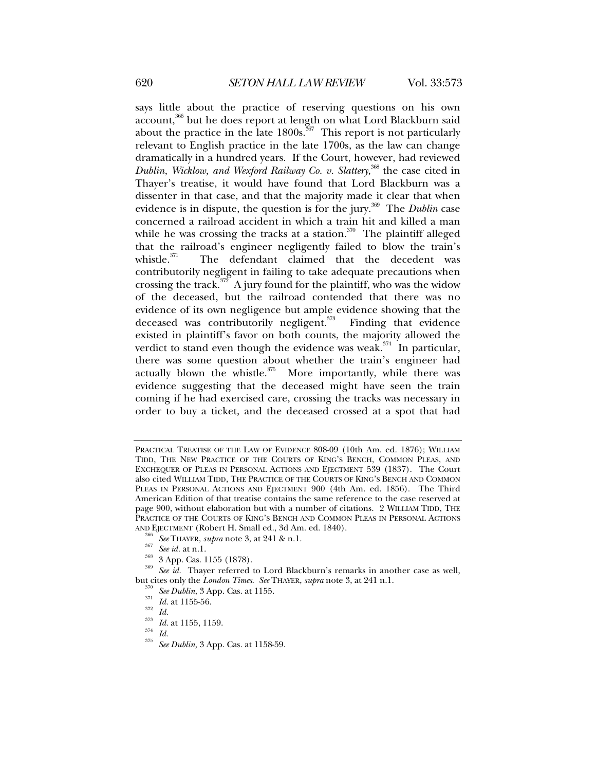says little about the practice of reserving questions on his own account,[366] but he does report at length on what Lord Blackburn said about the practice in the late 1800s.[367] This report is not particularly relevant to English practice in the late 1700s, as the law can change dramatically in a hundred years. If the Court, however, had reviewed *Dublin, Wicklow, and Wexford Railway Co. v. Slattery*,[368] the case cited in Thayer's treatise, it would have found that Lord Blackburn was a dissenter in that case, and that the majority made it clear that when evidence is in dispute, the question is for the jury.[369] The *Dublin* case concerned a railroad accident in which a train hit and killed a man while he was crossing the tracks at a station.[370] The plaintiff alleged that the railroad's engineer negligently failed to blow the train's whistle.[371] The defendant claimed that the decedent was contributorily negligent in failing to take adequate precautions when crossing the track.[372] A jury found for the plaintiff, who was the widow of the deceased, but the railroad contended that there was no evidence of its own negligence but ample evidence showing that the deceased was contributorily negligent.[373] Finding that evidence existed in plaintiff's favor on both counts, the majority allowed the verdict to stand even though the evidence was weak.[374] In particular, there was some question about whether the train's engineer had actually blown the whistle.[375] More importantly, while there was evidence suggesting that the deceased might have seen the train coming if he had exercised care, crossing the tracks was necessary in order to buy a ticket, and the deceased crossed at a spot that had

---

PRACTICAL TREATISE OF THE LAW OF EVIDENCE 808-09 (10th Am. ed. 1876); WILLIAM TIDD, THE NEW PRACTICE OF THE COURTS OF KING'S BENCH, COMMON PLEAS, AND EXCHEQUER OF PLEAS IN PERSONAL ACTIONS AND EJECTMENT 539 (1837). The Court also cited WILLIAM TIDD, THE PRACTICE OF THE COURTS OF KING'S BENCH AND COMMON PLEAS IN PERSONAL ACTIONS AND EJECTMENT 900 (4th Am. ed. 1856). The Third American Edition of that treatise contains the same reference to the case reserved at page 900, without elaboration but with a number of citations. 2 WILLIAM TIDD, THE PRACTICE OF THE COURTS OF KING'S BENCH AND COMMON PLEAS IN PERSONAL ACTIONS AND EJECTMENT (Robert H. Small ed., 3d Am. ed. 1840).

[366] *See* THAYER, *supra* note 3, at 241 & n.1.

[367] *See id.* at n.1.

[368] 3 App. Cas. 1155 (1878).

[369] *See id.* Thayer referred to Lord Blackburn's remarks in another case as well, but cites only the *London Times*. *See* THAYER, *supra* note 3, at 241 n.1.

[370] *See Dublin*, 3 App. Cas. at 1155.

[371] *Id.* at 1155-56.

[372] *Id.*

[373] *Id.* at 1155, 1159.

[374] *Id.*

[375] *See Dublin*, 3 App. Cas. at 1158-59.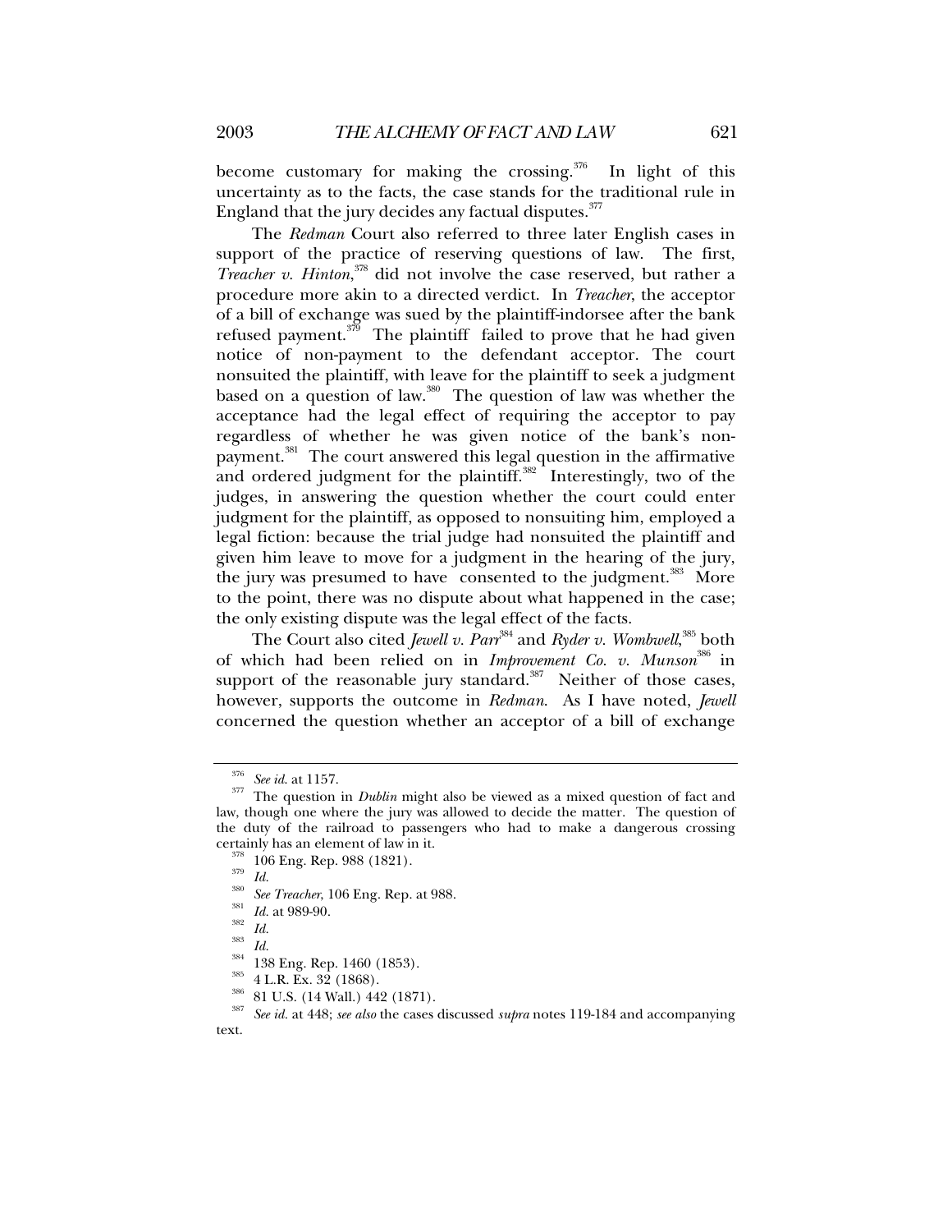become customary for making the crossing.[376] In light of this uncertainty as to the facts, the case stands for the traditional rule in England that the jury decides any factual disputes.[377]

The *Redman* Court also referred to three later English cases in support of the practice of reserving questions of law. The first, *Treacher v. Hinton*,[378] did not involve the case reserved, but rather a procedure more akin to a directed verdict. In *Treacher*, the acceptor of a bill of exchange was sued by the plaintiff-indorsee after the bank refused payment.[379] The plaintiff failed to prove that he had given notice of non-payment to the defendant acceptor. The court nonsuited the plaintiff, with leave for the plaintiff to seek a judgment based on a question of law.[380] The question of law was whether the acceptance had the legal effect of requiring the acceptor to pay regardless of whether he was given notice of the bank's non-payment.[381] The court answered this legal question in the affirmative and ordered judgment for the plaintiff.[382] Interestingly, two of the judges, in answering the question whether the court could enter judgment for the plaintiff, as opposed to nonsuiting him, employed a legal fiction: because the trial judge had nonsuited the plaintiff and given him leave to move for a judgment in the hearing of the jury, the jury was presumed to have consented to the judgment.[383] More to the point, there was no dispute about what happened in the case; the only existing dispute was the legal effect of the facts.

The Court also cited *Jewell v. Parr*[384] and *Ryder v. Wombwell*,[385] both of which had been relied on in *Improvement Co. v. Munson*[386] in support of the reasonable jury standard.[387] Neither of those cases, however, supports the outcome in *Redman*. As I have noted, *Jewell* concerned the question whether an acceptor of a bill of exchange

---

[376] *See id.* at 1157.

[377] The question in *Dublin* might also be viewed as a mixed question of fact and law, though one where the jury was allowed to decide the matter. The question of the duty of the railroad to passengers who had to make a dangerous crossing certainly has an element of law in it.

[378] 106 Eng. Rep. 988 (1821).

[379] *Id.*

[380] *See Treacher*, 106 Eng. Rep. at 988.

[381] *Id.* at 989-90.

[382] *Id.*

[383] *Id.*

[384] 138 Eng. Rep. 1460 (1853).

[385] 4 L.R. Ex. 32 (1868).

[386] 81 U.S. (14 Wall.) 442 (1871).

[387] *See id.* at 448; *see also* the cases discussed *supra* notes 119-184 and accompanying text.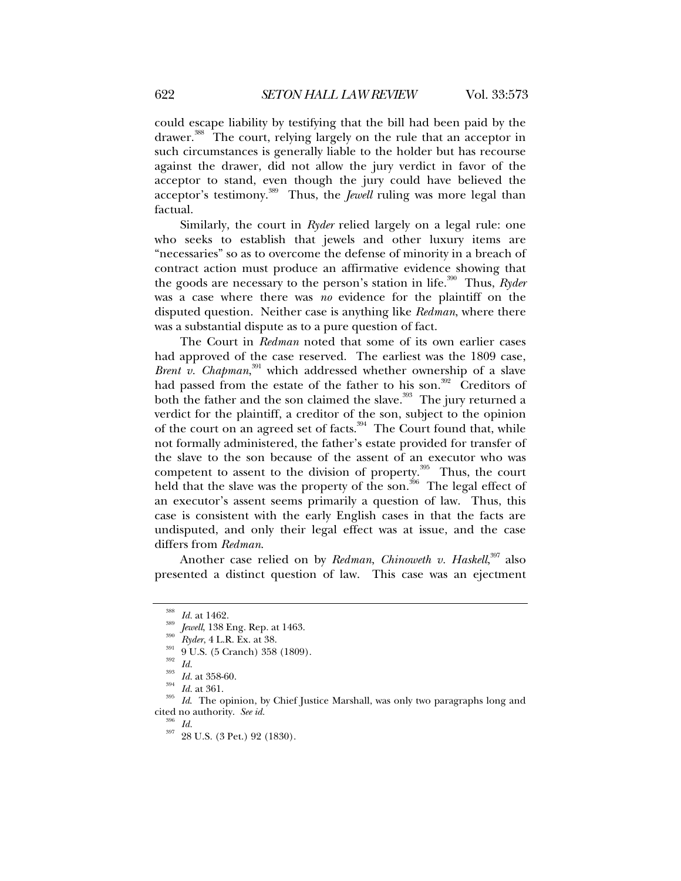could escape liability by testifying that the bill had been paid by the drawer.[388] The court, relying largely on the rule that an acceptor in such circumstances is generally liable to the holder but has recourse against the drawer, did not allow the jury verdict in favor of the acceptor to stand, even though the jury could have believed the acceptor's testimony.[389] Thus, the *Jewell* ruling was more legal than factual.

Similarly, the court in *Ryder* relied largely on a legal rule: one who seeks to establish that jewels and other luxury items are "necessaries" so as to overcome the defense of minority in a breach of contract action must produce an affirmative evidence showing that the goods are necessary to the person's station in life.[390] Thus, *Ryder* was a case where there was *no* evidence for the plaintiff on the disputed question. Neither case is anything like *Redman*, where there was a substantial dispute as to a pure question of fact.

The Court in *Redman* noted that some of its own earlier cases had approved of the case reserved. The earliest was the 1809 case, *Brent v. Chapman*,[391] which addressed whether ownership of a slave had passed from the estate of the father to his son.[392] Creditors of both the father and the son claimed the slave.[393] The jury returned a verdict for the plaintiff, a creditor of the son, subject to the opinion of the court on an agreed set of facts.[394] The Court found that, while not formally administered, the father's estate provided for transfer of the slave to the son because of the assent of an executor who was competent to assent to the division of property.[395] Thus, the court held that the slave was the property of the son.[396] The legal effect of an executor's assent seems primarily a question of law. Thus, this case is consistent with the early English cases in that the facts are undisputed, and only their legal effect was at issue, and the case differs from *Redman*.

Another case relied on by *Redman*, *Chinoweth v. Haskell*,[397] also presented a distinct question of law. This case was an ejectment

---

[388] *Id.* at 1462.

[389] *Jewell*, 138 Eng. Rep. at 1463.

[390] *Ryder*, 4 L.R. Ex. at 38.

[391] 9 U.S. (5 Cranch) 358 (1809).

[392] *Id.*

[393] *Id.* at 358-60.

[394] *Id.* at 361.

[395] *Id.* The opinion, by Chief Justice Marshall, was only two paragraphs long and cited no authority. *See id.*

[396] *Id.*

[397] 28 U.S. (3 Pet.) 92 (1830).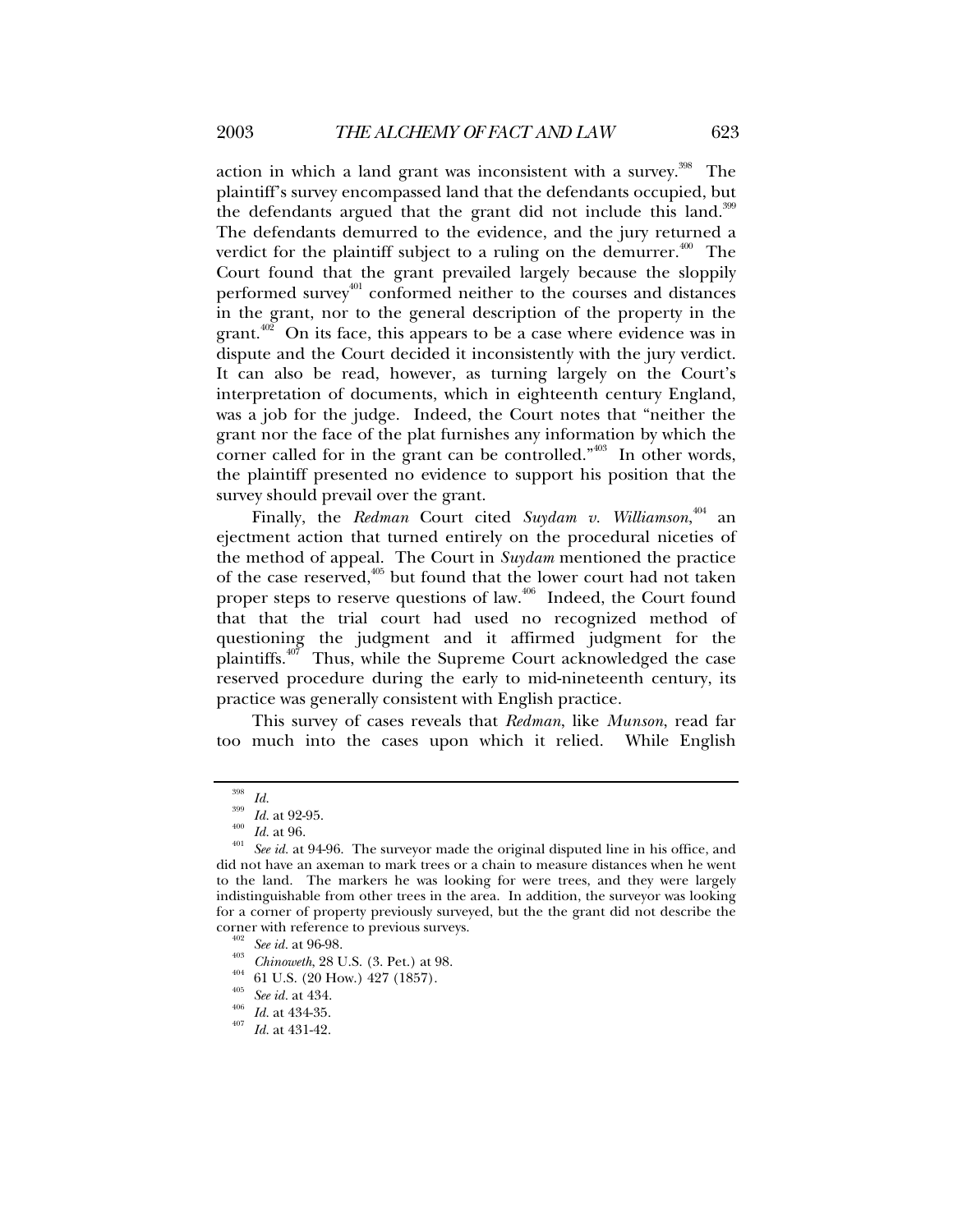action in which a land grant was inconsistent with a survey.[398] The plaintiff's survey encompassed land that the defendants occupied, but the defendants argued that the grant did not include this land.[399] The defendants demurred to the evidence, and the jury returned a verdict for the plaintiff subject to a ruling on the demurrer.[400] The Court found that the grant prevailed largely because the sloppily performed survey[401] conformed neither to the courses and distances in the grant, nor to the general description of the property in the grant.[402] On its face, this appears to be a case where evidence was in dispute and the Court decided it inconsistently with the jury verdict. It can also be read, however, as turning largely on the Court's interpretation of documents, which in eighteenth century England, was a job for the judge. Indeed, the Court notes that "neither the grant nor the face of the plat furnishes any information by which the corner called for in the grant can be controlled."[403] In other words, the plaintiff presented no evidence to support his position that the survey should prevail over the grant.

Finally, the *Redman* Court cited *Suydam v. Williamson*,[404] an ejectment action that turned entirely on the procedural niceties of the method of appeal. The Court in *Suydam* mentioned the practice of the case reserved,[405] but found that the lower court had not taken proper steps to reserve questions of law.[406] Indeed, the Court found that that the trial court had used no recognized method of questioning the judgment and it affirmed judgment for the plaintiffs.[407] Thus, while the Supreme Court acknowledged the case reserved procedure during the early to mid-nineteenth century, its practice was generally consistent with English practice.

This survey of cases reveals that *Redman*, like *Munson*, read far too much into the cases upon which it relied. While English

---

[398] *Id.*

[399] *Id.* at 92-95.

[400] *Id.* at 96.

[401] *See id.* at 94-96. The surveyor made the original disputed line in his office, and did not have an axeman to mark trees or a chain to measure distances when he went to the land. The markers he was looking for were trees, and they were largely indistinguishable from other trees in the area. In addition, the surveyor was looking for a corner of property previously surveyed, but the the grant did not describe the corner with reference to previous surveys.

[402] *See id.* at 96-98.

[403] *Chinoweth*, 28 U.S. (3. Pet.) at 98.

[404] 61 U.S. (20 How.) 427 (1857).

[405] *See id.* at 434.

[406] *Id.* at 434-35.

[407] *Id.* at 431-42.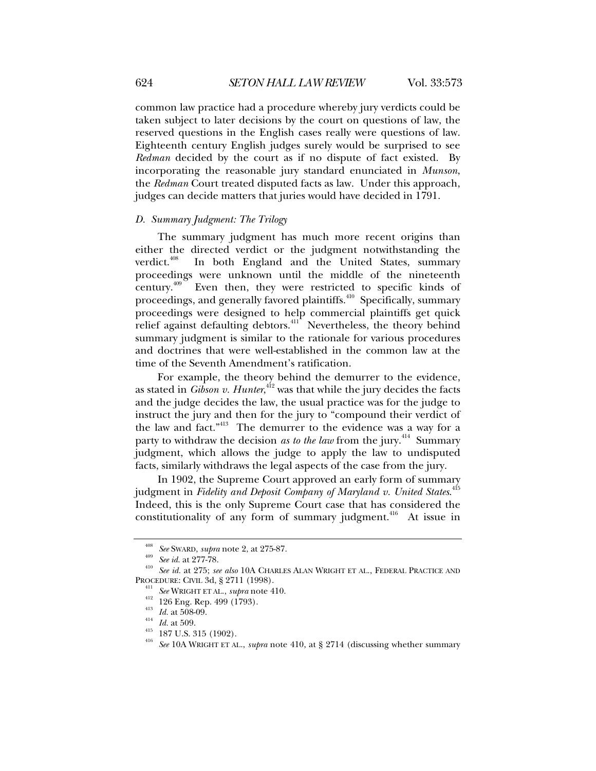common law practice had a procedure whereby jury verdicts could be taken subject to later decisions by the court on questions of law, the reserved questions in the English cases really were questions of law. Eighteenth century English judges surely would be surprised to see *Redman* decided by the court as if no dispute of fact existed. By incorporating the reasonable jury standard enunciated in *Munson*, the *Redman* Court treated disputed facts as law. Under this approach, judges can decide matters that juries would have decided in 1791.

### *D. Summary Judgment: The Trilogy*

The summary judgment has much more recent origins than either the directed verdict or the judgment notwithstanding the verdict.[408] In both England and the United States, summary proceedings were unknown until the middle of the nineteenth century.[409] Even then, they were restricted to specific kinds of proceedings, and generally favored plaintiffs.[410] Specifically, summary proceedings were designed to help commercial plaintiffs get quick relief against defaulting debtors.[411] Nevertheless, the theory behind summary judgment is similar to the rationale for various procedures and doctrines that were well-established in the common law at the time of the Seventh Amendment's ratification.

For example, the theory behind the demurrer to the evidence, as stated in *Gibson v. Hunter*,[412] was that while the jury decides the facts and the judge decides the law, the usual practice was for the judge to instruct the jury and then for the jury to "compound their verdict of the law and fact."[413] The demurrer to the evidence was a way for a party to withdraw the decision *as to the law* from the jury.[414] Summary judgment, which allows the judge to apply the law to undisputed facts, similarly withdraws the legal aspects of the case from the jury.

In 1902, the Supreme Court approved an early form of summary judgment in *Fidelity and Deposit Company of Maryland v. United States*.[415] Indeed, this is the only Supreme Court case that has considered the constitutionality of any form of summary judgment.[416] At issue in

---

[408] *See* SWARD, *supra* note 2, at 275-87.

[409] *See id.* at 277-78.

[410] *See id.* at 275; *see also* 10A CHARLES ALAN WRIGHT ET AL., FEDERAL PRACTICE AND PROCEDURE: CIVIL 3d, § 2711 (1998).

[411] *See* WRIGHT ET AL., *supra* note 410.

[412] 126 Eng. Rep. 499 (1793).

[413] *Id.* at 508-09.

[414] *Id.* at 509.

[415] 187 U.S. 315 (1902).

[416] *See* 10A WRIGHT ET AL., *supra* note 410, at § 2714 (discussing whether summary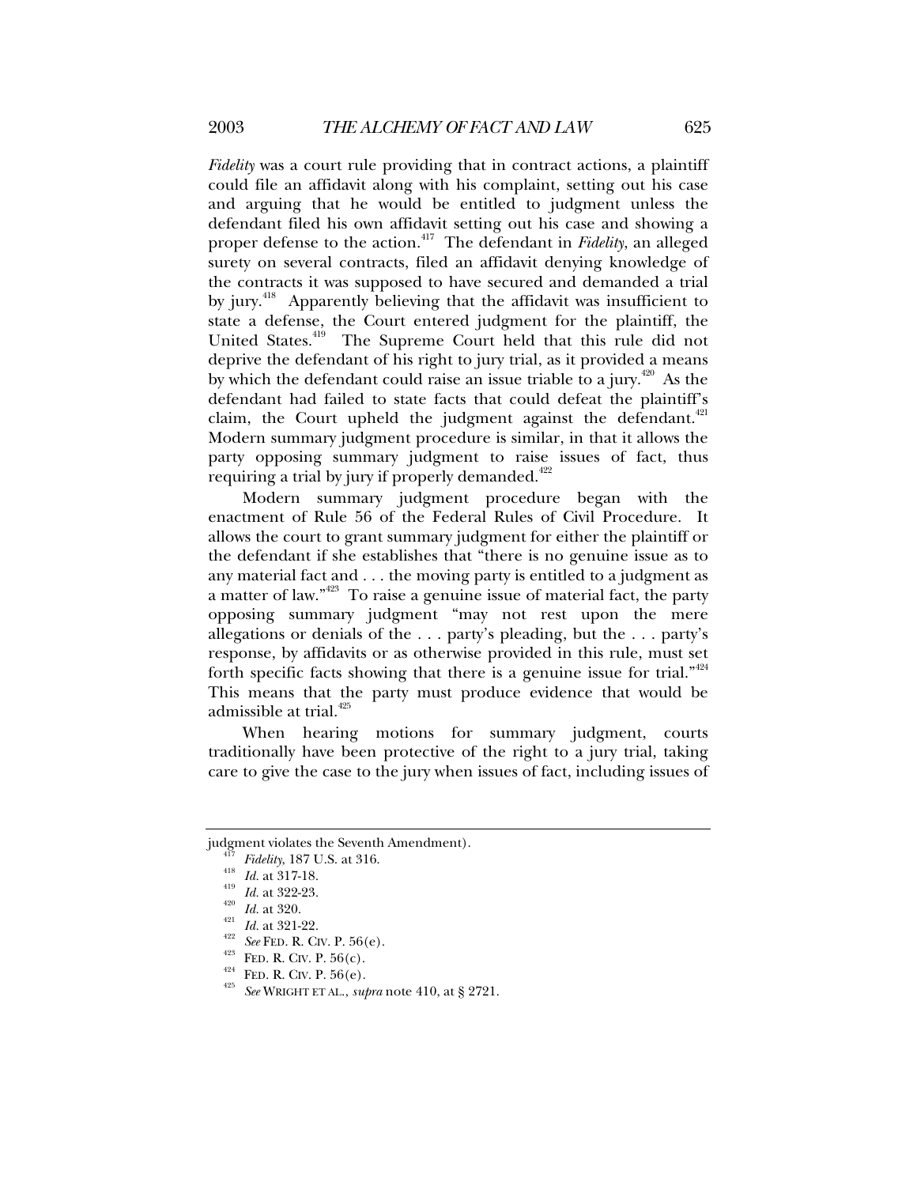*Fidelity* was a court rule providing that in contract actions, a plaintiff could file an affidavit along with his complaint, setting out his case and arguing that he would be entitled to judgment unless the defendant filed his own affidavit setting out his case and showing a proper defense to the action.[417] The defendant in *Fidelity*, an alleged surety on several contracts, filed an affidavit denying knowledge of the contracts it was supposed to have secured and demanded a trial by jury.[418] Apparently believing that the affidavit was insufficient to state a defense, the Court entered judgment for the plaintiff, the United States.[419] The Supreme Court held that this rule did not deprive the defendant of his right to jury trial, as it provided a means by which the defendant could raise an issue triable to a jury.[420] As the defendant had failed to state facts that could defeat the plaintiff's claim, the Court upheld the judgment against the defendant.[421] Modern summary judgment procedure is similar, in that it allows the party opposing summary judgment to raise issues of fact, thus requiring a trial by jury if properly demanded.[422]

Modern summary judgment procedure began with the enactment of Rule 56 of the Federal Rules of Civil Procedure. It allows the court to grant summary judgment for either the plaintiff or the defendant if she establishes that "there is no genuine issue as to any material fact and . . . the moving party is entitled to a judgment as a matter of law."[423] To raise a genuine issue of material fact, the party opposing summary judgment "may not rest upon the mere allegations or denials of the . . . party's pleading, but the . . . party's response, by affidavits or as otherwise provided in this rule, must set forth specific facts showing that there is a genuine issue for trial."[424] This means that the party must produce evidence that would be admissible at trial.[425]

When hearing motions for summary judgment, courts traditionally have been protective of the right to a jury trial, taking care to give the case to the jury when issues of fact, including issues of

---

judgment violates the Seventh Amendment).

[417] *Fidelity*, 187 U.S. at 316.

[418] *Id.* at 317-18.

[419] *Id.* at 322-23.

[420] *Id.* at 320.

[421] *Id.* at 321-22.

[422] *See* FED. R. CIV. P. 56(e).

[423] FED. R. CIV. P. 56(c).

[424] FED. R. CIV. P. 56(e).

[425] *See* WRIGHT ET AL., *supra* note 410, at § 2721.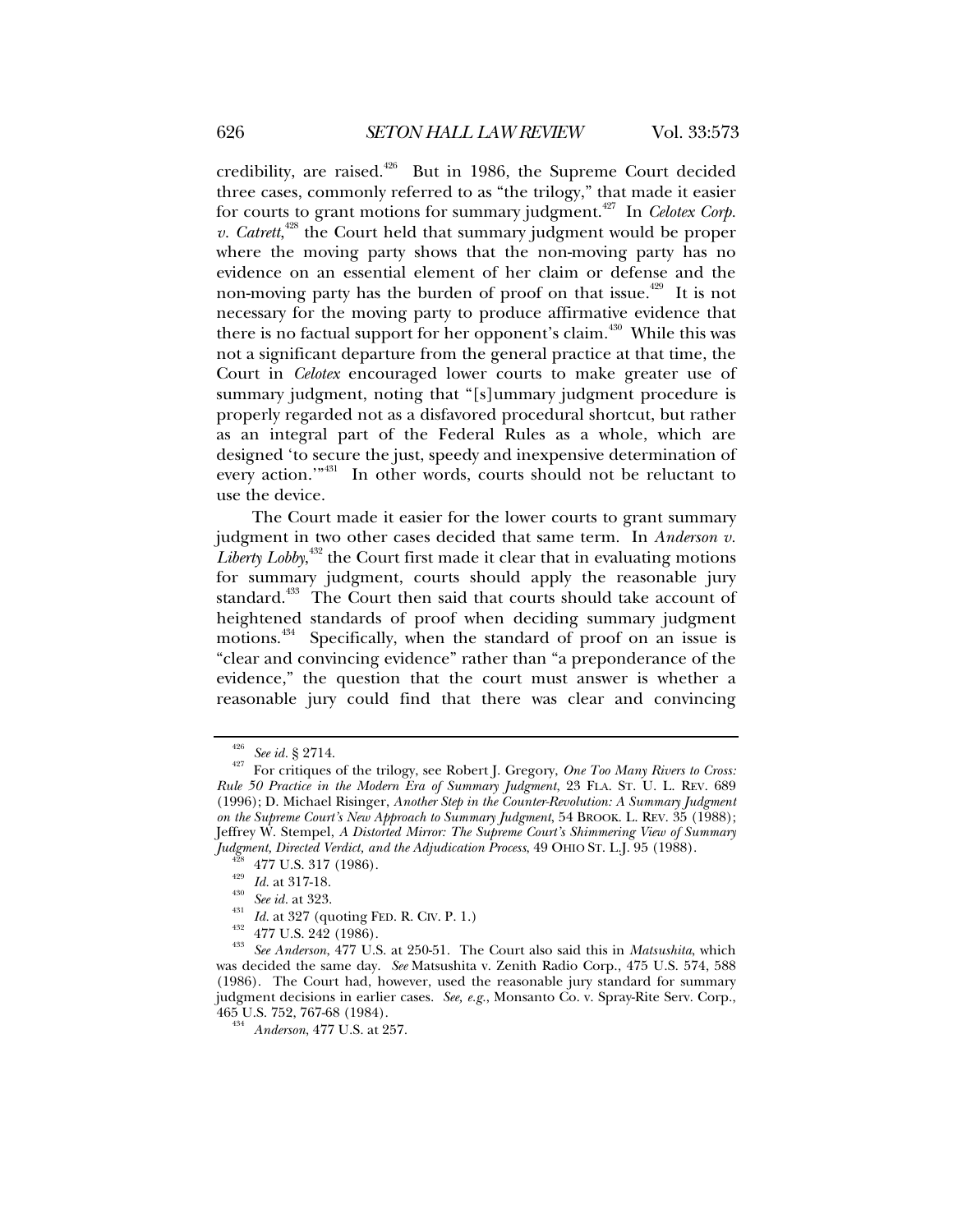credibility, are raised.[426] But in 1986, the Supreme Court decided three cases, commonly referred to as "the trilogy," that made it easier for courts to grant motions for summary judgment.[427] In *Celotex Corp. v. Catrett*,[428] the Court held that summary judgment would be proper where the moving party shows that the non-moving party has no evidence on an essential element of her claim or defense and the non-moving party has the burden of proof on that issue.[429] It is not necessary for the moving party to produce affirmative evidence that there is no factual support for her opponent's claim.[430] While this was not a significant departure from the general practice at that time, the Court in *Celotex* encouraged lower courts to make greater use of summary judgment, noting that "[s]ummary judgment procedure is properly regarded not as a disfavored procedural shortcut, but rather as an integral part of the Federal Rules as a whole, which are designed 'to secure the just, speedy and inexpensive determination of every action.'"[431] In other words, courts should not be reluctant to use the device.

The Court made it easier for the lower courts to grant summary judgment in two other cases decided that same term. In *Anderson v. Liberty Lobby*,[432] the Court first made it clear that in evaluating motions for summary judgment, courts should apply the reasonable jury standard.[433] The Court then said that courts should take account of heightened standards of proof when deciding summary judgment motions.[434] Specifically, when the standard of proof on an issue is "clear and convincing evidence" rather than "a preponderance of the evidence," the question that the court must answer is whether a reasonable jury could find that there was clear and convincing

---

[426] *See id.* § 2714.

[427] For critiques of the trilogy, see Robert J. Gregory, *One Too Many Rivers to Cross: Rule 50 Practice in the Modern Era of Summary Judgment*, 23 FLA. ST. U. L. REV. 689 (1996); D. Michael Risinger, *Another Step in the Counter-Revolution: A Summary Judgment on the Supreme Court's New Approach to Summary Judgment*, 54 BROOK. L. REV. 35 (1988); Jeffrey W. Stempel, *A Distorted Mirror: The Supreme Court's Shimmering View of Summary Judgment, Directed Verdict, and the Adjudication Process*, 49 OHIO ST. L.J. 95 (1988).

[428] 477 U.S. 317 (1986).

[429] *Id.* at 317-18.

[430] *See id.* at 323.

[431] *Id.* at 327 (quoting FED. R. CIV. P. 1.)

[432] 477 U.S. 242 (1986).

[433] *See Anderson*, 477 U.S. at 250-51. The Court also said this in *Matsushita*, which was decided the same day. *See* Matsushita v. Zenith Radio Corp., 475 U.S. 574, 588 (1986). The Court had, however, used the reasonable jury standard for summary judgment decisions in earlier cases. *See, e.g.*, Monsanto Co. v. Spray-Rite Serv. Corp., 465 U.S. 752, 767-68 (1984).

[434] *Anderson*, 477 U.S. at 257.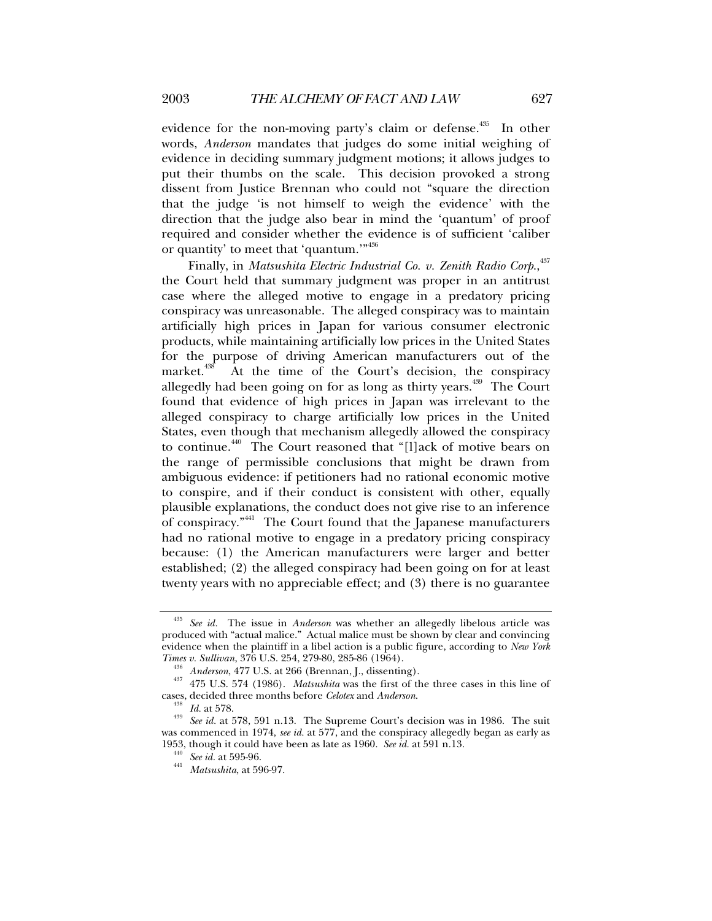evidence for the non-moving party's claim or defense.[435] In other words, *Anderson* mandates that judges do some initial weighing of evidence in deciding summary judgment motions; it allows judges to put their thumbs on the scale. This decision provoked a strong dissent from Justice Brennan who could not "square the direction that the judge 'is not himself to weigh the evidence' with the direction that the judge also bear in mind the 'quantum' of proof required and consider whether the evidence is of sufficient 'caliber or quantity' to meet that 'quantum.'"[436]

Finally, in *Matsushita Electric Industrial Co. v. Zenith Radio Corp.*,[437] the Court held that summary judgment was proper in an antitrust case where the alleged motive to engage in a predatory pricing conspiracy was unreasonable. The alleged conspiracy was to maintain artificially high prices in Japan for various consumer electronic products, while maintaining artificially low prices in the United States for the purpose of driving American manufacturers out of the market.[438] At the time of the Court's decision, the conspiracy allegedly had been going on for as long as thirty years.[439] The Court found that evidence of high prices in Japan was irrelevant to the alleged conspiracy to charge artificially low prices in the United States, even though that mechanism allegedly allowed the conspiracy to continue.[440] The Court reasoned that "[l]ack of motive bears on the range of permissible conclusions that might be drawn from ambiguous evidence: if petitioners had no rational economic motive to conspire, and if their conduct is consistent with other, equally plausible explanations, the conduct does not give rise to an inference of conspiracy."[441] The Court found that the Japanese manufacturers had no rational motive to engage in a predatory pricing conspiracy because: (1) the American manufacturers were larger and better established; (2) the alleged conspiracy had been going on for at least twenty years with no appreciable effect; and (3) there is no guarantee

---

[435] *See id.* The issue in *Anderson* was whether an allegedly libelous article was produced with "actual malice." Actual malice must be shown by clear and convincing evidence when the plaintiff in a libel action is a public figure, according to *New York Times v. Sullivan*, 376 U.S. 254, 279-80, 285-86 (1964).

[436] *Anderson*, 477 U.S. at 266 (Brennan, J., dissenting).

[437] 475 U.S. 574 (1986). *Matsushita* was the first of the three cases in this line of cases, decided three months before *Celotex* and *Anderson*.

[438] *Id.* at 578.

[439] *See id.* at 578, 591 n.13. The Supreme Court's decision was in 1986. The suit was commenced in 1974, *see id.* at 577, and the conspiracy allegedly began as early as 1953, though it could have been as late as 1960. *See id.* at 591 n.13.

[440] *See id.* at 595-96.

[441] *Matsushita*, at 596-97.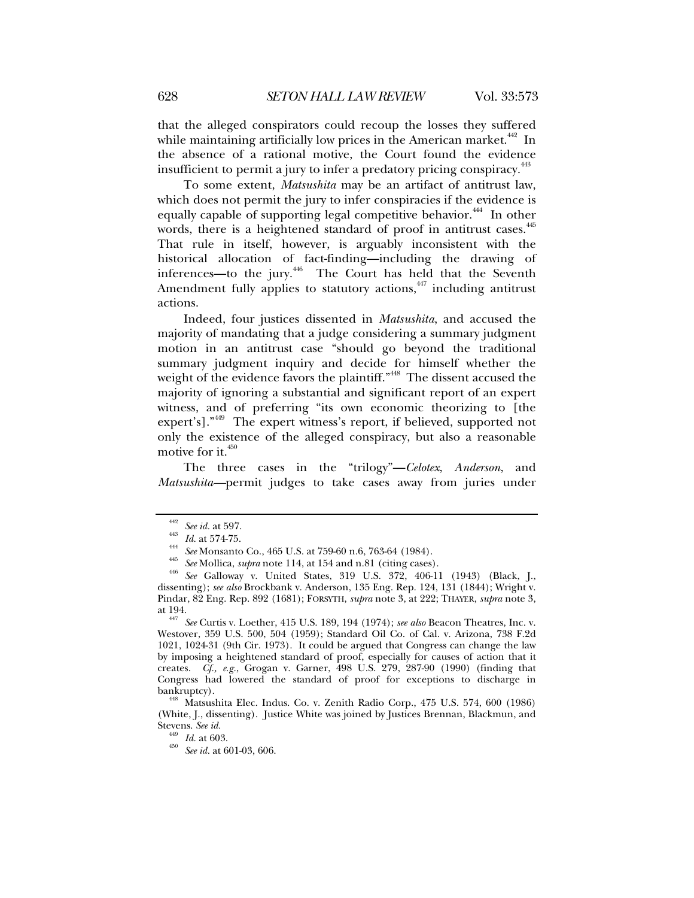that the alleged conspirators could recoup the losses they suffered while maintaining artificially low prices in the American market.[442] In the absence of a rational motive, the Court found the evidence insufficient to permit a jury to infer a predatory pricing conspiracy.[443]

To some extent, *Matsushita* may be an artifact of antitrust law, which does not permit the jury to infer conspiracies if the evidence is equally capable of supporting legal competitive behavior.[444] In other words, there is a heightened standard of proof in antitrust cases.[445] That rule in itself, however, is arguably inconsistent with the historical allocation of fact-finding—including the drawing of inferences—to the jury.[446] The Court has held that the Seventh Amendment fully applies to statutory actions,[447] including antitrust actions.

Indeed, four justices dissented in *Matsushita*, and accused the majority of mandating that a judge considering a summary judgment motion in an antitrust case "should go beyond the traditional summary judgment inquiry and decide for himself whether the weight of the evidence favors the plaintiff."[448] The dissent accused the majority of ignoring a substantial and significant report of an expert witness, and of preferring "its own economic theorizing to [the expert's]."[449] The expert witness's report, if believed, supported not only the existence of the alleged conspiracy, but also a reasonable motive for it.[450]

The three cases in the "trilogy"—*Celotex*, *Anderson*, and *Matsushita*—permit judges to take cases away from juries under

---

[442] *See id.* at 597.

[443] *Id.* at 574-75.

[444] *See* Monsanto Co., 465 U.S. at 759-60 n.6, 763-64 (1984).

[445] *See* Mollica, *supra* note 114, at 154 and n.81 (citing cases).

[446] *See* Galloway v. United States, 319 U.S. 372, 406-11 (1943) (Black, J., dissenting); *see also* Brockbank v. Anderson, 135 Eng. Rep. 124, 131 (1844); Wright v. Pindar, 82 Eng. Rep. 892 (1681); FORSYTH, *supra* note 3, at 222; THAYER, *supra* note 3, at 194.

[447] *See* Curtis v. Loether, 415 U.S. 189, 194 (1974); *see also* Beacon Theatres, Inc. v. Westover, 359 U.S. 500, 504 (1959); Standard Oil Co. of Cal. v. Arizona, 738 F.2d 1021, 1024-31 (9th Cir. 1973). It could be argued that Congress can change the law by imposing a heightened standard of proof, especially for causes of action that it creates. *Cf., e.g.*, Grogan v. Garner, 498 U.S. 279, 287-90 (1990) (finding that Congress had lowered the standard of proof for exceptions to discharge in bankruptcy).

[448] Matsushita Elec. Indus. Co. v. Zenith Radio Corp., 475 U.S. 574, 600 (1986) (White, J., dissenting). Justice White was joined by Justices Brennan, Blackmun, and Stevens. *See id.*

[449] *Id.* at 603.

[450] *See id.* at 601-03, 606.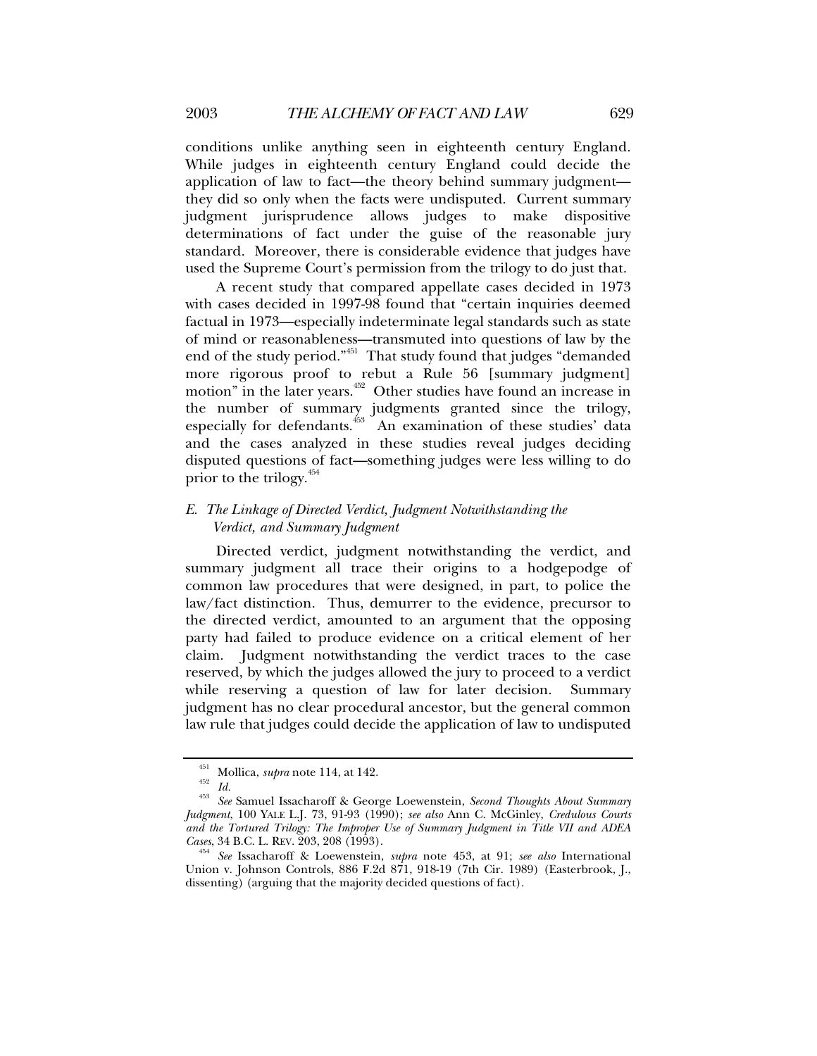conditions unlike anything seen in eighteenth century England. While judges in eighteenth century England could decide the application of law to fact—the theory behind summary judgment—they did so only when the facts were undisputed. Current summary judgment jurisprudence allows judges to make dispositive determinations of fact under the guise of the reasonable jury standard. Moreover, there is considerable evidence that judges have used the Supreme Court's permission from the trilogy to do just that.

A recent study that compared appellate cases decided in 1973 with cases decided in 1997-98 found that "certain inquiries deemed factual in 1973—especially indeterminate legal standards such as state of mind or reasonableness—transmuted into questions of law by the end of the study period."[451] That study found that judges "demanded more rigorous proof to rebut a Rule 56 [summary judgment] motion" in the later years.[452] Other studies have found an increase in the number of summary judgments granted since the trilogy, especially for defendants.[453] An examination of these studies' data and the cases analyzed in these studies reveal judges deciding disputed questions of fact—something judges were less willing to do prior to the trilogy.[454]

### *E. The Linkage of Directed Verdict, Judgment Notwithstanding the Verdict, and Summary Judgment*

Directed verdict, judgment notwithstanding the verdict, and summary judgment all trace their origins to a hodgepodge of common law procedures that were designed, in part, to police the law/fact distinction. Thus, demurrer to the evidence, precursor to the directed verdict, amounted to an argument that the opposing party had failed to produce evidence on a critical element of her claim. Judgment notwithstanding the verdict traces to the case reserved, by which the judges allowed the jury to proceed to a verdict while reserving a question of law for later decision. Summary judgment has no clear procedural ancestor, but the general common law rule that judges could decide the application of law to undisputed

---

[451] Mollica, *supra* note 114, at 142.

[452] *Id.*

[453] *See* Samuel Issacharoff & George Loewenstein, *Second Thoughts About Summary Judgment*, 100 YALE L.J. 73, 91-93 (1990); *see also* Ann C. McGinley, *Credulous Courts and the Tortured Trilogy: The Improper Use of Summary Judgment in Title VII and ADEA Cases*, 34 B.C. L. REV. 203, 208 (1993).

[454] *See* Issacharoff & Loewenstein, *supra* note 453, at 91; *see also* International Union v. Johnson Controls, 886 F.2d 871, 918-19 (7th Cir. 1989) (Easterbrook, J., dissenting) (arguing that the majority decided questions of fact).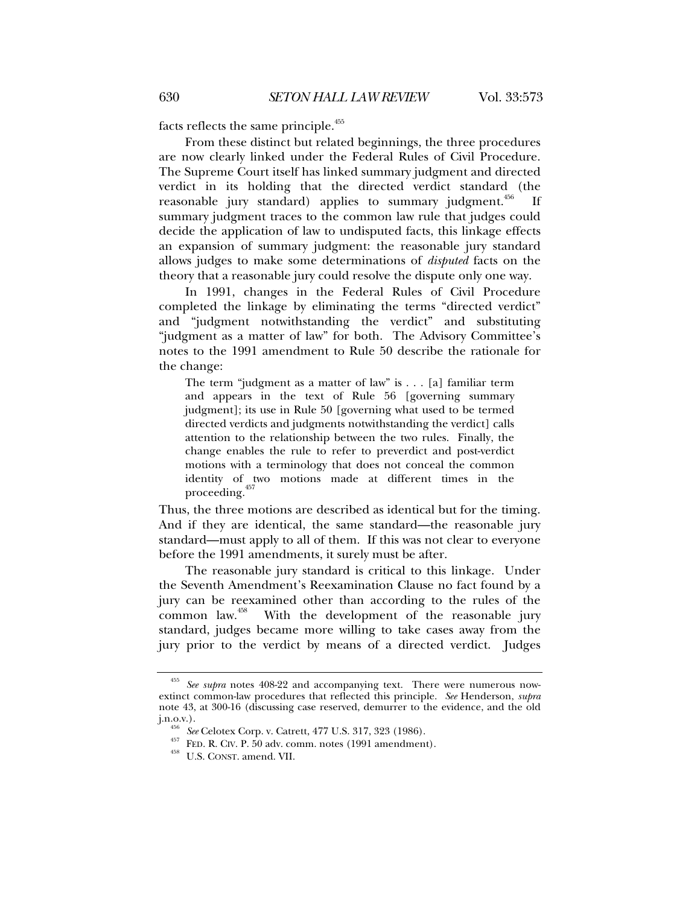facts reflects the same principle.[455]

From these distinct but related beginnings, the three procedures are now clearly linked under the Federal Rules of Civil Procedure. The Supreme Court itself has linked summary judgment and directed verdict in its holding that the directed verdict standard (the reasonable jury standard) applies to summary judgment.[456] If summary judgment traces to the common law rule that judges could decide the application of law to undisputed facts, this linkage effects an expansion of summary judgment: the reasonable jury standard allows judges to make some determinations of *disputed* facts on the theory that a reasonable jury could resolve the dispute only one way.

In 1991, changes in the Federal Rules of Civil Procedure completed the linkage by eliminating the terms "directed verdict" and "judgment notwithstanding the verdict" and substituting "judgment as a matter of law" for both. The Advisory Committee's notes to the 1991 amendment to Rule 50 describe the rationale for the change:

> The term "judgment as a matter of law" is . . . [a] familiar term and appears in the text of Rule 56 [governing summary judgment]; its use in Rule 50 [governing what used to be termed directed verdicts and judgments notwithstanding the verdict] calls attention to the relationship between the two rules. Finally, the change enables the rule to refer to preverdict and post-verdict motions with a terminology that does not conceal the common identity of two motions made at different times in the proceeding.[457]

Thus, the three motions are described as identical but for the timing. And if they are identical, the same standard—the reasonable jury standard—must apply to all of them. If this was not clear to everyone before the 1991 amendments, it surely must be after.

The reasonable jury standard is critical to this linkage. Under the Seventh Amendment's Reexamination Clause no fact found by a jury can be reexamined other than according to the rules of the common law.[458] With the development of the reasonable jury standard, judges became more willing to take cases away from the jury prior to the verdict by means of a directed verdict. Judges

---

[455] *See supra* notes 408-22 and accompanying text. There were numerous now-extinct common-law procedures that reflected this principle. *See* Henderson, *supra* note 43, at 300-16 (discussing case reserved, demurrer to the evidence, and the old j.n.o.v.).

[456] *See* Celotex Corp. v. Catrett, 477 U.S. 317, 323 (1986).

[457] FED. R. CIV. P. 50 adv. comm. notes (1991 amendment).

[458] U.S. CONST. amend. VII.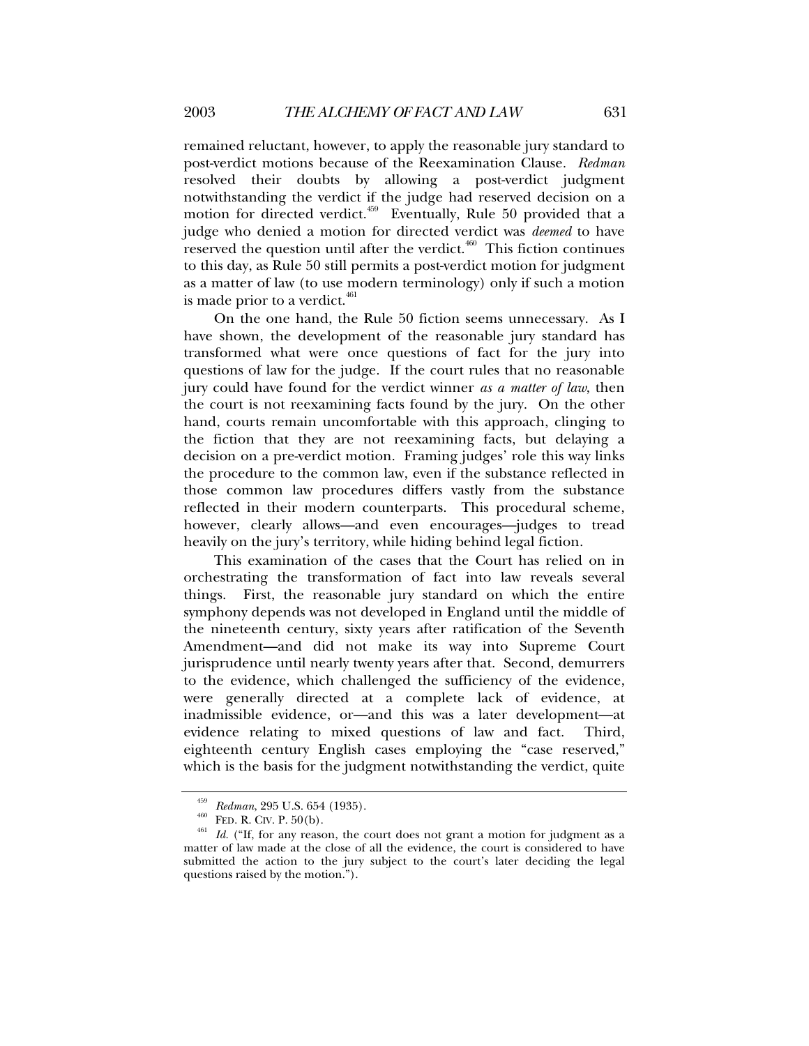remained reluctant, however, to apply the reasonable jury standard to post-verdict motions because of the Reexamination Clause. *Redman* resolved their doubts by allowing a post-verdict judgment notwithstanding the verdict if the judge had reserved decision on a motion for directed verdict.[459] Eventually, Rule 50 provided that a judge who denied a motion for directed verdict was *deemed* to have reserved the question until after the verdict.[460] This fiction continues to this day, as Rule 50 still permits a post-verdict motion for judgment as a matter of law (to use modern terminology) only if such a motion is made prior to a verdict.[461]

On the one hand, the Rule 50 fiction seems unnecessary. As I have shown, the development of the reasonable jury standard has transformed what were once questions of fact for the jury into questions of law for the judge. If the court rules that no reasonable jury could have found for the verdict winner *as a matter of law*, then the court is not reexamining facts found by the jury. On the other hand, courts remain uncomfortable with this approach, clinging to the fiction that they are not reexamining facts, but delaying a decision on a pre-verdict motion. Framing judges' role this way links the procedure to the common law, even if the substance reflected in those common law procedures differs vastly from the substance reflected in their modern counterparts. This procedural scheme, however, clearly allows—and even encourages—judges to tread heavily on the jury's territory, while hiding behind legal fiction.

This examination of the cases that the Court has relied on in orchestrating the transformation of fact into law reveals several things. First, the reasonable jury standard on which the entire symphony depends was not developed in England until the middle of the nineteenth century, sixty years after ratification of the Seventh Amendment—and did not make its way into Supreme Court jurisprudence until nearly twenty years after that. Second, demurrers to the evidence, which challenged the sufficiency of the evidence, were generally directed at a complete lack of evidence, at inadmissible evidence, or—and this was a later development—at evidence relating to mixed questions of law and fact. Third, eighteenth century English cases employing the "case reserved," which is the basis for the judgment notwithstanding the verdict, quite

---

[459] *Redman*, 295 U.S. 654 (1935).

[460] FED. R. CIV. P. 50(b).

[461] *Id.* ("If, for any reason, the court does not grant a motion for judgment as a matter of law made at the close of all the evidence, the court is considered to have submitted the action to the jury subject to the court's later deciding the legal questions raised by the motion.").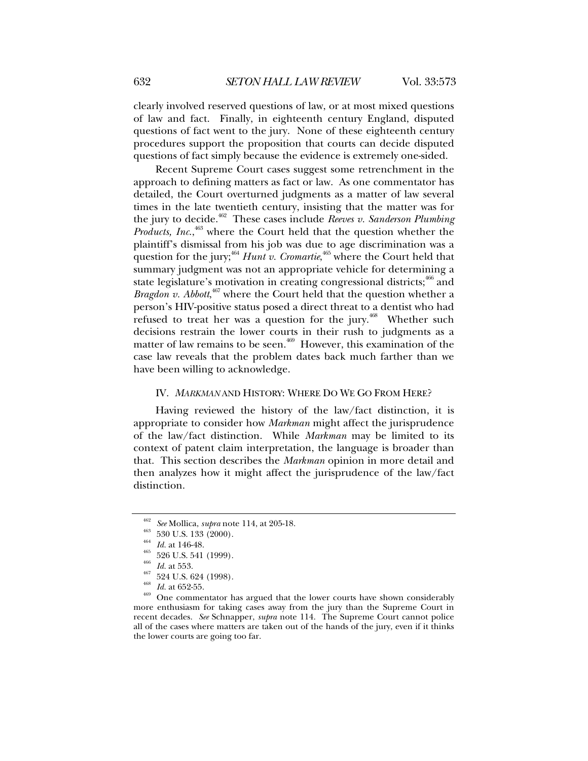clearly involved reserved questions of law, or at most mixed questions of law and fact. Finally, in eighteenth century England, disputed questions of fact went to the jury. None of these eighteenth century procedures support the proposition that courts can decide disputed questions of fact simply because the evidence is extremely one-sided.

Recent Supreme Court cases suggest some retrenchment in the approach to defining matters as fact or law. As one commentator has detailed, the Court overturned judgments as a matter of law several times in the late twentieth century, insisting that the matter was for the jury to decide.[462] These cases include *Reeves v. Sanderson Plumbing Products, Inc.*,[463] where the Court held that the question whether the plaintiff's dismissal from his job was due to age discrimination was a question for the jury;[464] *Hunt v. Cromartie*,[465] where the Court held that summary judgment was not an appropriate vehicle for determining a state legislature's motivation in creating congressional districts;[466] and *Bragdon v. Abbott*,[467] where the Court held that the question whether a person's HIV-positive status posed a direct threat to a dentist who had refused to treat her was a question for the jury.[468] Whether such decisions restrain the lower courts in their rush to judgments as a matter of law remains to be seen.[469] However, this examination of the case law reveals that the problem dates back much farther than we have been willing to acknowledge.

## IV. *MARKMAN* AND HISTORY: WHERE DO WE GO FROM HERE?

Having reviewed the history of the law/fact distinction, it is appropriate to consider how *Markman* might affect the jurisprudence of the law/fact distinction. While *Markman* may be limited to its context of patent claim interpretation, the language is broader than that. This section describes the *Markman* opinion in more detail and then analyzes how it might affect the jurisprudence of the law/fact distinction.

---

[462] *See* Mollica, *supra* note 114, at 205-18.

[463] 530 U.S. 133 (2000).

[464] *Id.* at 146-48.

[465] 526 U.S. 541 (1999).

[466] *Id.* at 553.

[467] 524 U.S. 624 (1998).

[468] *Id.* at 652-55.

[469] One commentator has argued that the lower courts have shown considerably more enthusiasm for taking cases away from the jury than the Supreme Court in recent decades. *See* Schnapper, *supra* note 114. The Supreme Court cannot police all of the cases where matters are taken out of the hands of the jury, even if it thinks the lower courts are going too far.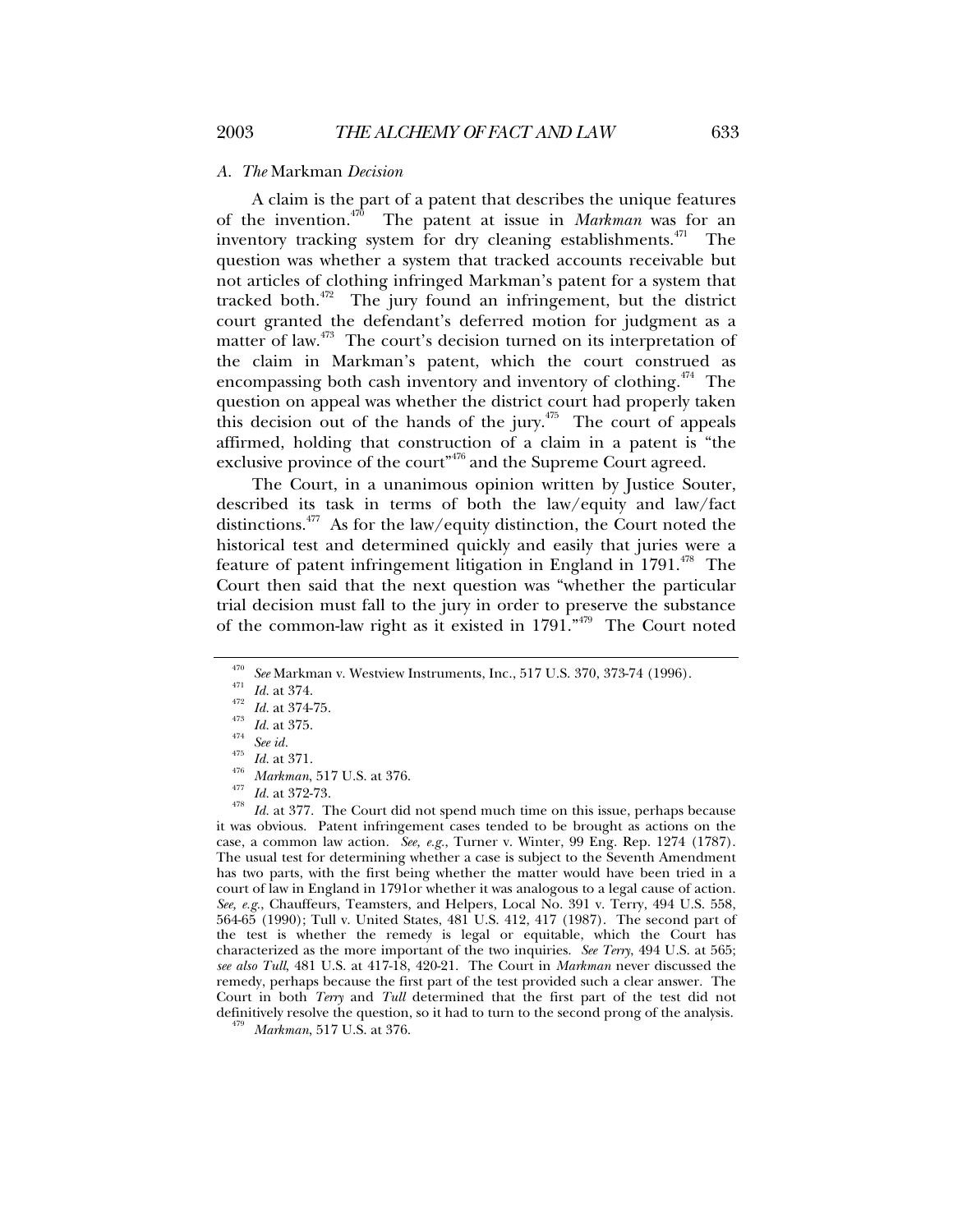### A. *The* Markman *Decision*

A claim is the part of a patent that describes the unique features of the invention.[470] The patent at issue in *Markman* was for an inventory tracking system for dry cleaning establishments.[471] The question was whether a system that tracked accounts receivable but not articles of clothing infringed Markman's patent for a system that tracked both.[472] The jury found an infringement, but the district court granted the defendant's deferred motion for judgment as a matter of law.[473] The court's decision turned on its interpretation of the claim in Markman's patent, which the court construed as encompassing both cash inventory and inventory of clothing.[474] The question on appeal was whether the district court had properly taken this decision out of the hands of the jury.[475] The court of appeals affirmed, holding that construction of a claim in a patent is "the exclusive province of the court"[476] and the Supreme Court agreed.

The Court, in a unanimous opinion written by Justice Souter, described its task in terms of both the law/equity and law/fact distinctions.[477] As for the law/equity distinction, the Court noted the historical test and determined quickly and easily that juries were a feature of patent infringement litigation in England in 1791.[478] The Court then said that the next question was "whether the particular trial decision must fall to the jury in order to preserve the substance of the common-law right as it existed in 1791."[479] The Court noted

---

[470] *See* Markman v. Westview Instruments, Inc., 517 U.S. 370, 373-74 (1996).

[471] *Id.* at 374.

[472] *Id.* at 374-75.

[473] *Id.* at 375.

[474] *See id.*

[475] *Id.* at 371.

[476] *Markman*, 517 U.S. at 376.

[477] *Id.* at 372-73.

[478] *Id.* at 377. The Court did not spend much time on this issue, perhaps because it was obvious. Patent infringement cases tended to be brought as actions on the case, a common law action. *See, e.g.*, Turner v. Winter, 99 Eng. Rep. 1274 (1787). The usual test for determining whether a case is subject to the Seventh Amendment has two parts, with the first being whether the matter would have been tried in a court of law in England in 1791or whether it was analogous to a legal cause of action. *See, e.g.*, Chauffeurs, Teamsters, and Helpers, Local No. 391 v. Terry, 494 U.S. 558, 564-65 (1990); Tull v. United States, 481 U.S. 412, 417 (1987). The second part of the test is whether the remedy is legal or equitable, which the Court has characterized as the more important of the two inquiries. *See Terry*, 494 U.S. at 565; *see also Tull*, 481 U.S. at 417-18, 420-21. The Court in *Markman* never discussed the remedy, perhaps because the first part of the test provided such a clear answer. The Court in both *Terry* and *Tull* determined that the first part of the test did not definitively resolve the question, so it had to turn to the second prong of the analysis.

[479] *Markman*, 517 U.S. at 376.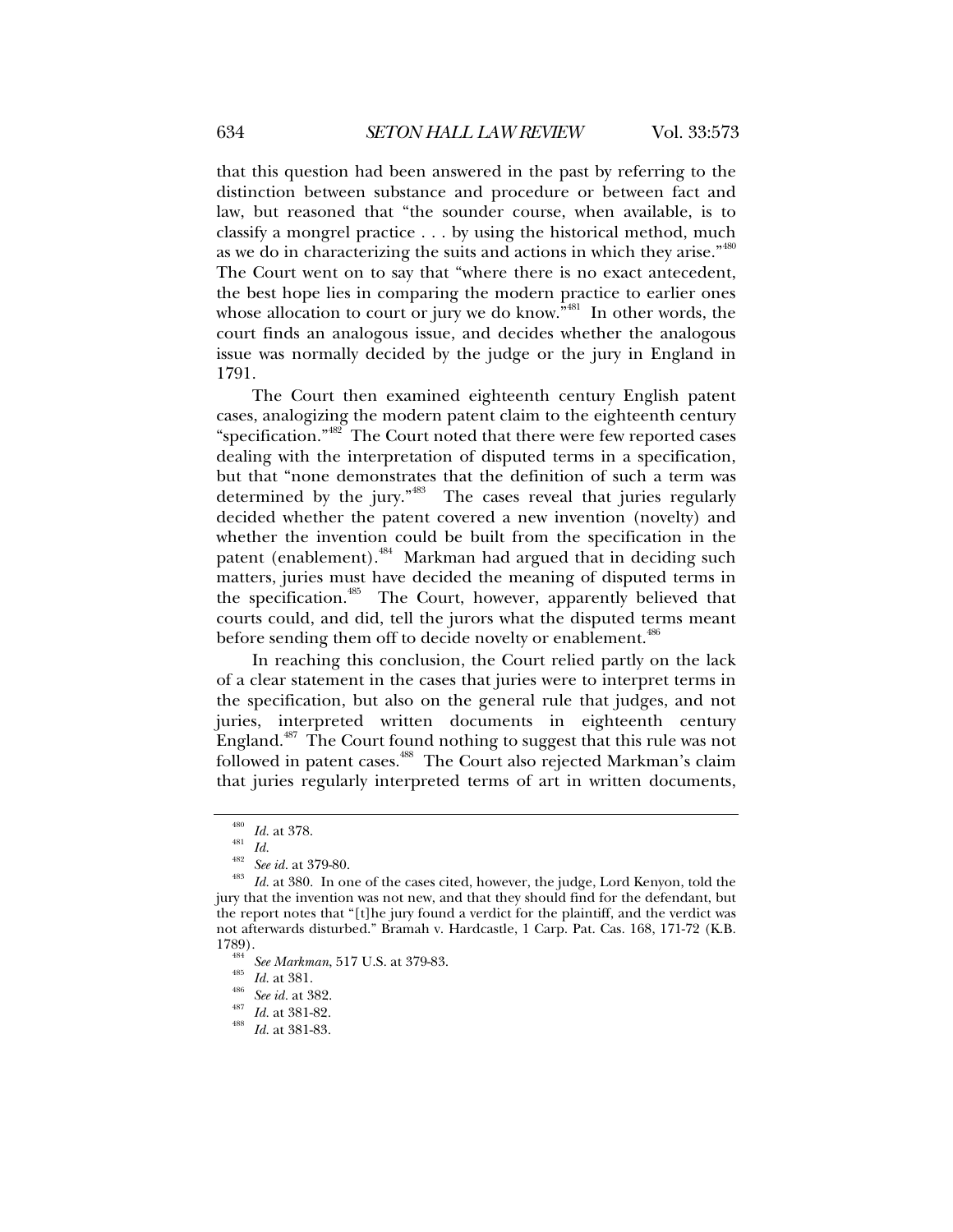that this question had been answered in the past by referring to the distinction between substance and procedure or between fact and law, but reasoned that "the sounder course, when available, is to classify a mongrel practice . . . by using the historical method, much as we do in characterizing the suits and actions in which they arise."[480] The Court went on to say that "where there is no exact antecedent, the best hope lies in comparing the modern practice to earlier ones whose allocation to court or jury we do know."[481] In other words, the court finds an analogous issue, and decides whether the analogous issue was normally decided by the judge or the jury in England in 1791.

The Court then examined eighteenth century English patent cases, analogizing the modern patent claim to the eighteenth century "specification."[482] The Court noted that there were few reported cases dealing with the interpretation of disputed terms in a specification, but that "none demonstrates that the definition of such a term was determined by the jury."[483] The cases reveal that juries regularly decided whether the patent covered a new invention (novelty) and whether the invention could be built from the specification in the patent (enablement).[484] Markman had argued that in deciding such matters, juries must have decided the meaning of disputed terms in the specification.[485] The Court, however, apparently believed that courts could, and did, tell the jurors what the disputed terms meant before sending them off to decide novelty or enablement.[486]

In reaching this conclusion, the Court relied partly on the lack of a clear statement in the cases that juries were to interpret terms in the specification, but also on the general rule that judges, and not juries, interpreted written documents in eighteenth century England.[487] The Court found nothing to suggest that this rule was not followed in patent cases.[488] The Court also rejected Markman's claim that juries regularly interpreted terms of art in written documents,

---

[480] *Id.* at 378.

[481] *Id.*

[482] *See id.* at 379-80.

[483] *Id.* at 380. In one of the cases cited, however, the judge, Lord Kenyon, told the jury that the invention was not new, and that they should find for the defendant, but the report notes that "[t]he jury found a verdict for the plaintiff, and the verdict was not afterwards disturbed." Bramah v. Hardcastle, 1 Carp. Pat. Cas. 168, 171-72 (K.B. 1789).

[484] *See Markman*, 517 U.S. at 379-83.

[485] *Id.* at 381.

[486] *See id.* at 382.

[487] *Id.* at 381-82.

[488] *Id.* at 381-83.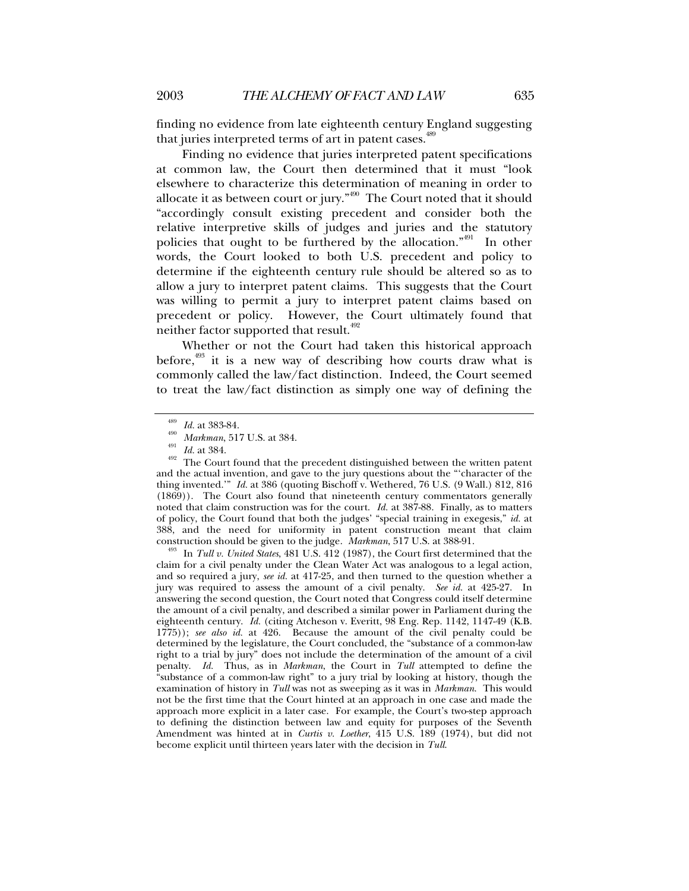finding no evidence from late eighteenth century England suggesting that juries interpreted terms of art in patent cases.[489]

Finding no evidence that juries interpreted patent specifications at common law, the Court then determined that it must "look elsewhere to characterize this determination of meaning in order to allocate it as between court or jury."[490] The Court noted that it should "accordingly consult existing precedent and consider both the relative interpretive skills of judges and juries and the statutory policies that ought to be furthered by the allocation."[491] In other words, the Court looked to both U.S. precedent and policy to determine if the eighteenth century rule should be altered so as to allow a jury to interpret patent claims. This suggests that the Court was willing to permit a jury to interpret patent claims based on precedent or policy. However, the Court ultimately found that neither factor supported that result.[492]

Whether or not the Court had taken this historical approach before,[493] it is a new way of describing how courts draw what is commonly called the law/fact distinction. Indeed, the Court seemed to treat the law/fact distinction as simply one way of defining the

---

[489] *Id.* at 383-84.

[490] *Markman*, 517 U.S. at 384.

[491] *Id.* at 384.

[492] The Court found that the precedent distinguished between the written patent and the actual invention, and gave to the jury questions about the "'character of the thing invented.'" *Id.* at 386 (quoting Bischoff v. Wethered, 76 U.S. (9 Wall.) 812, 816 (1869)). The Court also found that nineteenth century commentators generally noted that claim construction was for the court. *Id.* at 387-88. Finally, as to matters of policy, the Court found that both the judges' "special training in exegesis," *id.* at 388, and the need for uniformity in patent construction meant that claim construction should be given to the judge. *Markman*, 517 U.S. at 388-91.

[493] In *Tull v. United States*, 481 U.S. 412 (1987), the Court first determined that the claim for a civil penalty under the Clean Water Act was analogous to a legal action, and so required a jury, *see id.* at 417-25, and then turned to the question whether a jury was required to assess the amount of a civil penalty. *See id.* at 425-27. In answering the second question, the Court noted that Congress could itself determine the amount of a civil penalty, and described a similar power in Parliament during the eighteenth century. *Id.* (citing Atcheson v. Everitt, 98 Eng. Rep. 1142, 1147-49 (K.B. 1775)); *see also id.* at 426. Because the amount of the civil penalty could be determined by the legislature, the Court concluded, the "substance of a common-law right to a trial by jury" does not include the determination of the amount of a civil penalty. *Id.* Thus, as in *Markman*, the Court in *Tull* attempted to define the "substance of a common-law right" to a jury trial by looking at history, though the examination of history in *Tull* was not as sweeping as it was in *Markman*. This would not be the first time that the Court hinted at an approach in one case and made the approach more explicit in a later case. For example, the Court's two-step approach to defining the distinction between law and equity for purposes of the Seventh Amendment was hinted at in *Curtis v. Loether*, 415 U.S. 189 (1974), but did not become explicit until thirteen years later with the decision in *Tull*.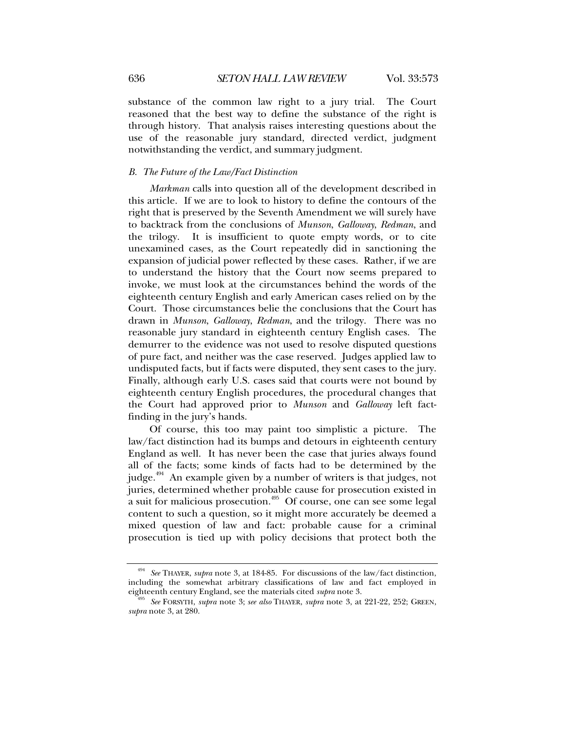substance of the common law right to a jury trial. The Court reasoned that the best way to define the substance of the right is through history. That analysis raises interesting questions about the use of the reasonable jury standard, directed verdict, judgment notwithstanding the verdict, and summary judgment.

### *B. The Future of the Law/Fact Distinction*

*Markman* calls into question all of the development described in this article. If we are to look to history to define the contours of the right that is preserved by the Seventh Amendment we will surely have to backtrack from the conclusions of *Munson*, *Galloway*, *Redman*, and the trilogy. It is insufficient to quote empty words, or to cite unexamined cases, as the Court repeatedly did in sanctioning the expansion of judicial power reflected by these cases. Rather, if we are to understand the history that the Court now seems prepared to invoke, we must look at the circumstances behind the words of the eighteenth century English and early American cases relied on by the Court. Those circumstances belie the conclusions that the Court has drawn in *Munson*, *Galloway*, *Redman*, and the trilogy. There was no reasonable jury standard in eighteenth century English cases. The demurrer to the evidence was not used to resolve disputed questions of pure fact, and neither was the case reserved. Judges applied law to undisputed facts, but if facts were disputed, they sent cases to the jury. Finally, although early U.S. cases said that courts were not bound by eighteenth century English procedures, the procedural changes that the Court had approved prior to *Munson* and *Galloway* left fact-finding in the jury's hands.

Of course, this too may paint too simplistic a picture. The law/fact distinction had its bumps and detours in eighteenth century England as well. It has never been the case that juries always found all of the facts; some kinds of facts had to be determined by the judge.[494] An example given by a number of writers is that judges, not juries, determined whether probable cause for prosecution existed in a suit for malicious prosecution.[495] Of course, one can see some legal content to such a question, so it might more accurately be deemed a mixed question of law and fact: probable cause for a criminal prosecution is tied up with policy decisions that protect both the

---

[494] *See* THAYER, *supra* note 3, at 184-85. For discussions of the law/fact distinction, including the somewhat arbitrary classifications of law and fact employed in eighteenth century England, see the materials cited *supra* note 3.

[495] *See* FORSYTH, *supra* note 3; *see also* THAYER, *supra* note 3, at 221-22, 252; GREEN, *supra* note 3, at 280.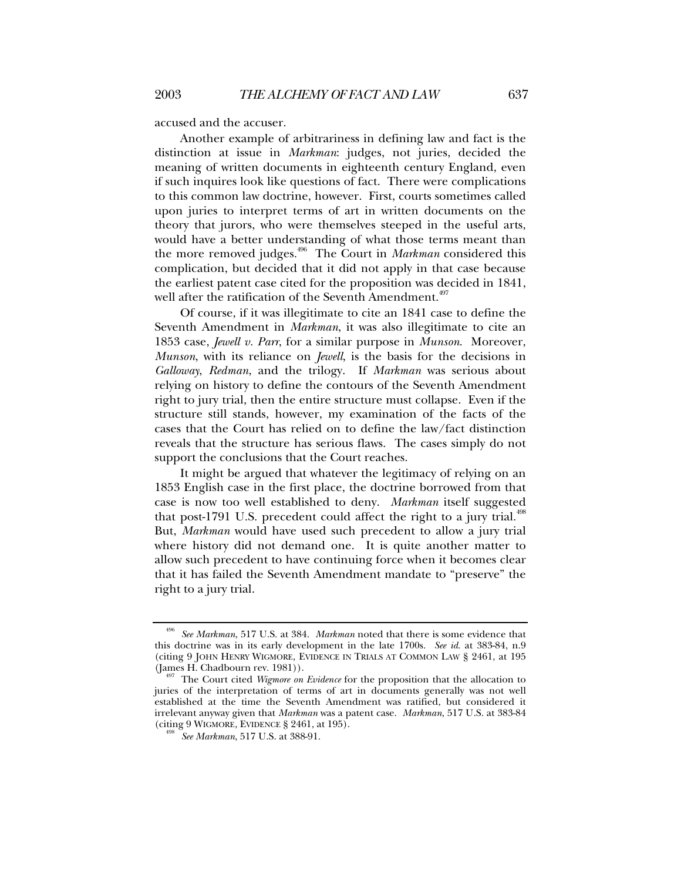accused and the accuser.

Another example of arbitrariness in defining law and fact is the distinction at issue in *Markman*: judges, not juries, decided the meaning of written documents in eighteenth century England, even if such inquires look like questions of fact. There were complications to this common law doctrine, however. First, courts sometimes called upon juries to interpret terms of art in written documents on the theory that jurors, who were themselves steeped in the useful arts, would have a better understanding of what those terms meant than the more removed judges.[496] The Court in *Markman* considered this complication, but decided that it did not apply in that case because the earliest patent case cited for the proposition was decided in 1841, well after the ratification of the Seventh Amendment.[497]

Of course, if it was illegitimate to cite an 1841 case to define the Seventh Amendment in *Markman*, it was also illegitimate to cite an 1853 case, *Jewell v. Parr*, for a similar purpose in *Munson*. Moreover, *Munson*, with its reliance on *Jewell*, is the basis for the decisions in *Galloway*, *Redman*, and the trilogy. If *Markman* was serious about relying on history to define the contours of the Seventh Amendment right to jury trial, then the entire structure must collapse. Even if the structure still stands, however, my examination of the facts of the cases that the Court has relied on to define the law/fact distinction reveals that the structure has serious flaws. The cases simply do not support the conclusions that the Court reaches.

It might be argued that whatever the legitimacy of relying on an 1853 English case in the first place, the doctrine borrowed from that case is now too well established to deny. *Markman* itself suggested that post-1791 U.S. precedent could affect the right to a jury trial.[498] But, *Markman* would have used such precedent to allow a jury trial where history did not demand one. It is quite another matter to allow such precedent to have continuing force when it becomes clear that it has failed the Seventh Amendment mandate to "preserve" the right to a jury trial.

---

[496] *See Markman*, 517 U.S. at 384. *Markman* noted that there is some evidence that this doctrine was in its early development in the late 1700s. *See id.* at 383-84, n.9 (citing 9 JOHN HENRY WIGMORE, EVIDENCE IN TRIALS AT COMMON LAW § 2461, at 195 (James H. Chadbourn rev. 1981)).

[497] The Court cited *Wigmore on Evidence* for the proposition that the allocation to juries of the interpretation of terms of art in documents generally was not well established at the time the Seventh Amendment was ratified, but considered it irrelevant anyway given that *Markman* was a patent case. *Markman*, 517 U.S. at 383-84 (citing 9 WIGMORE, EVIDENCE § 2461, at 195).

[498] *See Markman*, 517 U.S. at 388-91.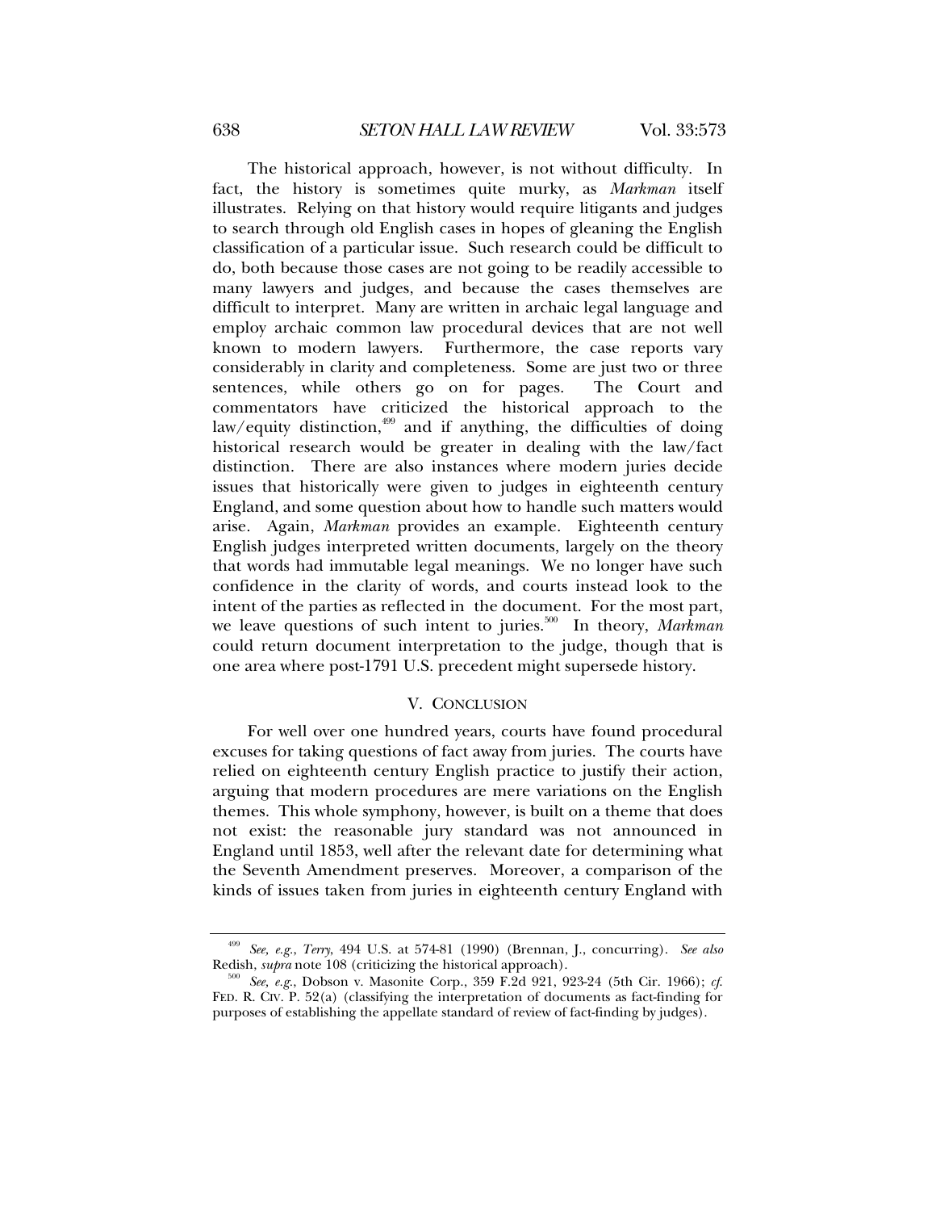The historical approach, however, is not without difficulty. In fact, the history is sometimes quite murky, as *Markman* itself illustrates. Relying on that history would require litigants and judges to search through old English cases in hopes of gleaning the English classification of a particular issue. Such research could be difficult to do, both because those cases are not going to be readily accessible to many lawyers and judges, and because the cases themselves are difficult to interpret. Many are written in archaic legal language and employ archaic common law procedural devices that are not well known to modern lawyers. Furthermore, the case reports vary considerably in clarity and completeness. Some are just two or three sentences, while others go on for pages. The Court and commentators have criticized the historical approach to the law/equity distinction,[499] and if anything, the difficulties of doing historical research would be greater in dealing with the law/fact distinction. There are also instances where modern juries decide issues that historically were given to judges in eighteenth century England, and some question about how to handle such matters would arise. Again, *Markman* provides an example. Eighteenth century English judges interpreted written documents, largely on the theory that words had immutable legal meanings. We no longer have such confidence in the clarity of words, and courts instead look to the intent of the parties as reflected in the document. For the most part, we leave questions of such intent to juries.[500] In theory, *Markman* could return document interpretation to the judge, though that is one area where post-1791 U.S. precedent might supersede history.

## V. CONCLUSION

For well over one hundred years, courts have found procedural excuses for taking questions of fact away from juries. The courts have relied on eighteenth century English practice to justify their action, arguing that modern procedures are mere variations on the English themes. This whole symphony, however, is built on a theme that does not exist: the reasonable jury standard was not announced in England until 1853, well after the relevant date for determining what the Seventh Amendment preserves. Moreover, a comparison of the kinds of issues taken from juries in eighteenth century England with

---

[499] *See, e.g.*, *Terry*, 494 U.S. at 574-81 (1990) (Brennan, J., concurring). *See also* Redish, *supra* note 108 (criticizing the historical approach).

[500] *See, e.g.*, Dobson v. Masonite Corp., 359 F.2d 921, 923-24 (5th Cir. 1966); *cf.* FED. R. CIV. P. 52(a) (classifying the interpretation of documents as fact-finding for purposes of establishing the appellate standard of review of fact-finding by judges).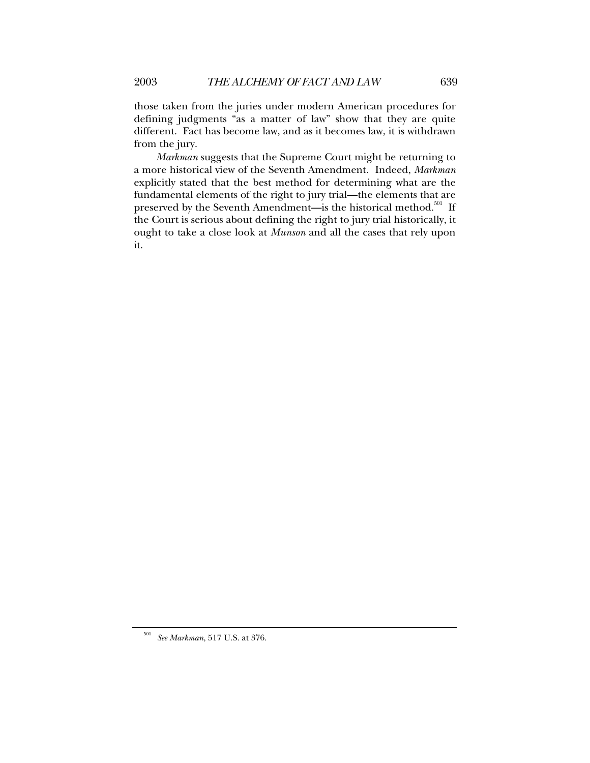those taken from the juries under modern American procedures for defining judgments "as a matter of law" show that they are quite different. Fact has become law, and as it becomes law, it is withdrawn from the jury.

*Markman* suggests that the Supreme Court might be returning to a more historical view of the Seventh Amendment. Indeed, *Markman* explicitly stated that the best method for determining what are the fundamental elements of the right to jury trial—the elements that are preserved by the Seventh Amendment—is the historical method.[501] If the Court is serious about defining the right to jury trial historically, it ought to take a close look at *Munson* and all the cases that rely upon it.

---

[501] *See Markman*, 517 U.S. at 376.